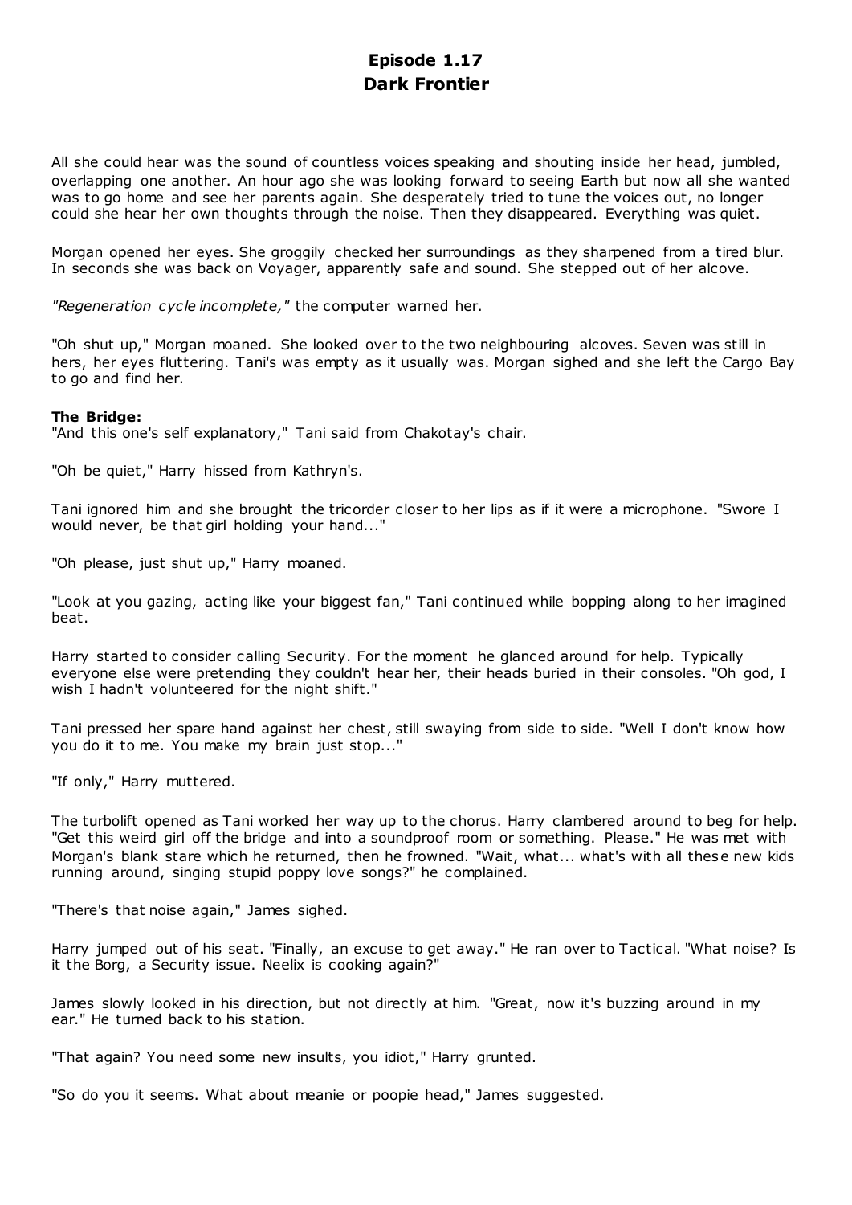# Episode 1.17
# Dark Frontier

All she could hear was the sound of countless voices speaking and shouting inside her head, jumbled, overlapping one another. An hour ago she was looking forward to seeing Earth but now all she wanted was to go home and see her parents again. She desperately tried to tune the voices out, no longer could she hear her own thoughts through the noise. Then they disappeared. Everything was quiet.

Morgan opened her eyes. She groggily checked her surroundings as they sharpened from a tired blur. In seconds she was back on Voyager, apparently safe and sound. She stepped out of her alcove.

*"Regeneration cycle incomplete,"* the computer warned her.

"Oh shut up," Morgan moaned. She looked over to the two neighbouring alcoves. Seven was still in hers, her eyes fluttering. Tani's was empty as it usually was. Morgan sighed and she left the Cargo Bay to go and find her.

**The Bridge:**
"And this one's self explanatory," Tani said from Chakotay's chair.

"Oh be quiet," Harry hissed from Kathryn's.

Tani ignored him and she brought the tricorder closer to her lips as if it were a microphone. "Swore I would never, be that girl holding your hand..."

"Oh please, just shut up," Harry moaned.

"Look at you gazing, acting like your biggest fan," Tani continued while bopping along to her imagined beat.

Harry started to consider calling Security. For the moment he glanced around for help. Typically everyone else were pretending they couldn't hear her, their heads buried in their consoles. "Oh god, I wish I hadn't volunteered for the night shift."

Tani pressed her spare hand against her chest, still swaying from side to side. "Well I don't know how you do it to me. You make my brain just stop..."

"If only," Harry muttered.

The turbolift opened as Tani worked her way up to the chorus. Harry clambered around to beg for help. "Get this weird girl off the bridge and into a soundproof room or something. Please." He was met with Morgan's blank stare which he returned, then he frowned. "Wait, what... what's with all these new kids running around, singing stupid poppy love songs?" he complained.

"There's that noise again," James sighed.

Harry jumped out of his seat. "Finally, an excuse to get away." He ran over to Tactical. "What noise? Is it the Borg, a Security issue. Neelix is cooking again?"

James slowly looked in his direction, but not directly at him. "Great, now it's buzzing around in my ear." He turned back to his station.

"That again? You need some new insults, you idiot," Harry grunted.

"So do you it seems. What about meanie or poopie head," James suggested.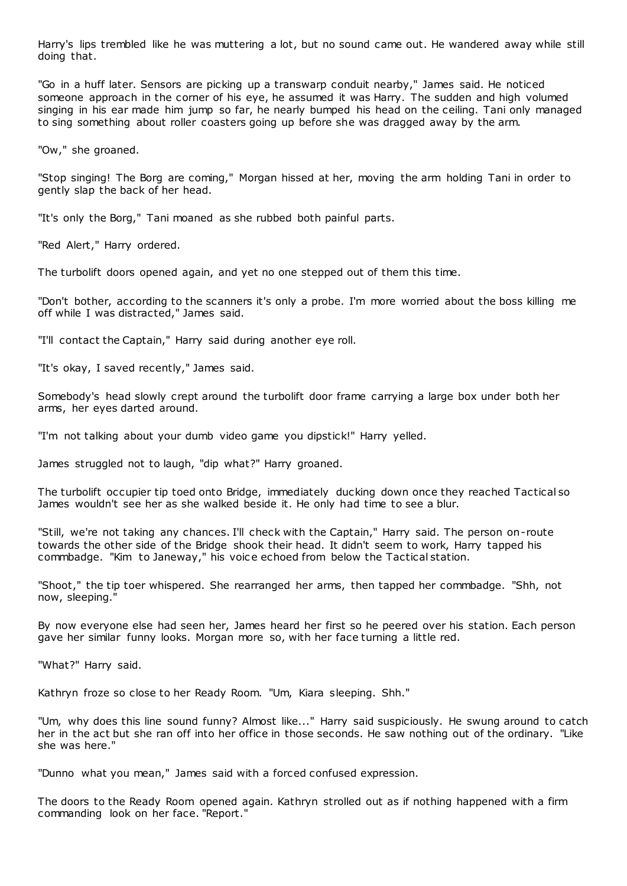Harry's lips trembled like he was muttering a lot, but no sound came out. He wandered away while still doing that.

"Go in a huff later. Sensors are picking up a transwarp conduit nearby," James said. He noticed someone approach in the corner of his eye, he assumed it was Harry. The sudden and high volumed singing in his ear made him jump so far, he nearly bumped his head on the ceiling. Tani only managed to sing something about roller coasters going up before she was dragged away by the arm.

"Ow," she groaned.

"Stop singing! The Borg are coming," Morgan hissed at her, moving the arm holding Tani in order to gently slap the back of her head.

"It's only the Borg," Tani moaned as she rubbed both painful parts.

"Red Alert," Harry ordered.

The turbolift doors opened again, and yet no one stepped out of them this time.

"Don't bother, according to the scanners it's only a probe. I'm more worried about the boss killing me off while I was distracted," James said.

"I'll contact the Captain," Harry said during another eye roll.

"It's okay, I saved recently," James said.

Somebody's head slowly crept around the turbolift door frame carrying a large box under both her arms, her eyes darted around.

"I'm not talking about your dumb video game you dipstick!" Harry yelled.

James struggled not to laugh, "dip what?" Harry groaned.

The turbolift occupier tip toed onto Bridge, immediately ducking down once they reached Tactical so James wouldn't see her as she walked beside it. He only had time to see a blur.

"Still, we're not taking any chances. I'll check with the Captain," Harry said. The person on-route towards the other side of the Bridge shook their head. It didn't seem to work, Harry tapped his commbadge. "Kim to Janeway," his voice echoed from below the Tactical station.

"Shoot," the tip toer whispered. She rearranged her arms, then tapped her commbadge. "Shh, not now, sleeping."

By now everyone else had seen her, James heard her first so he peered over his station. Each person gave her similar funny looks. Morgan more so, with her face turning a little red.

"What?" Harry said.

Kathryn froze so close to her Ready Room. "Um, Kiara sleeping. Shh."

"Um, why does this line sound funny? Almost like..." Harry said suspiciously. He swung around to catch her in the act but she ran off into her office in those seconds. He saw nothing out of the ordinary. "Like she was here."

"Dunno what you mean," James said with a forced confused expression.

The doors to the Ready Room opened again. Kathryn strolled out as if nothing happened with a firm commanding look on her face. "Report."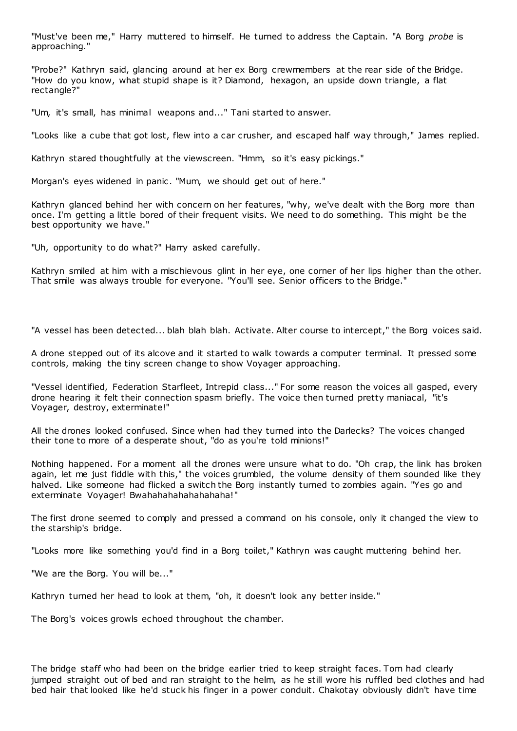"Must've been me," Harry muttered to himself. He turned to address the Captain. "A Borg *probe* is approaching."

"Probe?" Kathryn said, glancing around at her ex Borg crewmembers at the rear side of the Bridge. "How do you know, what stupid shape is it? Diamond, hexagon, an upside down triangle, a flat rectangle?"

"Um, it's small, has minimal weapons and..." Tani started to answer.

"Looks like a cube that got lost, flew into a car crusher, and escaped half way through," James replied.

Kathryn stared thoughtfully at the viewscreen. "Hmm, so it's easy pickings."

Morgan's eyes widened in panic. "Mum, we should get out of here."

Kathryn glanced behind her with concern on her features, "why, we've dealt with the Borg more than once. I'm getting a little bored of their frequent visits. We need to do something. This might be the best opportunity we have."

"Uh, opportunity to do what?" Harry asked carefully.

Kathryn smiled at him with a mischievous glint in her eye, one corner of her lips higher than the other. That smile was always trouble for everyone. "You'll see. Senior officers to the Bridge."

"A vessel has been detected... blah blah blah. Activate. Alter course to intercept," the Borg voices said.

A drone stepped out of its alcove and it started to walk towards a computer terminal. It pressed some controls, making the tiny screen change to show Voyager approaching.

"Vessel identified, Federation Starfleet, Intrepid class..." For some reason the voices all gasped, every drone hearing it felt their connection spasm briefly. The voice then turned pretty maniacal, "it's Voyager, destroy, exterminate!"

All the drones looked confused. Since when had they turned into the Darlecks? The voices changed their tone to more of a desperate shout, "do as you're told minions!"

Nothing happened. For a moment all the drones were unsure what to do. "Oh crap, the link has broken again, let me just fiddle with this," the voices grumbled, the volume density of them sounded like they halved. Like someone had flicked a switch the Borg instantly turned to zombies again. "Yes go and exterminate Voyager! Bwahahahahahahahaha!"

The first drone seemed to comply and pressed a command on his console, only it changed the view to the starship's bridge.

"Looks more like something you'd find in a Borg toilet," Kathryn was caught muttering behind her.

"We are the Borg. You will be..."

Kathryn turned her head to look at them, "oh, it doesn't look any better inside."

The Borg's voices growls echoed throughout the chamber.

The bridge staff who had been on the bridge earlier tried to keep straight faces. Tom had clearly jumped straight out of bed and ran straight to the helm, as he still wore his ruffled bed clothes and had bed hair that looked like he'd stuck his finger in a power conduit. Chakotay obviously didn't have time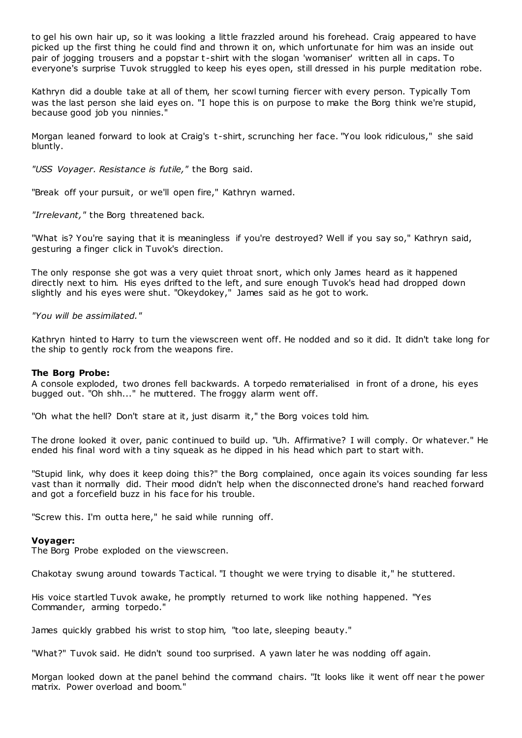to gel his own hair up, so it was looking a little frazzled around his forehead. Craig appeared to have picked up the first thing he could find and thrown it on, which unfortunate for him was an inside out pair of jogging trousers and a popstar t-shirt with the slogan 'womaniser' written all in caps. To everyone's surprise Tuvok struggled to keep his eyes open, still dressed in his purple meditation robe.

Kathryn did a double take at all of them, her scowl turning fiercer with every person. Typically Tom was the last person she laid eyes on. "I hope this is on purpose to make the Borg think we're stupid, because good job you ninnies."

Morgan leaned forward to look at Craig's t-shirt, scrunching her face. "You look ridiculous," she said bluntly.

*"USS Voyager. Resistance is futile,"* the Borg said.

"Break off your pursuit, or we'll open fire," Kathryn warned.

*"Irrelevant,"* the Borg threatened back.

"What is? You're saying that it is meaningless if you're destroyed? Well if you say so," Kathryn said, gesturing a finger click in Tuvok's direction.

The only response she got was a very quiet throat snort, which only James heard as it happened directly next to him. His eyes drifted to the left, and sure enough Tuvok's head had dropped down slightly and his eyes were shut. "Okeydokey," James said as he got to work.

*"You will be assimilated."*

Kathryn hinted to Harry to turn the viewscreen went off. He nodded and so it did. It didn't take long for the ship to gently rock from the weapons fire.

**The Borg Probe:**
A console exploded, two drones fell backwards. A torpedo rematerialised in front of a drone, his eyes bugged out. "Oh shh..." he muttered. The froggy alarm went off.

"Oh what the hell? Don't stare at it, just disarm it," the Borg voices told him.

The drone looked it over, panic continued to build up. "Uh. Affirmative? I will comply. Or whatever." He ended his final word with a tiny squeak as he dipped in his head which part to start with.

"Stupid link, why does it keep doing this?" the Borg complained, once again its voices sounding far less vast than it normally did. Their mood didn't help when the disconnected drone's hand reached forward and got a forcefield buzz in his face for his trouble.

"Screw this. I'm outta here," he said while running off.

**Voyager:**
The Borg Probe exploded on the viewscreen.

Chakotay swung around towards Tactical. "I thought we were trying to disable it," he stuttered.

His voice startled Tuvok awake, he promptly returned to work like nothing happened. "Yes Commander, arming torpedo."

James quickly grabbed his wrist to stop him, "too late, sleeping beauty."

"What?" Tuvok said. He didn't sound too surprised. A yawn later he was nodding off again.

Morgan looked down at the panel behind the command chairs. "It looks like it went off near the power matrix. Power overload and boom."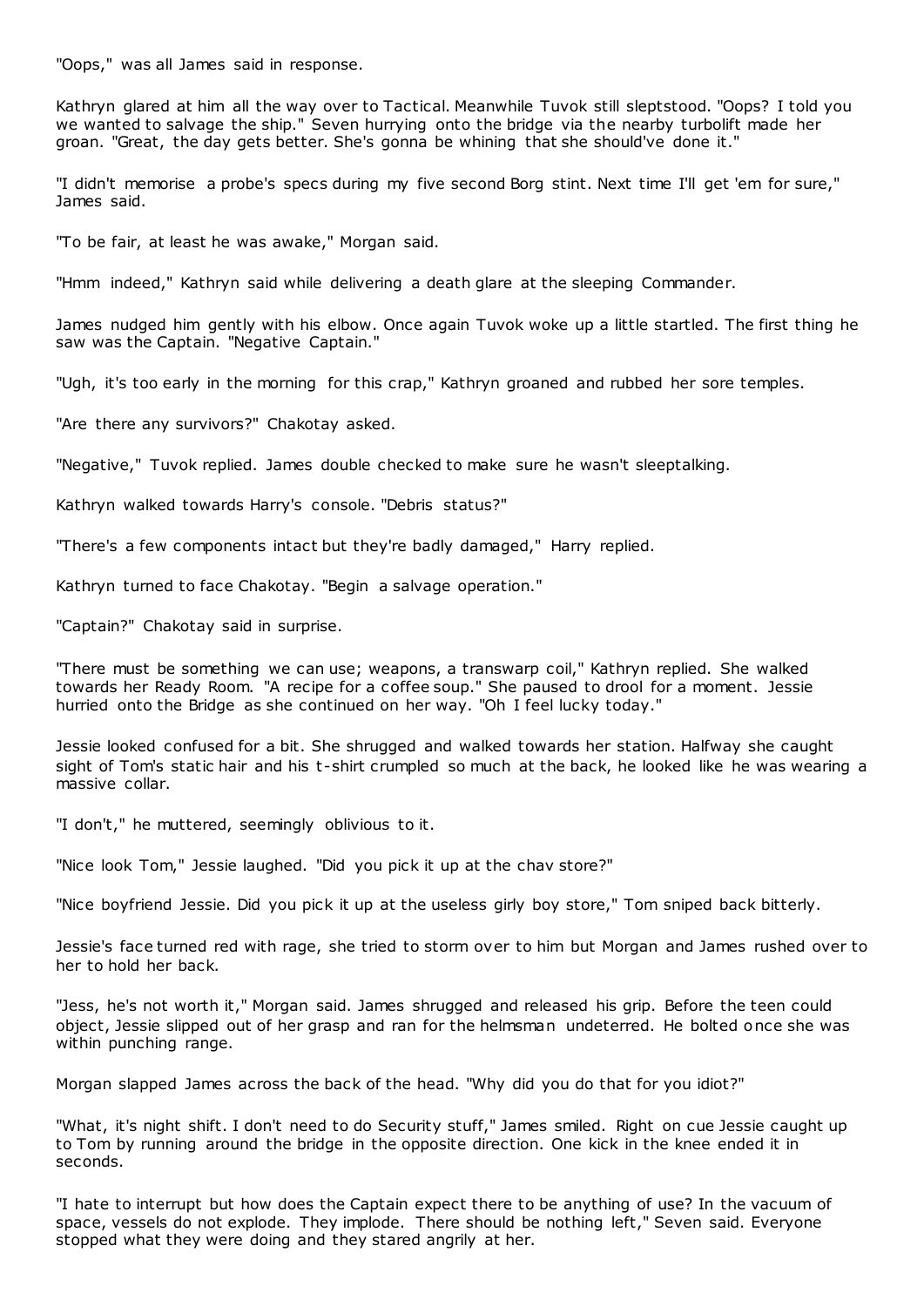"Oops," was all James said in response.

Kathryn glared at him all the way over to Tactical. Meanwhile Tuvok still sleptstood. "Oops? I told you we wanted to salvage the ship." Seven hurrying onto the bridge via the nearby turbolift made her groan. "Great, the day gets better. She's gonna be whining that she should've done it."

"I didn't memorise a probe's specs during my five second Borg stint. Next time I'll get 'em for sure," James said.

"To be fair, at least he was awake," Morgan said.

"Hmm indeed," Kathryn said while delivering a death glare at the sleeping Commander.

James nudged him gently with his elbow. Once again Tuvok woke up a little startled. The first thing he saw was the Captain. "Negative Captain."

"Ugh, it's too early in the morning for this crap," Kathryn groaned and rubbed her sore temples.

"Are there any survivors?" Chakotay asked.

"Negative," Tuvok replied. James double checked to make sure he wasn't sleeptalking.

Kathryn walked towards Harry's console. "Debris status?"

"There's a few components intact but they're badly damaged," Harry replied.

Kathryn turned to face Chakotay. "Begin a salvage operation."

"Captain?" Chakotay said in surprise.

"There must be something we can use; weapons, a transwarp coil," Kathryn replied. She walked towards her Ready Room. "A recipe for a coffee soup." She paused to drool for a moment. Jessie hurried onto the Bridge as she continued on her way. "Oh I feel lucky today."

Jessie looked confused for a bit. She shrugged and walked towards her station. Halfway she caught sight of Tom's static hair and his t-shirt crumpled so much at the back, he looked like he was wearing a massive collar.

"I don't," he muttered, seemingly oblivious to it.

"Nice look Tom," Jessie laughed. "Did you pick it up at the chav store?"

"Nice boyfriend Jessie. Did you pick it up at the useless girly boy store," Tom sniped back bitterly.

Jessie's face turned red with rage, she tried to storm over to him but Morgan and James rushed over to her to hold her back.

"Jess, he's not worth it," Morgan said. James shrugged and released his grip. Before the teen could object, Jessie slipped out of her grasp and ran for the helmsman undeterred. He bolted once she was within punching range.

Morgan slapped James across the back of the head. "Why did you do that for you idiot?"

"What, it's night shift. I don't need to do Security stuff," James smiled. Right on cue Jessie caught up to Tom by running around the bridge in the opposite direction. One kick in the knee ended it in seconds.

"I hate to interrupt but how does the Captain expect there to be anything of use? In the vacuum of space, vessels do not explode. They implode. There should be nothing left," Seven said. Everyone stopped what they were doing and they stared angrily at her.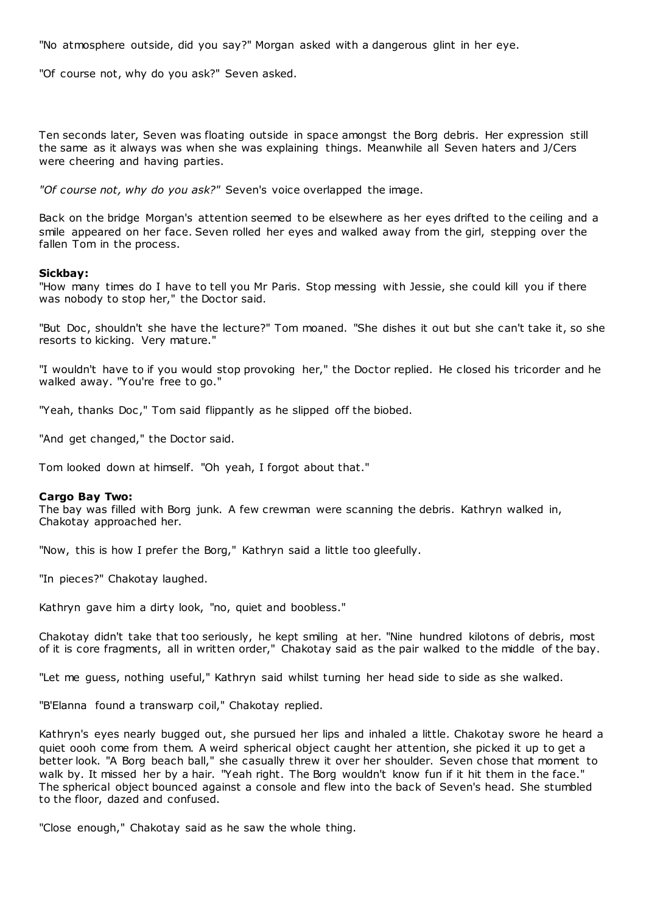"No atmosphere outside, did you say?" Morgan asked with a dangerous glint in her eye.

"Of course not, why do you ask?" Seven asked.

Ten seconds later, Seven was floating outside in space amongst the Borg debris. Her expression still the same as it always was when she was explaining things. Meanwhile all Seven haters and J/Cers were cheering and having parties.

*"Of course not, why do you ask?"* Seven's voice overlapped the image.

Back on the bridge Morgan's attention seemed to be elsewhere as her eyes drifted to the ceiling and a smile appeared on her face. Seven rolled her eyes and walked away from the girl, stepping over the fallen Tom in the process.

**Sickbay:**
"How many times do I have to tell you Mr Paris. Stop messing with Jessie, she could kill you if there was nobody to stop her," the Doctor said.

"But Doc, shouldn't she have the lecture?" Tom moaned. "She dishes it out but she can't take it, so she resorts to kicking. Very mature."

"I wouldn't have to if you would stop provoking her," the Doctor replied. He closed his tricorder and he walked away. "You're free to go."

"Yeah, thanks Doc," Tom said flippantly as he slipped off the biobed.

"And get changed," the Doctor said.

Tom looked down at himself. "Oh yeah, I forgot about that."

**Cargo Bay Two:**
The bay was filled with Borg junk. A few crewman were scanning the debris. Kathryn walked in, Chakotay approached her.

"Now, this is how I prefer the Borg," Kathryn said a little too gleefully.

"In pieces?" Chakotay laughed.

Kathryn gave him a dirty look, "no, quiet and boobless."

Chakotay didn't take that too seriously, he kept smiling at her. "Nine hundred kilotons of debris, most of it is core fragments, all in written order," Chakotay said as the pair walked to the middle of the bay.

"Let me guess, nothing useful," Kathryn said whilst turning her head side to side as she walked.

"B'Elanna found a transwarp coil," Chakotay replied.

Kathryn's eyes nearly bugged out, she pursued her lips and inhaled a little. Chakotay swore he heard a quiet oooh come from them. A weird spherical object caught her attention, she picked it up to get a better look. "A Borg beach ball," she casually threw it over her shoulder. Seven chose that moment to walk by. It missed her by a hair. "Yeah right. The Borg wouldn't know fun if it hit them in the face." The spherical object bounced against a console and flew into the back of Seven's head. She stumbled to the floor, dazed and confused.

"Close enough," Chakotay said as he saw the whole thing.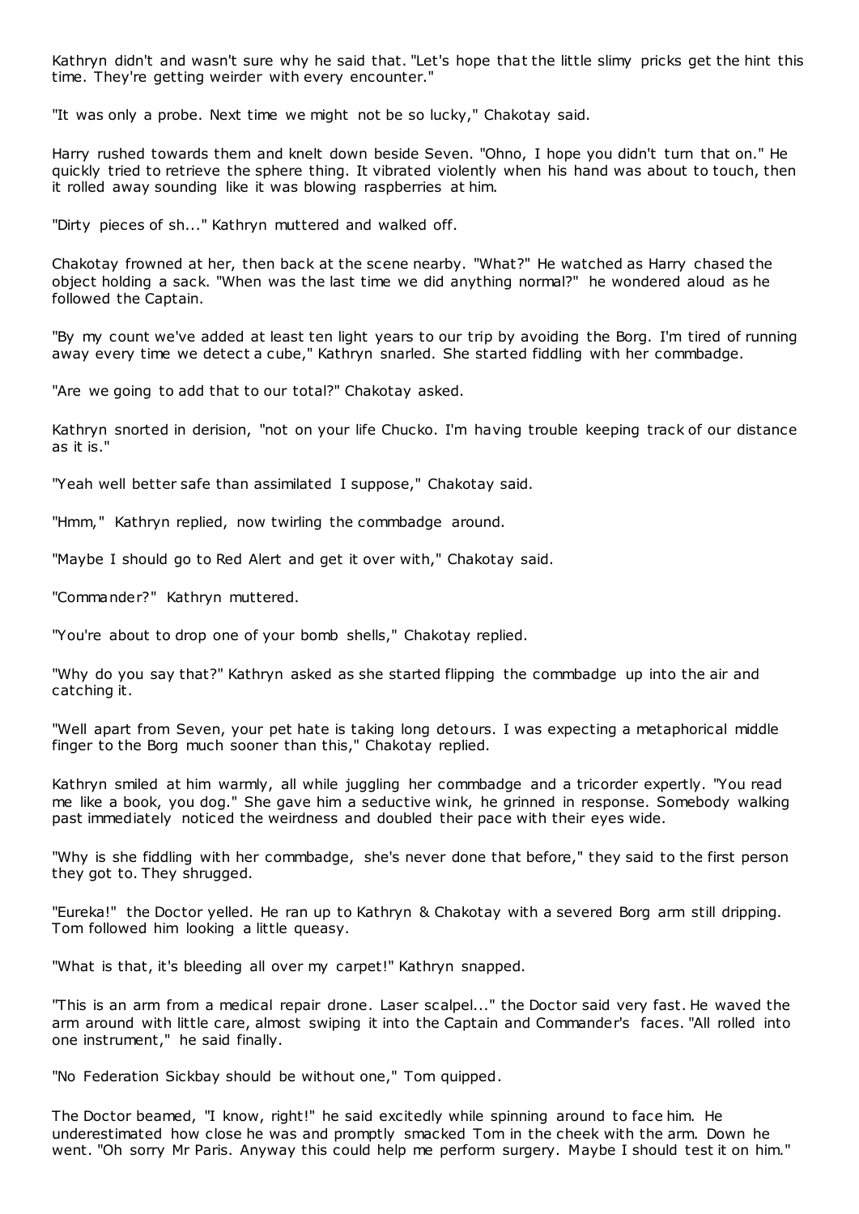Kathryn didn't and wasn't sure why he said that. "Let's hope that the little slimy pricks get the hint this time. They're getting weirder with every encounter."

"It was only a probe. Next time we might not be so lucky," Chakotay said.

Harry rushed towards them and knelt down beside Seven. "Ohno, I hope you didn't turn that on." He quickly tried to retrieve the sphere thing. It vibrated violently when his hand was about to touch, then it rolled away sounding like it was blowing raspberries at him.

"Dirty pieces of sh..." Kathryn muttered and walked off.

Chakotay frowned at her, then back at the scene nearby. "What?" He watched as Harry chased the object holding a sack. "When was the last time we did anything normal?" he wondered aloud as he followed the Captain.

"By my count we've added at least ten light years to our trip by avoiding the Borg. I'm tired of running away every time we detect a cube," Kathryn snarled. She started fiddling with her commbadge.

"Are we going to add that to our total?" Chakotay asked.

Kathryn snorted in derision, "not on your life Chucko. I'm having trouble keeping track of our distance as it is."

"Yeah well better safe than assimilated I suppose," Chakotay said.

"Hmm," Kathryn replied, now twirling the commbadge around.

"Maybe I should go to Red Alert and get it over with," Chakotay said.

"Commander?" Kathryn muttered.

"You're about to drop one of your bomb shells," Chakotay replied.

"Why do you say that?" Kathryn asked as she started flipping the commbadge up into the air and catching it.

"Well apart from Seven, your pet hate is taking long detours. I was expecting a metaphorical middle finger to the Borg much sooner than this," Chakotay replied.

Kathryn smiled at him warmly, all while juggling her commbadge and a tricorder expertly. "You read me like a book, you dog." She gave him a seductive wink, he grinned in response. Somebody walking past immediately noticed the weirdness and doubled their pace with their eyes wide.

"Why is she fiddling with her commbadge, she's never done that before," they said to the first person they got to. They shrugged.

"Eureka!" the Doctor yelled. He ran up to Kathryn & Chakotay with a severed Borg arm still dripping. Tom followed him looking a little queasy.

"What is that, it's bleeding all over my carpet!" Kathryn snapped.

"This is an arm from a medical repair drone. Laser scalpel..." the Doctor said very fast. He waved the arm around with little care, almost swiping it into the Captain and Commander's faces. "All rolled into one instrument," he said finally.

"No Federation Sickbay should be without one," Tom quipped.

The Doctor beamed, "I know, right!" he said excitedly while spinning around to face him. He underestimated how close he was and promptly smacked Tom in the cheek with the arm. Down he went. "Oh sorry Mr Paris. Anyway this could help me perform surgery. Maybe I should test it on him."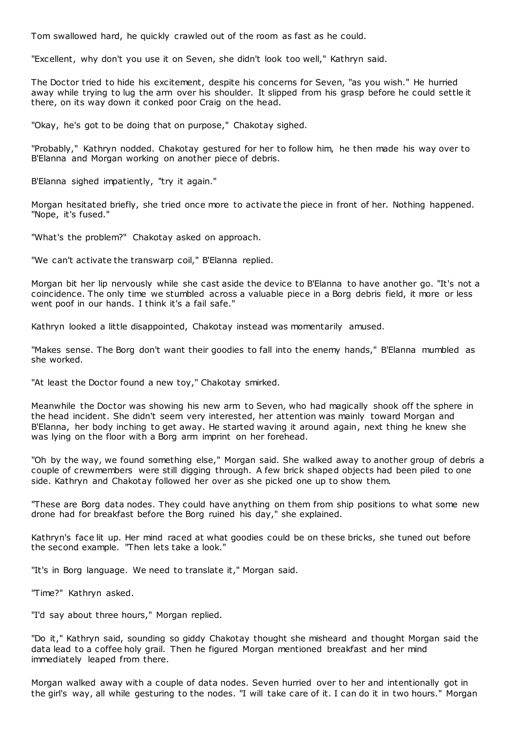Tom swallowed hard, he quickly crawled out of the room as fast as he could.

"Excellent, why don't you use it on Seven, she didn't look too well," Kathryn said.

The Doctor tried to hide his excitement, despite his concerns for Seven, "as you wish." He hurried away while trying to lug the arm over his shoulder. It slipped from his grasp before he could settle it there, on its way down it conked poor Craig on the head.

"Okay, he's got to be doing that on purpose," Chakotay sighed.

"Probably," Kathryn nodded. Chakotay gestured for her to follow him, he then made his way over to B'Elanna and Morgan working on another piece of debris.

B'Elanna sighed impatiently, "try it again."

Morgan hesitated briefly, she tried once more to activate the piece in front of her. Nothing happened. "Nope, it's fused."

"What's the problem?" Chakotay asked on approach.

"We can't activate the transwarp coil," B'Elanna replied.

Morgan bit her lip nervously while she cast aside the device to B'Elanna to have another go. "It's not a coincidence. The only time we stumbled across a valuable piece in a Borg debris field, it more or less went poof in our hands. I think it's a fail safe."

Kathryn looked a little disappointed, Chakotay instead was momentarily amused.

"Makes sense. The Borg don't want their goodies to fall into the enemy hands," B'Elanna mumbled as she worked.

"At least the Doctor found a new toy," Chakotay smirked.

Meanwhile the Doctor was showing his new arm to Seven, who had magically shook off the sphere in the head incident. She didn't seem very interested, her attention was mainly toward Morgan and B'Elanna, her body inching to get away. He started waving it around again, next thing he knew she was lying on the floor with a Borg arm imprint on her forehead.

"Oh by the way, we found something else," Morgan said. She walked away to another group of debris a couple of crewmembers were still digging through. A few brick shaped objects had been piled to one side. Kathryn and Chakotay followed her over as she picked one up to show them.

"These are Borg data nodes. They could have anything on them from ship positions to what some new drone had for breakfast before the Borg ruined his day," she explained.

Kathryn's face lit up. Her mind raced at what goodies could be on these bricks, she tuned out before the second example. "Then lets take a look."

"It's in Borg language. We need to translate it," Morgan said.

"Time?" Kathryn asked.

"I'd say about three hours," Morgan replied.

"Do it," Kathryn said, sounding so giddy Chakotay thought she misheard and thought Morgan said the data lead to a coffee holy grail. Then he figured Morgan mentioned breakfast and her mind immediately leaped from there.

Morgan walked away with a couple of data nodes. Seven hurried over to her and intentionally got in the girl's way, all while gesturing to the nodes. "I will take care of it. I can do it in two hours." Morgan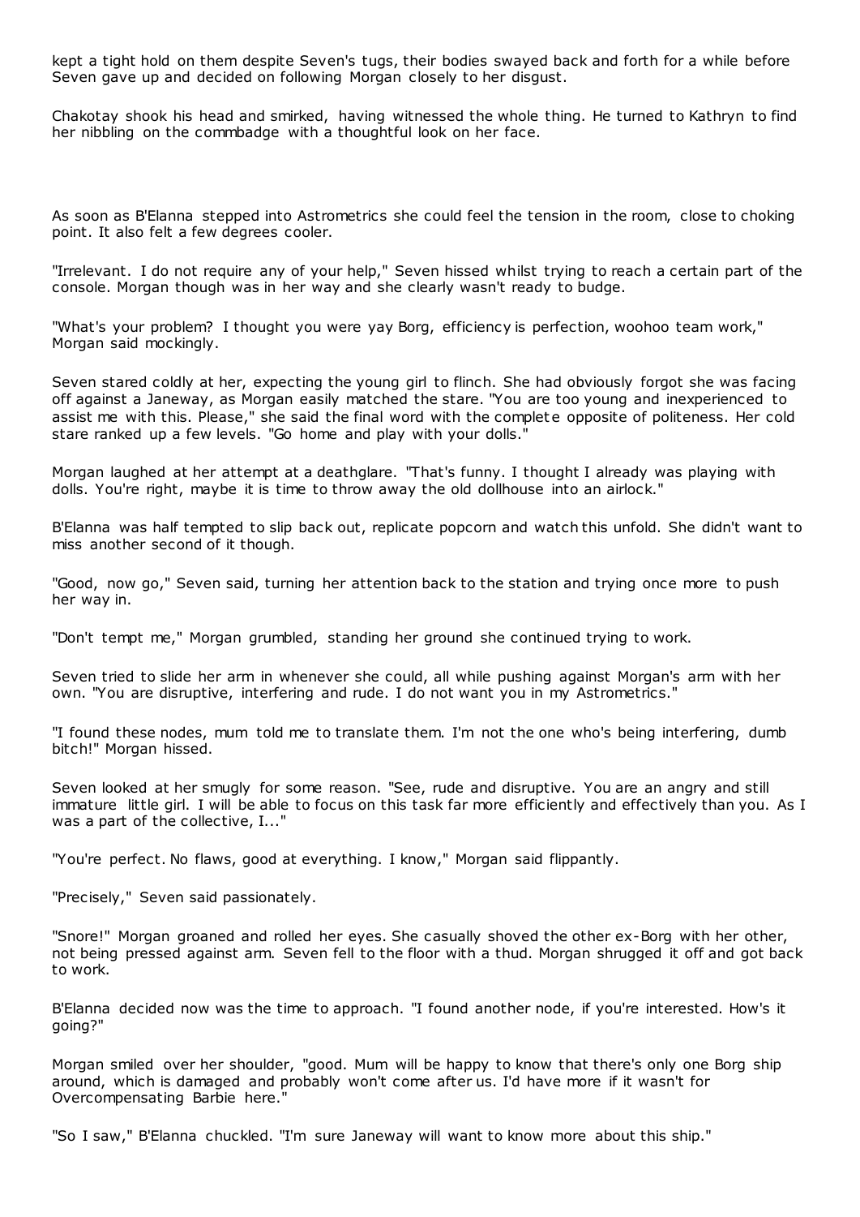kept a tight hold on them despite Seven's tugs, their bodies swayed back and forth for a while before Seven gave up and decided on following Morgan closely to her disgust.

Chakotay shook his head and smirked, having witnessed the whole thing. He turned to Kathryn to find her nibbling on the commbadge with a thoughtful look on her face.

As soon as B'Elanna stepped into Astrometrics she could feel the tension in the room, close to choking point. It also felt a few degrees cooler.

"Irrelevant. I do not require any of your help," Seven hissed whilst trying to reach a certain part of the console. Morgan though was in her way and she clearly wasn't ready to budge.

"What's your problem? I thought you were yay Borg, efficiency is perfection, woohoo team work," Morgan said mockingly.

Seven stared coldly at her, expecting the young girl to flinch. She had obviously forgot she was facing off against a Janeway, as Morgan easily matched the stare. "You are too young and inexperienced to assist me with this. Please," she said the final word with the complete opposite of politeness. Her cold stare ranked up a few levels. "Go home and play with your dolls."

Morgan laughed at her attempt at a deathglare. "That's funny. I thought I already was playing with dolls. You're right, maybe it is time to throw away the old dollhouse into an airlock."

B'Elanna was half tempted to slip back out, replicate popcorn and watch this unfold. She didn't want to miss another second of it though.

"Good, now go," Seven said, turning her attention back to the station and trying once more to push her way in.

"Don't tempt me," Morgan grumbled, standing her ground she continued trying to work.

Seven tried to slide her arm in whenever she could, all while pushing against Morgan's arm with her own. "You are disruptive, interfering and rude. I do not want you in my Astrometrics."

"I found these nodes, mum told me to translate them. I'm not the one who's being interfering, dumb bitch!" Morgan hissed.

Seven looked at her smugly for some reason. "See, rude and disruptive. You are an angry and still immature little girl. I will be able to focus on this task far more efficiently and effectively than you. As I was a part of the collective, I..."

"You're perfect. No flaws, good at everything. I know," Morgan said flippantly.

"Precisely," Seven said passionately.

"Snore!" Morgan groaned and rolled her eyes. She casually shoved the other ex-Borg with her other, not being pressed against arm. Seven fell to the floor with a thud. Morgan shrugged it off and got back to work.

B'Elanna decided now was the time to approach. "I found another node, if you're interested. How's it going?"

Morgan smiled over her shoulder, "good. Mum will be happy to know that there's only one Borg ship around, which is damaged and probably won't come after us. I'd have more if it wasn't for Overcompensating Barbie here."

"So I saw," B'Elanna chuckled. "I'm sure Janeway will want to know more about this ship."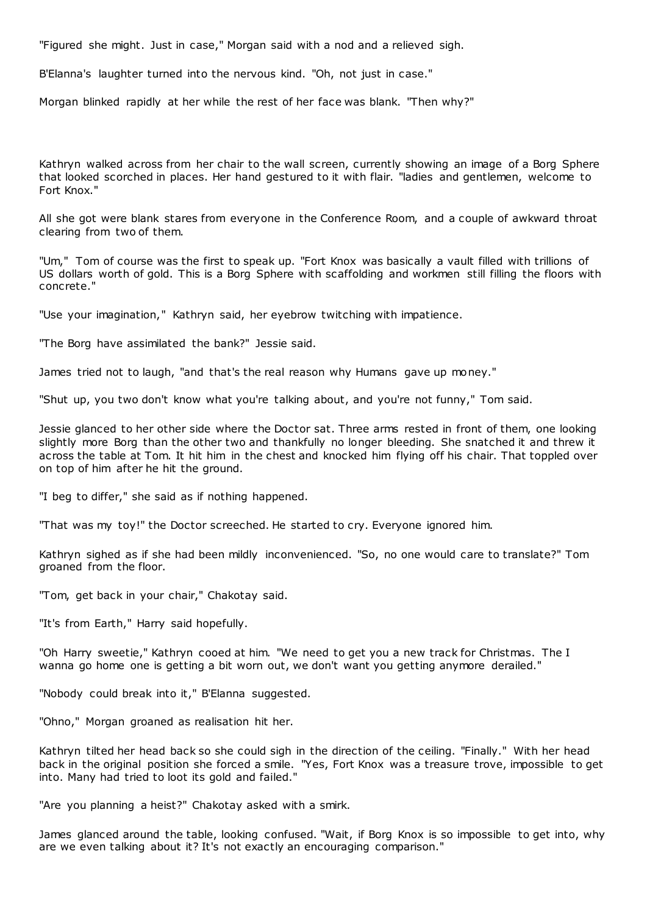"Figured she might. Just in case," Morgan said with a nod and a relieved sigh.

B'Elanna's laughter turned into the nervous kind. "Oh, not just in case."

Morgan blinked rapidly at her while the rest of her face was blank. "Then why?"

Kathryn walked across from her chair to the wall screen, currently showing an image of a Borg Sphere that looked scorched in places. Her hand gestured to it with flair. "ladies and gentlemen, welcome to Fort Knox."

All she got were blank stares from everyone in the Conference Room, and a couple of awkward throat clearing from two of them.

"Um," Tom of course was the first to speak up. "Fort Knox was basically a vault filled with trillions of US dollars worth of gold. This is a Borg Sphere with scaffolding and workmen still filling the floors with concrete."

"Use your imagination," Kathryn said, her eyebrow twitching with impatience.

"The Borg have assimilated the bank?" Jessie said.

James tried not to laugh, "and that's the real reason why Humans gave up money."

"Shut up, you two don't know what you're talking about, and you're not funny," Tom said.

Jessie glanced to her other side where the Doctor sat. Three arms rested in front of them, one looking slightly more Borg than the other two and thankfully no longer bleeding. She snatched it and threw it across the table at Tom. It hit him in the chest and knocked him flying off his chair. That toppled over on top of him after he hit the ground.

"I beg to differ," she said as if nothing happened.

"That was my toy!" the Doctor screeched. He started to cry. Everyone ignored him.

Kathryn sighed as if she had been mildly inconvenienced. "So, no one would care to translate?" Tom groaned from the floor.

"Tom, get back in your chair," Chakotay said.

"It's from Earth," Harry said hopefully.

"Oh Harry sweetie," Kathryn cooed at him. "We need to get you a new track for Christmas. The I wanna go home one is getting a bit worn out, we don't want you getting anymore derailed."

"Nobody could break into it," B'Elanna suggested.

"Ohno," Morgan groaned as realisation hit her.

Kathryn tilted her head back so she could sigh in the direction of the ceiling. "Finally." With her head back in the original position she forced a smile. "Yes, Fort Knox was a treasure trove, impossible to get into. Many had tried to loot its gold and failed."

"Are you planning a heist?" Chakotay asked with a smirk.

James glanced around the table, looking confused. "Wait, if Borg Knox is so impossible to get into, why are we even talking about it? It's not exactly an encouraging comparison."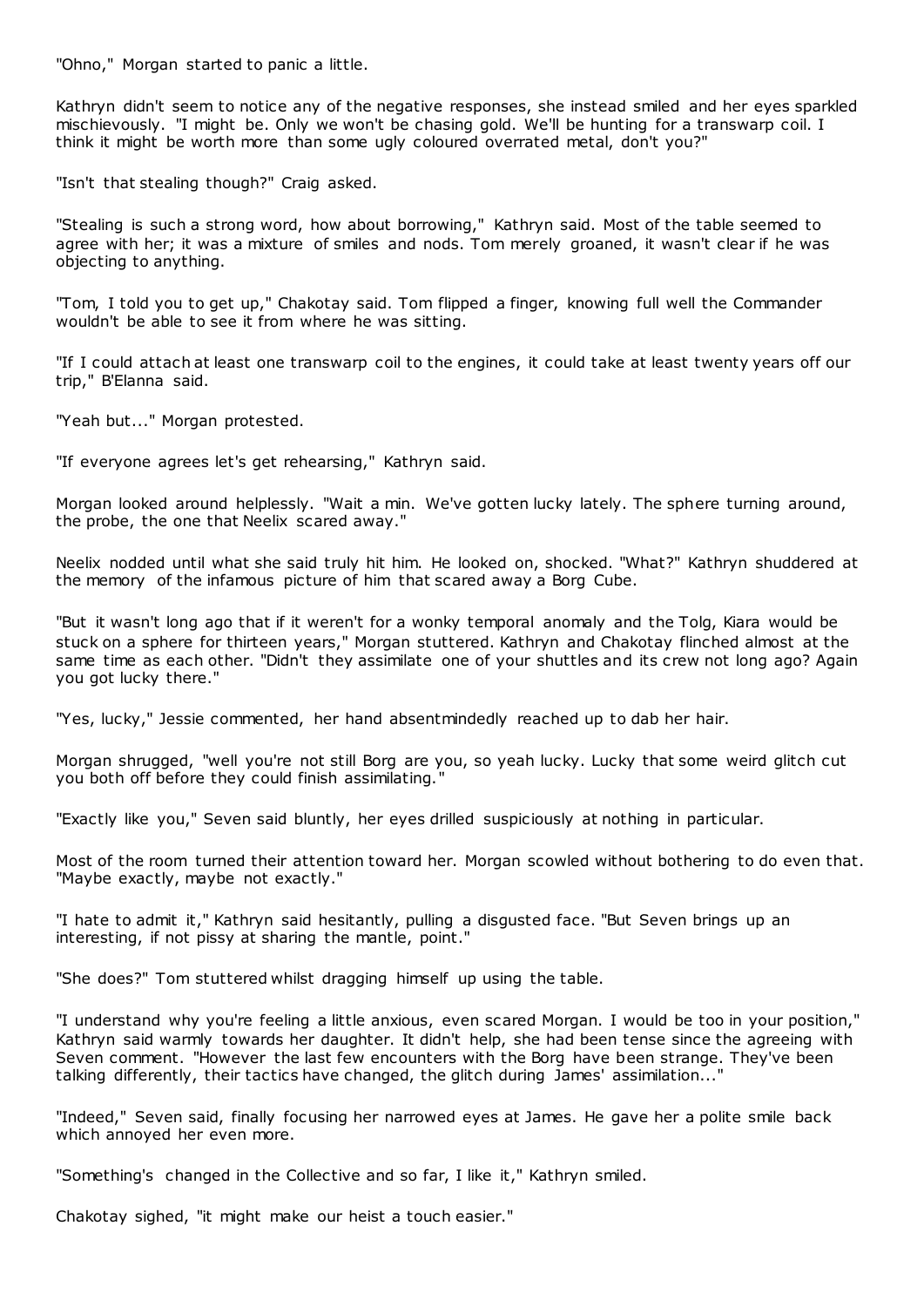"Ohno," Morgan started to panic a little.

Kathryn didn't seem to notice any of the negative responses, she instead smiled and her eyes sparkled mischievously. "I might be. Only we won't be chasing gold. We'll be hunting for a transwarp coil. I think it might be worth more than some ugly coloured overrated metal, don't you?"

"Isn't that stealing though?" Craig asked.

"Stealing is such a strong word, how about borrowing," Kathryn said. Most of the table seemed to agree with her; it was a mixture of smiles and nods. Tom merely groaned, it wasn't clear if he was objecting to anything.

"Tom, I told you to get up," Chakotay said. Tom flipped a finger, knowing full well the Commander wouldn't be able to see it from where he was sitting.

"If I could attach at least one transwarp coil to the engines, it could take at least twenty years off our trip," B'Elanna said.

"Yeah but..." Morgan protested.

"If everyone agrees let's get rehearsing," Kathryn said.

Morgan looked around helplessly. "Wait a min. We've gotten lucky lately. The sphere turning around, the probe, the one that Neelix scared away."

Neelix nodded until what she said truly hit him. He looked on, shocked. "What?" Kathryn shuddered at the memory of the infamous picture of him that scared away a Borg Cube.

"But it wasn't long ago that if it weren't for a wonky temporal anomaly and the Tolg, Kiara would be stuck on a sphere for thirteen years," Morgan stuttered. Kathryn and Chakotay flinched almost at the same time as each other. "Didn't they assimilate one of your shuttles and its crew not long ago? Again you got lucky there."

"Yes, lucky," Jessie commented, her hand absentmindedly reached up to dab her hair.

Morgan shrugged, "well you're not still Borg are you, so yeah lucky. Lucky that some weird glitch cut you both off before they could finish assimilating."

"Exactly like you," Seven said bluntly, her eyes drilled suspiciously at nothing in particular.

Most of the room turned their attention toward her. Morgan scowled without bothering to do even that. "Maybe exactly, maybe not exactly."

"I hate to admit it," Kathryn said hesitantly, pulling a disgusted face. "But Seven brings up an interesting, if not pissy at sharing the mantle, point."

"She does?" Tom stuttered whilst dragging himself up using the table.

"I understand why you're feeling a little anxious, even scared Morgan. I would be too in your position," Kathryn said warmly towards her daughter. It didn't help, she had been tense since the agreeing with Seven comment. "However the last few encounters with the Borg have been strange. They've been talking differently, their tactics have changed, the glitch during James' assimilation..."

"Indeed," Seven said, finally focusing her narrowed eyes at James. He gave her a polite smile back which annoyed her even more.

"Something's changed in the Collective and so far, I like it," Kathryn smiled.

Chakotay sighed, "it might make our heist a touch easier."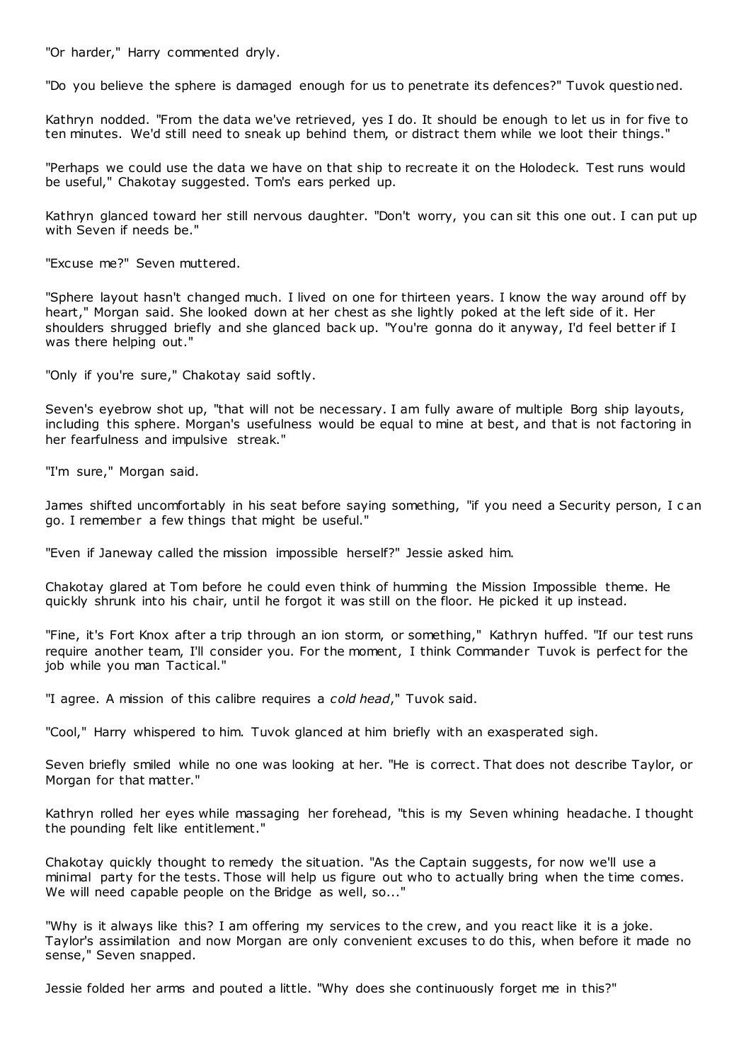"Or harder," Harry commented dryly.

"Do you believe the sphere is damaged enough for us to penetrate its defences?" Tuvok questioned.

Kathryn nodded. "From the data we've retrieved, yes I do. It should be enough to let us in for five to ten minutes. We'd still need to sneak up behind them, or distract them while we loot their things."

"Perhaps we could use the data we have on that ship to recreate it on the Holodeck. Test runs would be useful," Chakotay suggested. Tom's ears perked up.

Kathryn glanced toward her still nervous daughter. "Don't worry, you can sit this one out. I can put up with Seven if needs be."

"Excuse me?" Seven muttered.

"Sphere layout hasn't changed much. I lived on one for thirteen years. I know the way around off by heart," Morgan said. She looked down at her chest as she lightly poked at the left side of it. Her shoulders shrugged briefly and she glanced back up. "You're gonna do it anyway, I'd feel better if I was there helping out."

"Only if you're sure," Chakotay said softly.

Seven's eyebrow shot up, "that will not be necessary. I am fully aware of multiple Borg ship layouts, including this sphere. Morgan's usefulness would be equal to mine at best, and that is not factoring in her fearfulness and impulsive streak."

"I'm sure," Morgan said.

James shifted uncomfortably in his seat before saying something, "if you need a Security person, I can go. I remember a few things that might be useful."

"Even if Janeway called the mission impossible herself?" Jessie asked him.

Chakotay glared at Tom before he could even think of humming the Mission Impossible theme. He quickly shrunk into his chair, until he forgot it was still on the floor. He picked it up instead.

"Fine, it's Fort Knox after a trip through an ion storm, or something," Kathryn huffed. "If our test runs require another team, I'll consider you. For the moment, I think Commander Tuvok is perfect for the job while you man Tactical."

"I agree. A mission of this calibre requires a *cold head*," Tuvok said.

"Cool," Harry whispered to him. Tuvok glanced at him briefly with an exasperated sigh.

Seven briefly smiled while no one was looking at her. "He is correct. That does not describe Taylor, or Morgan for that matter."

Kathryn rolled her eyes while massaging her forehead, "this is my Seven whining headache. I thought the pounding felt like entitlement."

Chakotay quickly thought to remedy the situation. "As the Captain suggests, for now we'll use a minimal party for the tests. Those will help us figure out who to actually bring when the time comes. We will need capable people on the Bridge as well, so..."

"Why is it always like this? I am offering my services to the crew, and you react like it is a joke. Taylor's assimilation and now Morgan are only convenient excuses to do this, when before it made no sense," Seven snapped.

Jessie folded her arms and pouted a little. "Why does she continuously forget me in this?"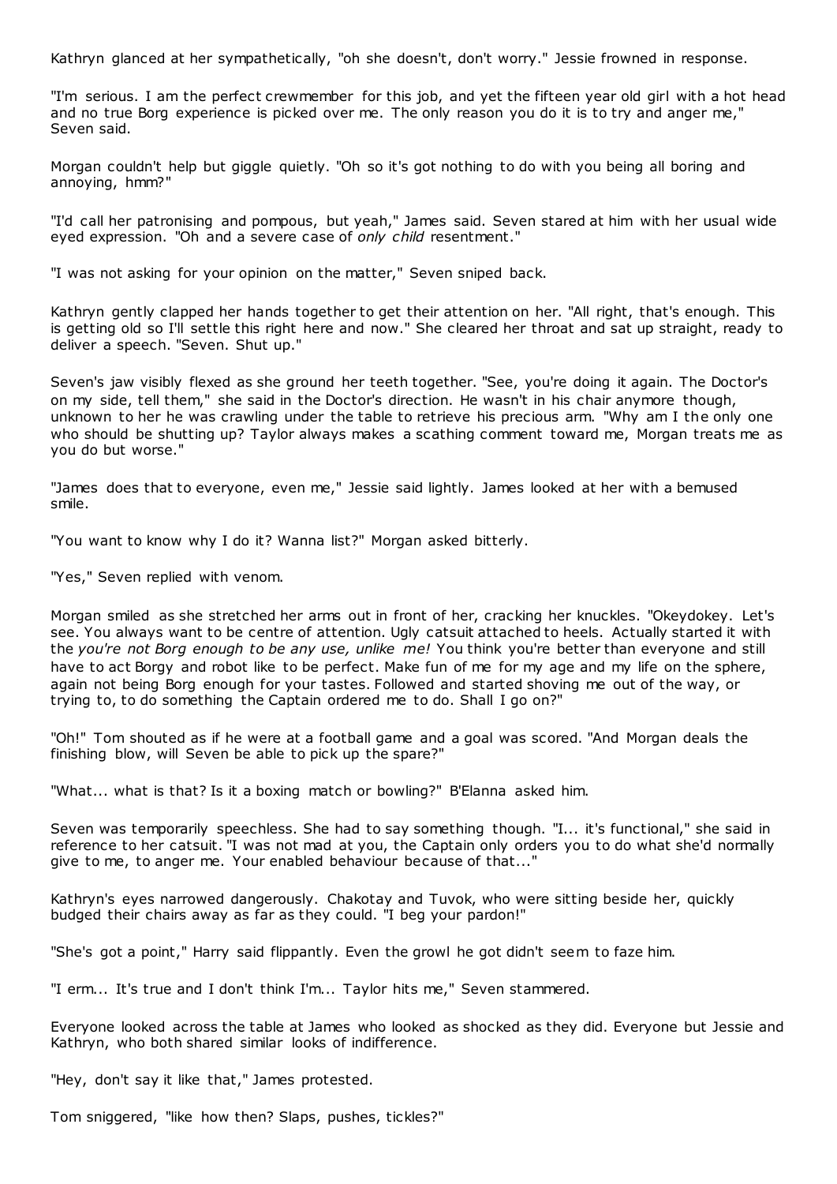Kathryn glanced at her sympathetically, "oh she doesn't, don't worry." Jessie frowned in response.

"I'm serious. I am the perfect crewmember for this job, and yet the fifteen year old girl with a hot head and no true Borg experience is picked over me. The only reason you do it is to try and anger me," Seven said.

Morgan couldn't help but giggle quietly. "Oh so it's got nothing to do with you being all boring and annoying, hmm?"

"I'd call her patronising and pompous, but yeah," James said. Seven stared at him with her usual wide eyed expression. "Oh and a severe case of *only child* resentment."

"I was not asking for your opinion on the matter," Seven sniped back.

Kathryn gently clapped her hands together to get their attention on her. "All right, that's enough. This is getting old so I'll settle this right here and now." She cleared her throat and sat up straight, ready to deliver a speech. "Seven. Shut up."

Seven's jaw visibly flexed as she ground her teeth together. "See, you're doing it again. The Doctor's on my side, tell them," she said in the Doctor's direction. He wasn't in his chair anymore though, unknown to her he was crawling under the table to retrieve his precious arm. "Why am I the only one who should be shutting up? Taylor always makes a scathing comment toward me, Morgan treats me as you do but worse."

"James does that to everyone, even me," Jessie said lightly. James looked at her with a bemused smile.

"You want to know why I do it? Wanna list?" Morgan asked bitterly.

"Yes," Seven replied with venom.

Morgan smiled as she stretched her arms out in front of her, cracking her knuckles. "Okeydokey. Let's see. You always want to be centre of attention. Ugly catsuit attached to heels. Actually started it with the *you're not Borg enough to be any use, unlike me!* You think you're better than everyone and still have to act Borgy and robot like to be perfect. Make fun of me for my age and my life on the sphere, again not being Borg enough for your tastes. Followed and started shoving me out of the way, or trying to, to do something the Captain ordered me to do. Shall I go on?"

"Oh!" Tom shouted as if he were at a football game and a goal was scored. "And Morgan deals the finishing blow, will Seven be able to pick up the spare?"

"What... what is that? Is it a boxing match or bowling?" B'Elanna asked him.

Seven was temporarily speechless. She had to say something though. "I... it's functional," she said in reference to her catsuit. "I was not mad at you, the Captain only orders you to do what she'd normally give to me, to anger me. Your enabled behaviour because of that..."

Kathryn's eyes narrowed dangerously. Chakotay and Tuvok, who were sitting beside her, quickly budged their chairs away as far as they could. "I beg your pardon!"

"She's got a point," Harry said flippantly. Even the growl he got didn't seem to faze him.

"I erm... It's true and I don't think I'm... Taylor hits me," Seven stammered.

Everyone looked across the table at James who looked as shocked as they did. Everyone but Jessie and Kathryn, who both shared similar looks of indifference.

"Hey, don't say it like that," James protested.

Tom sniggered, "like how then? Slaps, pushes, tickles?"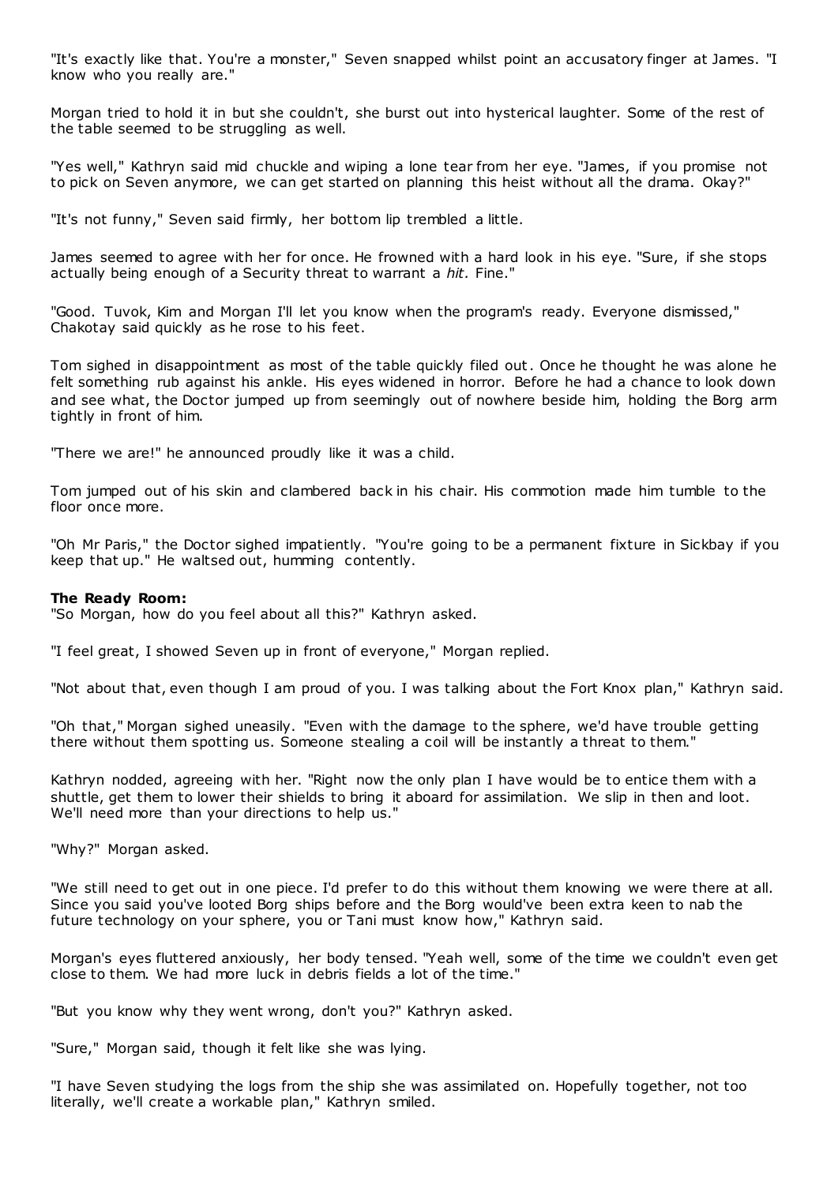"It's exactly like that. You're a monster," Seven snapped whilst point an accusatory finger at James. "I know who you really are."

Morgan tried to hold it in but she couldn't, she burst out into hysterical laughter. Some of the rest of the table seemed to be struggling as well.

"Yes well," Kathryn said mid chuckle and wiping a lone tear from her eye. "James, if you promise not to pick on Seven anymore, we can get started on planning this heist without all the drama. Okay?"

"It's not funny," Seven said firmly, her bottom lip trembled a little.

James seemed to agree with her for once. He frowned with a hard look in his eye. "Sure, if she stops actually being enough of a Security threat to warrant a *hit.* Fine."

"Good. Tuvok, Kim and Morgan I'll let you know when the program's ready. Everyone dismissed," Chakotay said quickly as he rose to his feet.

Tom sighed in disappointment as most of the table quickly filed out. Once he thought he was alone he felt something rub against his ankle. His eyes widened in horror. Before he had a chance to look down and see what, the Doctor jumped up from seemingly out of nowhere beside him, holding the Borg arm tightly in front of him.

"There we are!" he announced proudly like it was a child.

Tom jumped out of his skin and clambered back in his chair. His commotion made him tumble to the floor once more.

"Oh Mr Paris," the Doctor sighed impatiently. "You're going to be a permanent fixture in Sickbay if you keep that up." He waltsed out, humming contently.

**The Ready Room:**
"So Morgan, how do you feel about all this?" Kathryn asked.

"I feel great, I showed Seven up in front of everyone," Morgan replied.

"Not about that, even though I am proud of you. I was talking about the Fort Knox plan," Kathryn said.

"Oh that," Morgan sighed uneasily. "Even with the damage to the sphere, we'd have trouble getting there without them spotting us. Someone stealing a coil will be instantly a threat to them."

Kathryn nodded, agreeing with her. "Right now the only plan I have would be to entice them with a shuttle, get them to lower their shields to bring it aboard for assimilation. We slip in then and loot. We'll need more than your directions to help us."

"Why?" Morgan asked.

"We still need to get out in one piece. I'd prefer to do this without them knowing we were there at all. Since you said you've looted Borg ships before and the Borg would've been extra keen to nab the future technology on your sphere, you or Tani must know how," Kathryn said.

Morgan's eyes fluttered anxiously, her body tensed. "Yeah well, some of the time we couldn't even get close to them. We had more luck in debris fields a lot of the time."

"But you know why they went wrong, don't you?" Kathryn asked.

"Sure," Morgan said, though it felt like she was lying.

"I have Seven studying the logs from the ship she was assimilated on. Hopefully together, not too literally, we'll create a workable plan," Kathryn smiled.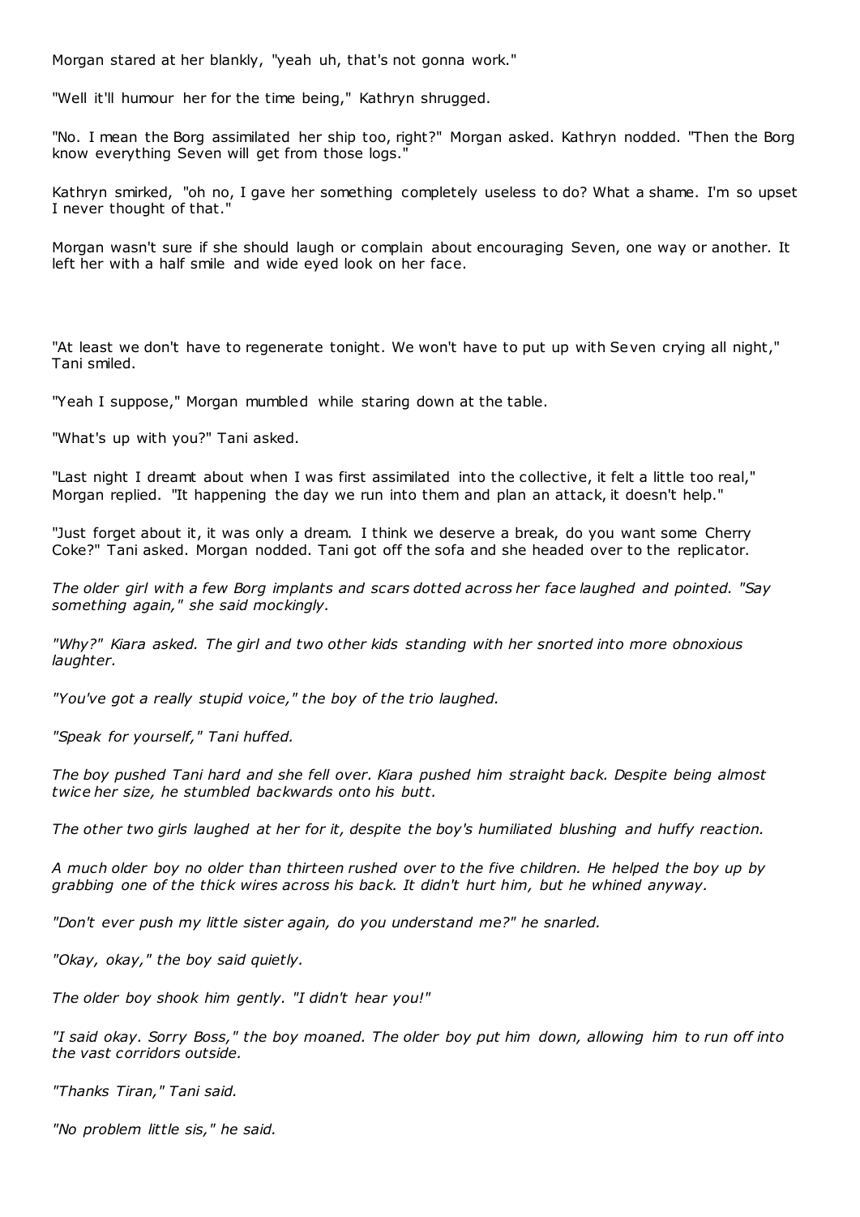Morgan stared at her blankly, "yeah uh, that's not gonna work."

"Well it'll humour her for the time being," Kathryn shrugged.

"No. I mean the Borg assimilated her ship too, right?" Morgan asked. Kathryn nodded. "Then the Borg know everything Seven will get from those logs."

Kathryn smirked, "oh no, I gave her something completely useless to do? What a shame. I'm so upset I never thought of that."

Morgan wasn't sure if she should laugh or complain about encouraging Seven, one way or another. It left her with a half smile and wide eyed look on her face.

"At least we don't have to regenerate tonight. We won't have to put up with Seven crying all night," Tani smiled.

"Yeah I suppose," Morgan mumbled while staring down at the table.

"What's up with you?" Tani asked.

"Last night I dreamt about when I was first assimilated into the collective, it felt a little too real," Morgan replied. "It happening the day we run into them and plan an attack, it doesn't help."

"Just forget about it, it was only a dream. I think we deserve a break, do you want some Cherry Coke?" Tani asked. Morgan nodded. Tani got off the sofa and she headed over to the replicator.

*The older girl with a few Borg implants and scars dotted across her face laughed and pointed. "Say something again," she said mockingly.*

*"Why?" Kiara asked. The girl and two other kids standing with her snorted into more obnoxious laughter.*

*"You've got a really stupid voice," the boy of the trio laughed.*

*"Speak for yourself," Tani huffed.*

*The boy pushed Tani hard and she fell over. Kiara pushed him straight back. Despite being almost twice her size, he stumbled backwards onto his butt.*

*The other two girls laughed at her for it, despite the boy's humiliated blushing and huffy reaction.*

*A much older boy no older than thirteen rushed over to the five children. He helped the boy up by grabbing one of the thick wires across his back. It didn't hurt him, but he whined anyway.*

*"Don't ever push my little sister again, do you understand me?" he snarled.*

*"Okay, okay," the boy said quietly.*

*The older boy shook him gently. "I didn't hear you!"*

*"I said okay. Sorry Boss," the boy moaned. The older boy put him down, allowing him to run off into the vast corridors outside.*

*"Thanks Tiran," Tani said.*

*"No problem little sis," he said.*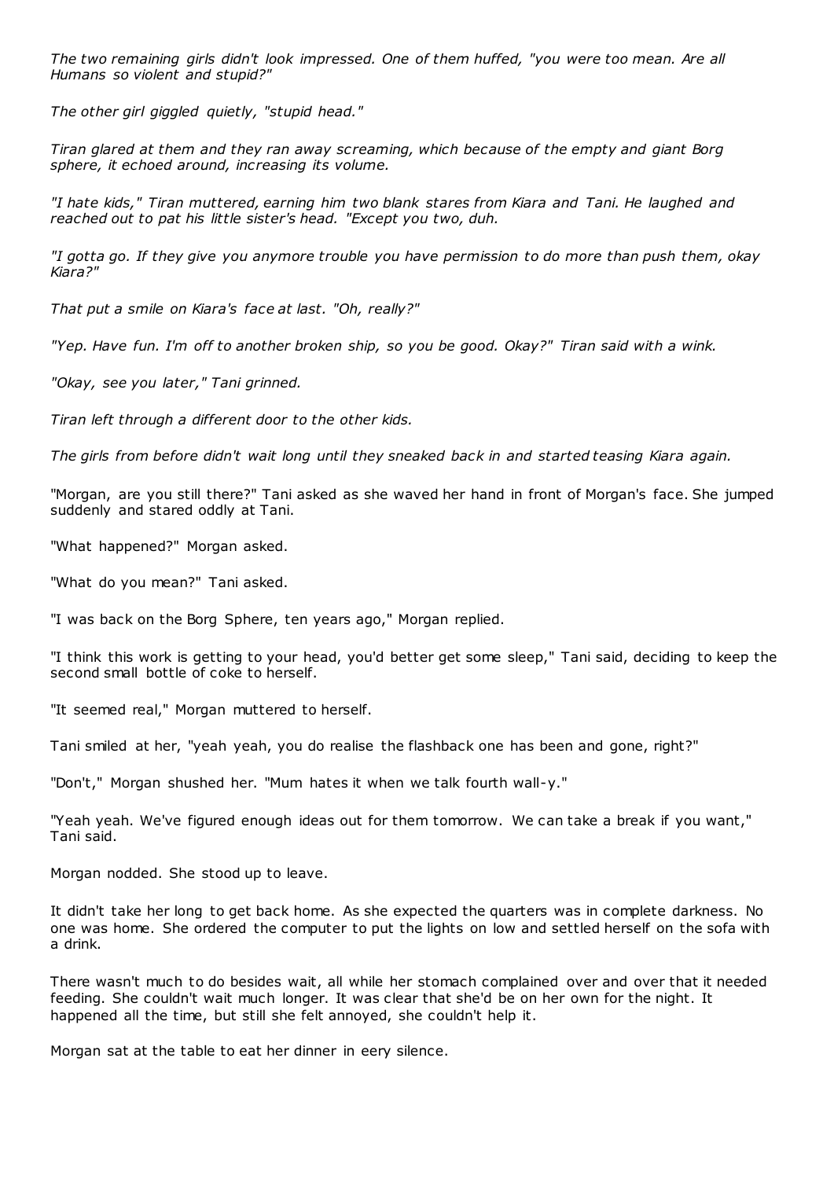*The two remaining girls didn't look impressed. One of them huffed, "you were too mean. Are all Humans so violent and stupid?"*

*The other girl giggled quietly, "stupid head."*

*Tiran glared at them and they ran away screaming, which because of the empty and giant Borg sphere, it echoed around, increasing its volume.*

*"I hate kids," Tiran muttered, earning him two blank stares from Kiara and Tani. He laughed and reached out to pat his little sister's head. "Except you two, duh.*

*"I gotta go. If they give you anymore trouble you have permission to do more than push them, okay Kiara?"*

*That put a smile on Kiara's face at last. "Oh, really?"*

*"Yep. Have fun. I'm off to another broken ship, so you be good. Okay?" Tiran said with a wink.*

*"Okay, see you later," Tani grinned.*

*Tiran left through a different door to the other kids.*

*The girls from before didn't wait long until they sneaked back in and started teasing Kiara again.*

"Morgan, are you still there?" Tani asked as she waved her hand in front of Morgan's face. She jumped suddenly and stared oddly at Tani.

"What happened?" Morgan asked.

"What do you mean?" Tani asked.

"I was back on the Borg Sphere, ten years ago," Morgan replied.

"I think this work is getting to your head, you'd better get some sleep," Tani said, deciding to keep the second small bottle of coke to herself.

"It seemed real," Morgan muttered to herself.

Tani smiled at her, "yeah yeah, you do realise the flashback one has been and gone, right?"

"Don't," Morgan shushed her. "Mum hates it when we talk fourth wall-y."

"Yeah yeah. We've figured enough ideas out for them tomorrow. We can take a break if you want," Tani said.

Morgan nodded. She stood up to leave.

It didn't take her long to get back home. As she expected the quarters was in complete darkness. No one was home. She ordered the computer to put the lights on low and settled herself on the sofa with a drink.

There wasn't much to do besides wait, all while her stomach complained over and over that it needed feeding. She couldn't wait much longer. It was clear that she'd be on her own for the night. It happened all the time, but still she felt annoyed, she couldn't help it.

Morgan sat at the table to eat her dinner in eery silence.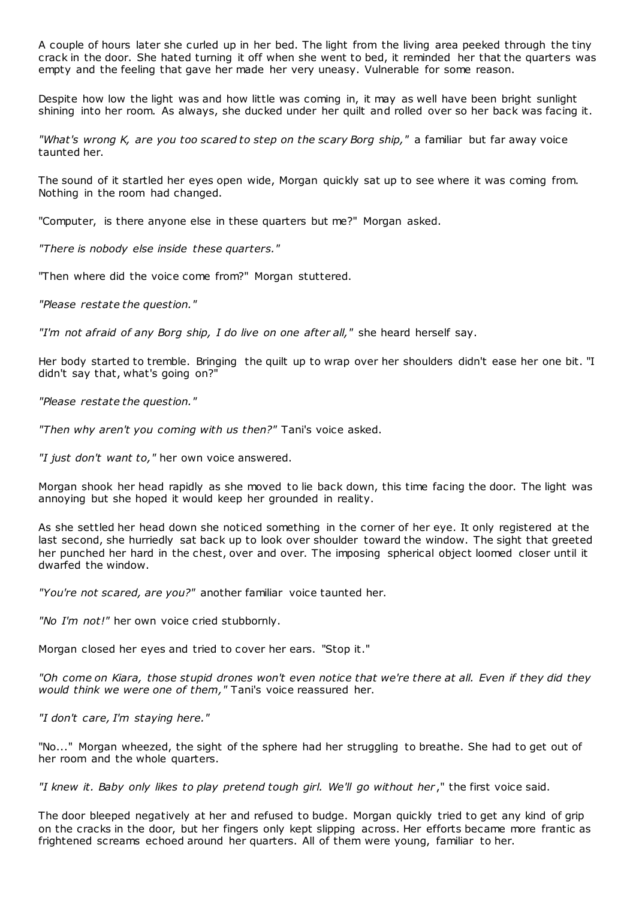A couple of hours later she curled up in her bed. The light from the living area peeked through the tiny crack in the door. She hated turning it off when she went to bed, it reminded her that the quarters was empty and the feeling that gave her made her very uneasy. Vulnerable for some reason.

Despite how low the light was and how little was coming in, it may as well have been bright sunlight shining into her room. As always, she ducked under her quilt and rolled over so her back was facing it.

*"What's wrong K, are you too scared to step on the scary Borg ship,"* a familiar but far away voice taunted her.

The sound of it startled her eyes open wide, Morgan quickly sat up to see where it was coming from. Nothing in the room had changed.

"Computer, is there anyone else in these quarters but me?" Morgan asked.

*"There is nobody else inside these quarters."*

"Then where did the voice come from?" Morgan stuttered.

*"Please restate the question."*

*"I'm not afraid of any Borg ship, I do live on one after all,"* she heard herself say.

Her body started to tremble. Bringing the quilt up to wrap over her shoulders didn't ease her one bit. "I didn't say that, what's going on?"

*"Please restate the question."*

*"Then why aren't you coming with us then?"* Tani's voice asked.

*"I just don't want to,"* her own voice answered.

Morgan shook her head rapidly as she moved to lie back down, this time facing the door. The light was annoying but she hoped it would keep her grounded in reality.

As she settled her head down she noticed something in the corner of her eye. It only registered at the last second, she hurriedly sat back up to look over shoulder toward the window. The sight that greeted her punched her hard in the chest, over and over. The imposing spherical object loomed closer until it dwarfed the window.

*"You're not scared, are you?"* another familiar voice taunted her.

*"No I'm not!"* her own voice cried stubbornly.

Morgan closed her eyes and tried to cover her ears. "Stop it."

*"Oh come on Kiara, those stupid drones won't even notice that we're there at all. Even if they did they would think we were one of them,"* Tani's voice reassured her.

*"I don't care, I'm staying here."*

"No..." Morgan wheezed, the sight of the sphere had her struggling to breathe. She had to get out of her room and the whole quarters.

*"I knew it. Baby only likes to play pretend tough girl. We'll go without her*," the first voice said.

The door bleeped negatively at her and refused to budge. Morgan quickly tried to get any kind of grip on the cracks in the door, but her fingers only kept slipping across. Her efforts became more frantic as frightened screams echoed around her quarters. All of them were young, familiar to her.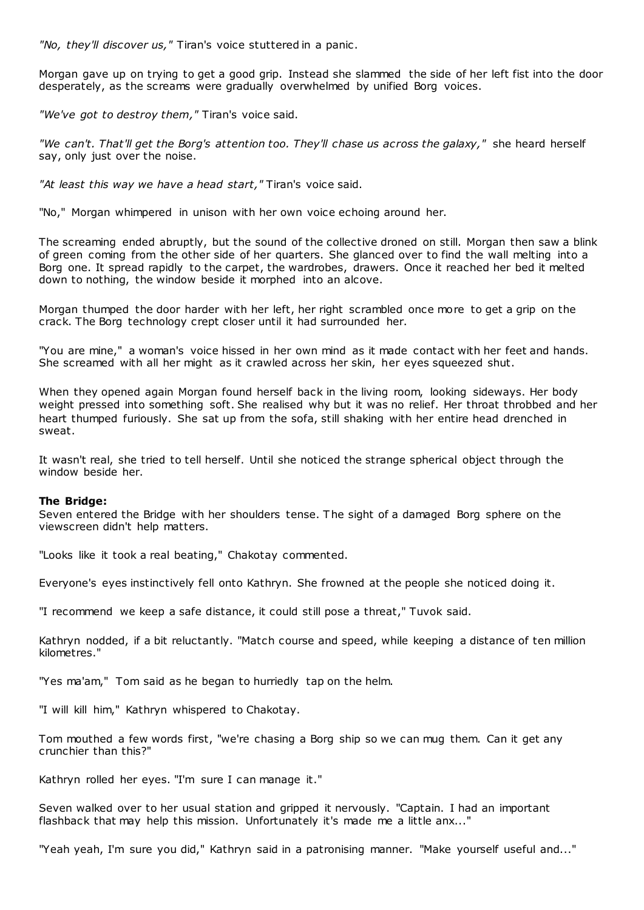*"No, they'll discover us,"* Tiran's voice stuttered in a panic.

Morgan gave up on trying to get a good grip. Instead she slammed the side of her left fist into the door desperately, as the screams were gradually overwhelmed by unified Borg voices.

*"We've got to destroy them,"* Tiran's voice said.

*"We can't. That'll get the Borg's attention too. They'll chase us across the galaxy,"* she heard herself say, only just over the noise.

*"At least this way we have a head start,"* Tiran's voice said.

"No," Morgan whimpered in unison with her own voice echoing around her.

The screaming ended abruptly, but the sound of the collective droned on still. Morgan then saw a blink of green coming from the other side of her quarters. She glanced over to find the wall melting into a Borg one. It spread rapidly to the carpet, the wardrobes, drawers. Once it reached her bed it melted down to nothing, the window beside it morphed into an alcove.

Morgan thumped the door harder with her left, her right scrambled once more to get a grip on the crack. The Borg technology crept closer until it had surrounded her.

"You are mine," a woman's voice hissed in her own mind as it made contact with her feet and hands. She screamed with all her might as it crawled across her skin, her eyes squeezed shut.

When they opened again Morgan found herself back in the living room, looking sideways. Her body weight pressed into something soft. She realised why but it was no relief. Her throat throbbed and her heart thumped furiously. She sat up from the sofa, still shaking with her entire head drenched in sweat.

It wasn't real, she tried to tell herself. Until she noticed the strange spherical object through the window beside her.

**The Bridge:**

Seven entered the Bridge with her shoulders tense. The sight of a damaged Borg sphere on the viewscreen didn't help matters.

"Looks like it took a real beating," Chakotay commented.

Everyone's eyes instinctively fell onto Kathryn. She frowned at the people she noticed doing it.

"I recommend we keep a safe distance, it could still pose a threat," Tuvok said.

Kathryn nodded, if a bit reluctantly. "Match course and speed, while keeping a distance of ten million kilometres."

"Yes ma'am," Tom said as he began to hurriedly tap on the helm.

"I will kill him," Kathryn whispered to Chakotay.

Tom mouthed a few words first, "we're chasing a Borg ship so we can mug them. Can it get any crunchier than this?"

Kathryn rolled her eyes. "I'm sure I can manage it."

Seven walked over to her usual station and gripped it nervously. "Captain. I had an important flashback that may help this mission. Unfortunately it's made me a little anx..."

"Yeah yeah, I'm sure you did," Kathryn said in a patronising manner. "Make yourself useful and..."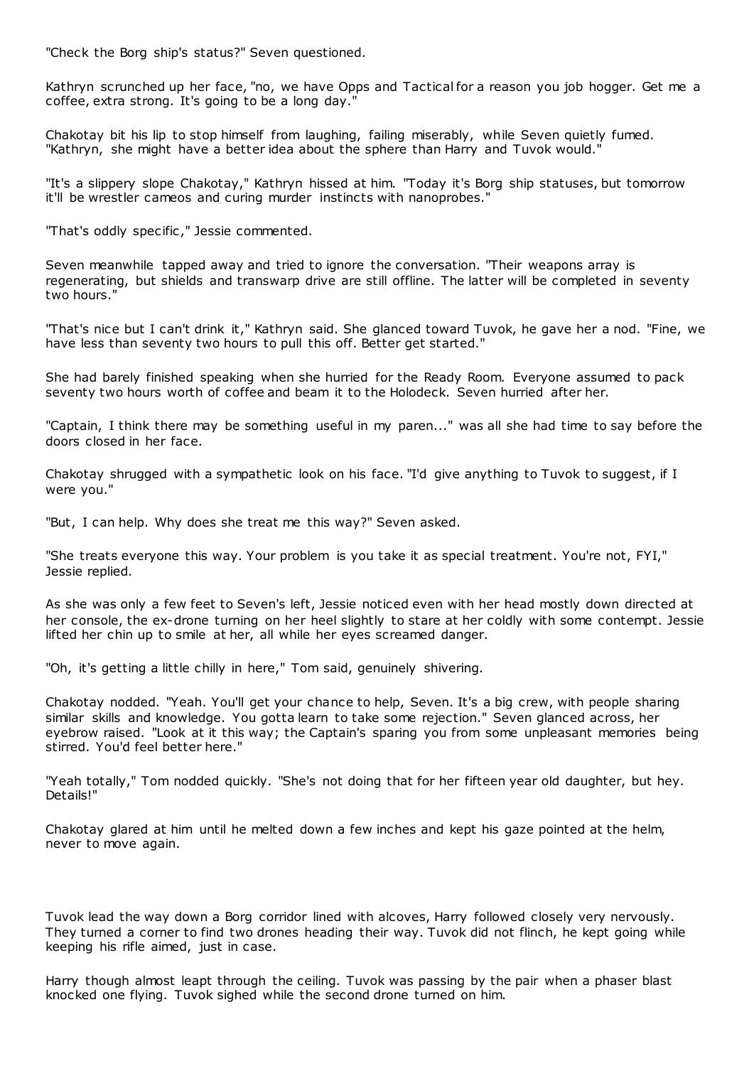"Check the Borg ship's status?" Seven questioned.

Kathryn scrunched up her face, "no, we have Opps and Tactical for a reason you job hogger. Get me a coffee, extra strong. It's going to be a long day."

Chakotay bit his lip to stop himself from laughing, failing miserably, while Seven quietly fumed. "Kathryn, she might have a better idea about the sphere than Harry and Tuvok would."

"It's a slippery slope Chakotay," Kathryn hissed at him. "Today it's Borg ship statuses, but tomorrow it'll be wrestler cameos and curing murder instincts with nanoprobes."

"That's oddly specific," Jessie commented.

Seven meanwhile tapped away and tried to ignore the conversation. "Their weapons array is regenerating, but shields and transwarp drive are still offline. The latter will be completed in seventy two hours."

"That's nice but I can't drink it," Kathryn said. She glanced toward Tuvok, he gave her a nod. "Fine, we have less than seventy two hours to pull this off. Better get started."

She had barely finished speaking when she hurried for the Ready Room. Everyone assumed to pack seventy two hours worth of coffee and beam it to the Holodeck. Seven hurried after her.

"Captain, I think there may be something useful in my paren..." was all she had time to say before the doors closed in her face.

Chakotay shrugged with a sympathetic look on his face. "I'd give anything to Tuvok to suggest, if I were you."

"But, I can help. Why does she treat me this way?" Seven asked.

"She treats everyone this way. Your problem is you take it as special treatment. You're not, FYI," Jessie replied.

As she was only a few feet to Seven's left, Jessie noticed even with her head mostly down directed at her console, the ex-drone turning on her heel slightly to stare at her coldly with some contempt. Jessie lifted her chin up to smile at her, all while her eyes screamed danger.

"Oh, it's getting a little chilly in here," Tom said, genuinely shivering.

Chakotay nodded. "Yeah. You'll get your chance to help, Seven. It's a big crew, with people sharing similar skills and knowledge. You gotta learn to take some rejection." Seven glanced across, her eyebrow raised. "Look at it this way; the Captain's sparing you from some unpleasant memories being stirred. You'd feel better here."

"Yeah totally," Tom nodded quickly. "She's not doing that for her fifteen year old daughter, but hey. Details!"

Chakotay glared at him until he melted down a few inches and kept his gaze pointed at the helm, never to move again.

Tuvok lead the way down a Borg corridor lined with alcoves, Harry followed closely very nervously. They turned a corner to find two drones heading their way. Tuvok did not flinch, he kept going while keeping his rifle aimed, just in case.

Harry though almost leapt through the ceiling. Tuvok was passing by the pair when a phaser blast knocked one flying. Tuvok sighed while the second drone turned on him.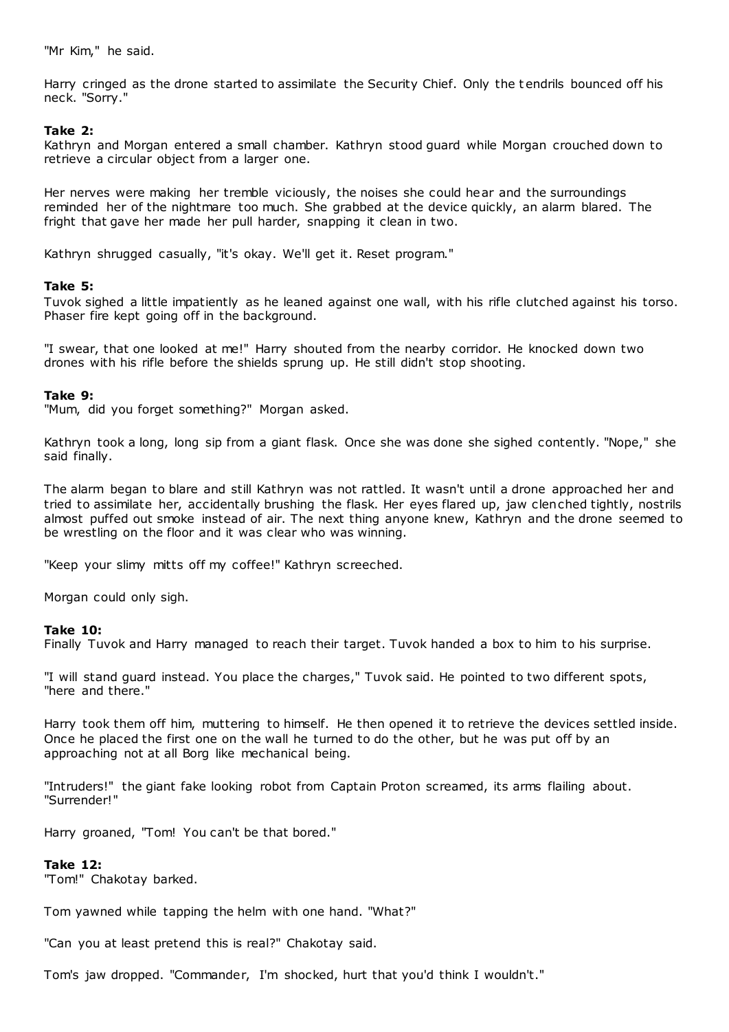"Mr Kim," he said.

Harry cringed as the drone started to assimilate the Security Chief. Only the tendrils bounced off his neck. "Sorry."

**Take 2:**
Kathryn and Morgan entered a small chamber. Kathryn stood guard while Morgan crouched down to retrieve a circular object from a larger one.

Her nerves were making her tremble viciously, the noises she could hear and the surroundings reminded her of the nightmare too much. She grabbed at the device quickly, an alarm blared. The fright that gave her made her pull harder, snapping it clean in two.

Kathryn shrugged casually, "it's okay. We'll get it. Reset program."

**Take 5:**
Tuvok sighed a little impatiently as he leaned against one wall, with his rifle clutched against his torso. Phaser fire kept going off in the background.

"I swear, that one looked at me!" Harry shouted from the nearby corridor. He knocked down two drones with his rifle before the shields sprung up. He still didn't stop shooting.

**Take 9:**
"Mum, did you forget something?" Morgan asked.

Kathryn took a long, long sip from a giant flask. Once she was done she sighed contently. "Nope," she said finally.

The alarm began to blare and still Kathryn was not rattled. It wasn't until a drone approached her and tried to assimilate her, accidentally brushing the flask. Her eyes flared up, jaw clenched tightly, nostrils almost puffed out smoke instead of air. The next thing anyone knew, Kathryn and the drone seemed to be wrestling on the floor and it was clear who was winning.

"Keep your slimy mitts off my coffee!" Kathryn screeched.

Morgan could only sigh.

**Take 10:**
Finally Tuvok and Harry managed to reach their target. Tuvok handed a box to him to his surprise.

"I will stand guard instead. You place the charges," Tuvok said. He pointed to two different spots, "here and there."

Harry took them off him, muttering to himself. He then opened it to retrieve the devices settled inside. Once he placed the first one on the wall he turned to do the other, but he was put off by an approaching not at all Borg like mechanical being.

"Intruders!" the giant fake looking robot from Captain Proton screamed, its arms flailing about. "Surrender!"

Harry groaned, "Tom! You can't be that bored."

**Take 12:**
"Tom!" Chakotay barked.

Tom yawned while tapping the helm with one hand. "What?"

"Can you at least pretend this is real?" Chakotay said.

Tom's jaw dropped. "Commander, I'm shocked, hurt that you'd think I wouldn't."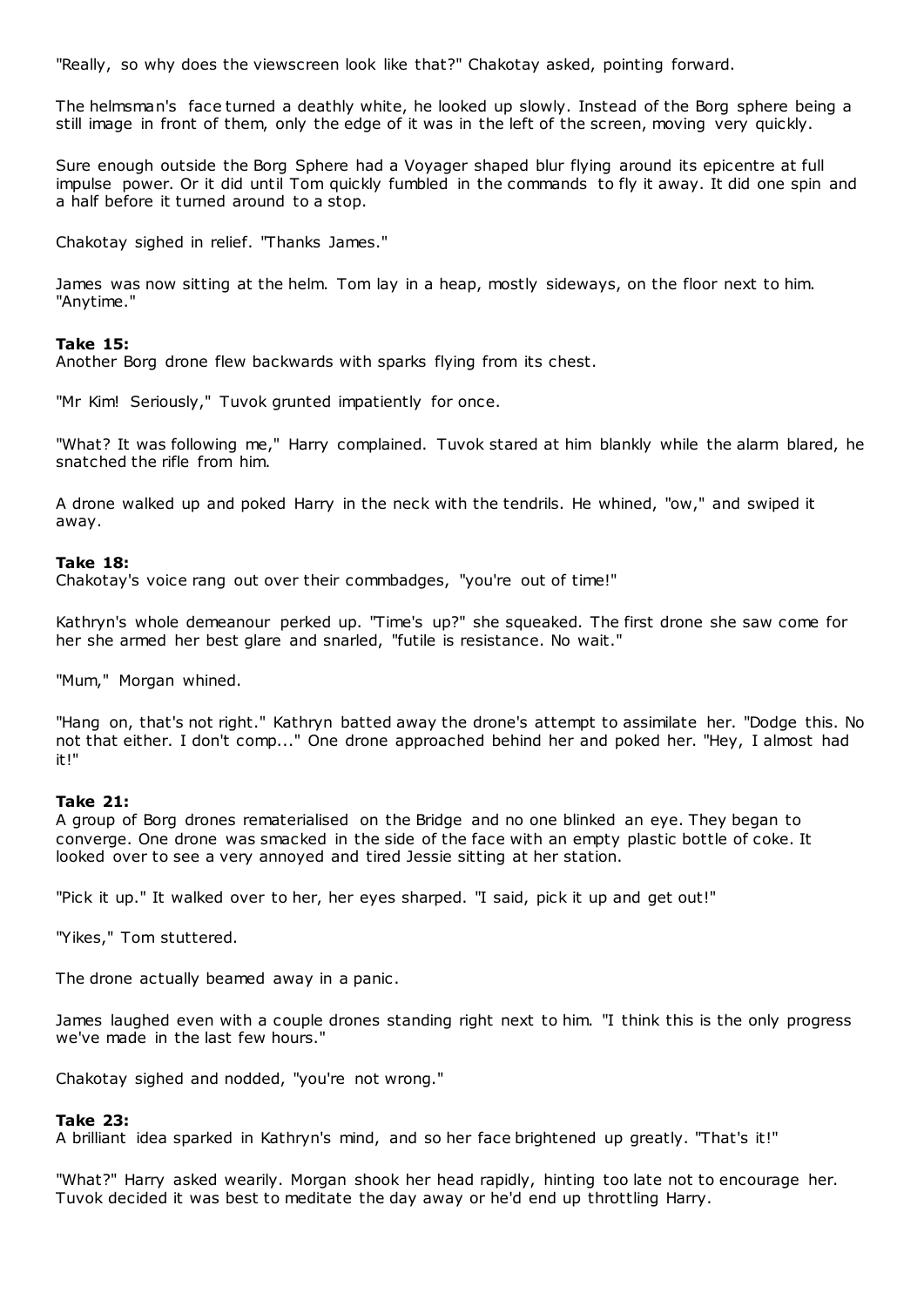"Really, so why does the viewscreen look like that?" Chakotay asked, pointing forward.

The helmsman's face turned a deathly white, he looked up slowly. Instead of the Borg sphere being a still image in front of them, only the edge of it was in the left of the screen, moving very quickly.

Sure enough outside the Borg Sphere had a Voyager shaped blur flying around its epicentre at full impulse power. Or it did until Tom quickly fumbled in the commands to fly it away. It did one spin and a half before it turned around to a stop.

Chakotay sighed in relief. "Thanks James."

James was now sitting at the helm. Tom lay in a heap, mostly sideways, on the floor next to him. "Anytime."

**Take 15:**
Another Borg drone flew backwards with sparks flying from its chest.

"Mr Kim! Seriously," Tuvok grunted impatiently for once.

"What? It was following me," Harry complained. Tuvok stared at him blankly while the alarm blared, he snatched the rifle from him.

A drone walked up and poked Harry in the neck with the tendrils. He whined, "ow," and swiped it away.

**Take 18:**
Chakotay's voice rang out over their commbadges, "you're out of time!"

Kathryn's whole demeanour perked up. "Time's up?" she squeaked. The first drone she saw come for her she armed her best glare and snarled, "futile is resistance. No wait."

"Mum," Morgan whined.

"Hang on, that's not right." Kathryn batted away the drone's attempt to assimilate her. "Dodge this. No not that either. I don't comp..." One drone approached behind her and poked her. "Hey, I almost had it!"

**Take 21:**
A group of Borg drones rematerialised on the Bridge and no one blinked an eye. They began to converge. One drone was smacked in the side of the face with an empty plastic bottle of coke. It looked over to see a very annoyed and tired Jessie sitting at her station.

"Pick it up." It walked over to her, her eyes sharped. "I said, pick it up and get out!"

"Yikes," Tom stuttered.

The drone actually beamed away in a panic.

James laughed even with a couple drones standing right next to him. "I think this is the only progress we've made in the last few hours."

Chakotay sighed and nodded, "you're not wrong."

**Take 23:**
A brilliant idea sparked in Kathryn's mind, and so her face brightened up greatly. "That's it!"

"What?" Harry asked wearily. Morgan shook her head rapidly, hinting too late not to encourage her. Tuvok decided it was best to meditate the day away or he'd end up throttling Harry.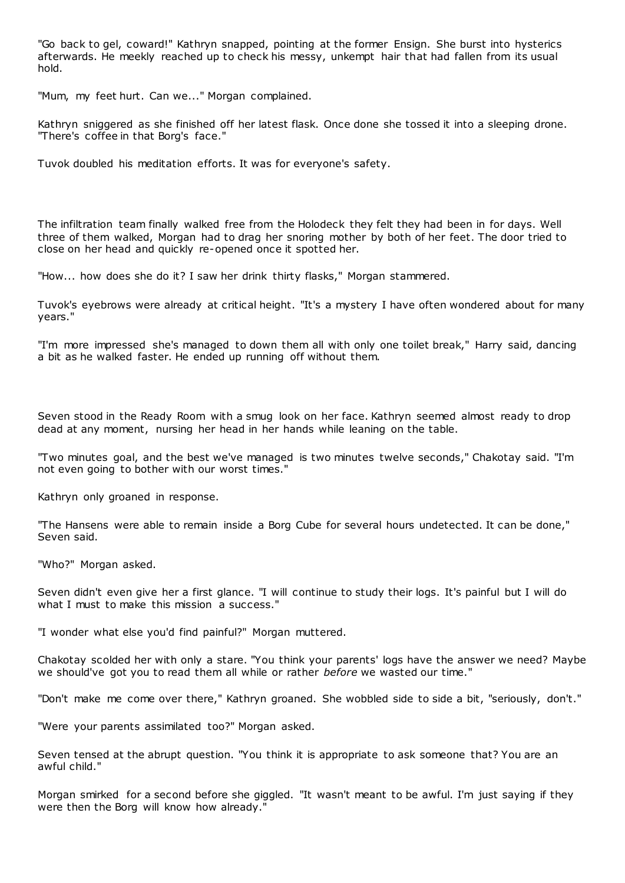"Go back to gel, coward!" Kathryn snapped, pointing at the former Ensign. She burst into hysterics afterwards. He meekly reached up to check his messy, unkempt hair that had fallen from its usual hold.

"Mum, my feet hurt. Can we..." Morgan complained.

Kathryn sniggered as she finished off her latest flask. Once done she tossed it into a sleeping drone. "There's coffee in that Borg's face."

Tuvok doubled his meditation efforts. It was for everyone's safety.

The infiltration team finally walked free from the Holodeck they felt they had been in for days. Well three of them walked, Morgan had to drag her snoring mother by both of her feet. The door tried to close on her head and quickly re-opened once it spotted her.

"How... how does she do it? I saw her drink thirty flasks," Morgan stammered.

Tuvok's eyebrows were already at critical height. "It's a mystery I have often wondered about for many years."

"I'm more impressed she's managed to down them all with only one toilet break," Harry said, dancing a bit as he walked faster. He ended up running off without them.

Seven stood in the Ready Room with a smug look on her face. Kathryn seemed almost ready to drop dead at any moment, nursing her head in her hands while leaning on the table.

"Two minutes goal, and the best we've managed is two minutes twelve seconds," Chakotay said. "I'm not even going to bother with our worst times."

Kathryn only groaned in response.

"The Hansens were able to remain inside a Borg Cube for several hours undetected. It can be done," Seven said.

"Who?" Morgan asked.

Seven didn't even give her a first glance. "I will continue to study their logs. It's painful but I will do what I must to make this mission a success."

"I wonder what else you'd find painful?" Morgan muttered.

Chakotay scolded her with only a stare. "You think your parents' logs have the answer we need? Maybe we should've got you to read them all while or rather *before* we wasted our time."

"Don't make me come over there," Kathryn groaned. She wobbled side to side a bit, "seriously, don't."

"Were your parents assimilated too?" Morgan asked.

Seven tensed at the abrupt question. "You think it is appropriate to ask someone that? You are an awful child."

Morgan smirked for a second before she giggled. "It wasn't meant to be awful. I'm just saying if they were then the Borg will know how already."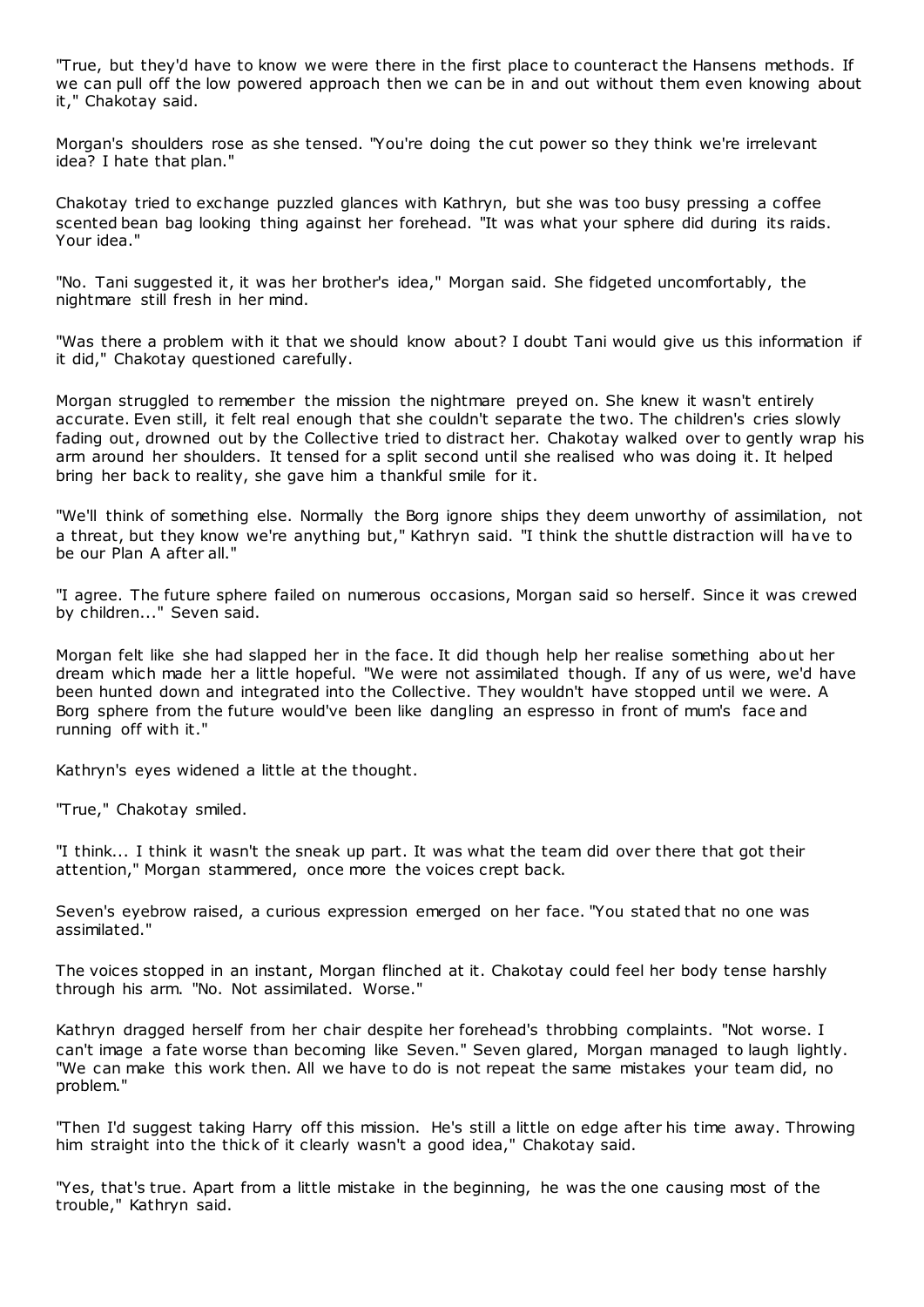"True, but they'd have to know we were there in the first place to counteract the Hansens methods. If we can pull off the low powered approach then we can be in and out without them even knowing about it," Chakotay said.

Morgan's shoulders rose as she tensed. "You're doing the cut power so they think we're irrelevant idea? I hate that plan."

Chakotay tried to exchange puzzled glances with Kathryn, but she was too busy pressing a coffee scented bean bag looking thing against her forehead. "It was what your sphere did during its raids. Your idea."

"No. Tani suggested it, it was her brother's idea," Morgan said. She fidgeted uncomfortably, the nightmare still fresh in her mind.

"Was there a problem with it that we should know about? I doubt Tani would give us this information if it did," Chakotay questioned carefully.

Morgan struggled to remember the mission the nightmare preyed on. She knew it wasn't entirely accurate. Even still, it felt real enough that she couldn't separate the two. The children's cries slowly fading out, drowned out by the Collective tried to distract her. Chakotay walked over to gently wrap his arm around her shoulders. It tensed for a split second until she realised who was doing it. It helped bring her back to reality, she gave him a thankful smile for it.

"We'll think of something else. Normally the Borg ignore ships they deem unworthy of assimilation, not a threat, but they know we're anything but," Kathryn said. "I think the shuttle distraction will have to be our Plan A after all."

"I agree. The future sphere failed on numerous occasions, Morgan said so herself. Since it was crewed by children..." Seven said.

Morgan felt like she had slapped her in the face. It did though help her realise something about her dream which made her a little hopeful. "We were not assimilated though. If any of us were, we'd have been hunted down and integrated into the Collective. They wouldn't have stopped until we were. A Borg sphere from the future would've been like dangling an espresso in front of mum's face and running off with it."

Kathryn's eyes widened a little at the thought.

"True," Chakotay smiled.

"I think... I think it wasn't the sneak up part. It was what the team did over there that got their attention," Morgan stammered, once more the voices crept back.

Seven's eyebrow raised, a curious expression emerged on her face. "You stated that no one was assimilated."

The voices stopped in an instant, Morgan flinched at it. Chakotay could feel her body tense harshly through his arm. "No. Not assimilated. Worse."

Kathryn dragged herself from her chair despite her forehead's throbbing complaints. "Not worse. I can't image a fate worse than becoming like Seven." Seven glared, Morgan managed to laugh lightly. "We can make this work then. All we have to do is not repeat the same mistakes your team did, no problem."

"Then I'd suggest taking Harry off this mission. He's still a little on edge after his time away. Throwing him straight into the thick of it clearly wasn't a good idea," Chakotay said.

"Yes, that's true. Apart from a little mistake in the beginning, he was the one causing most of the trouble," Kathryn said.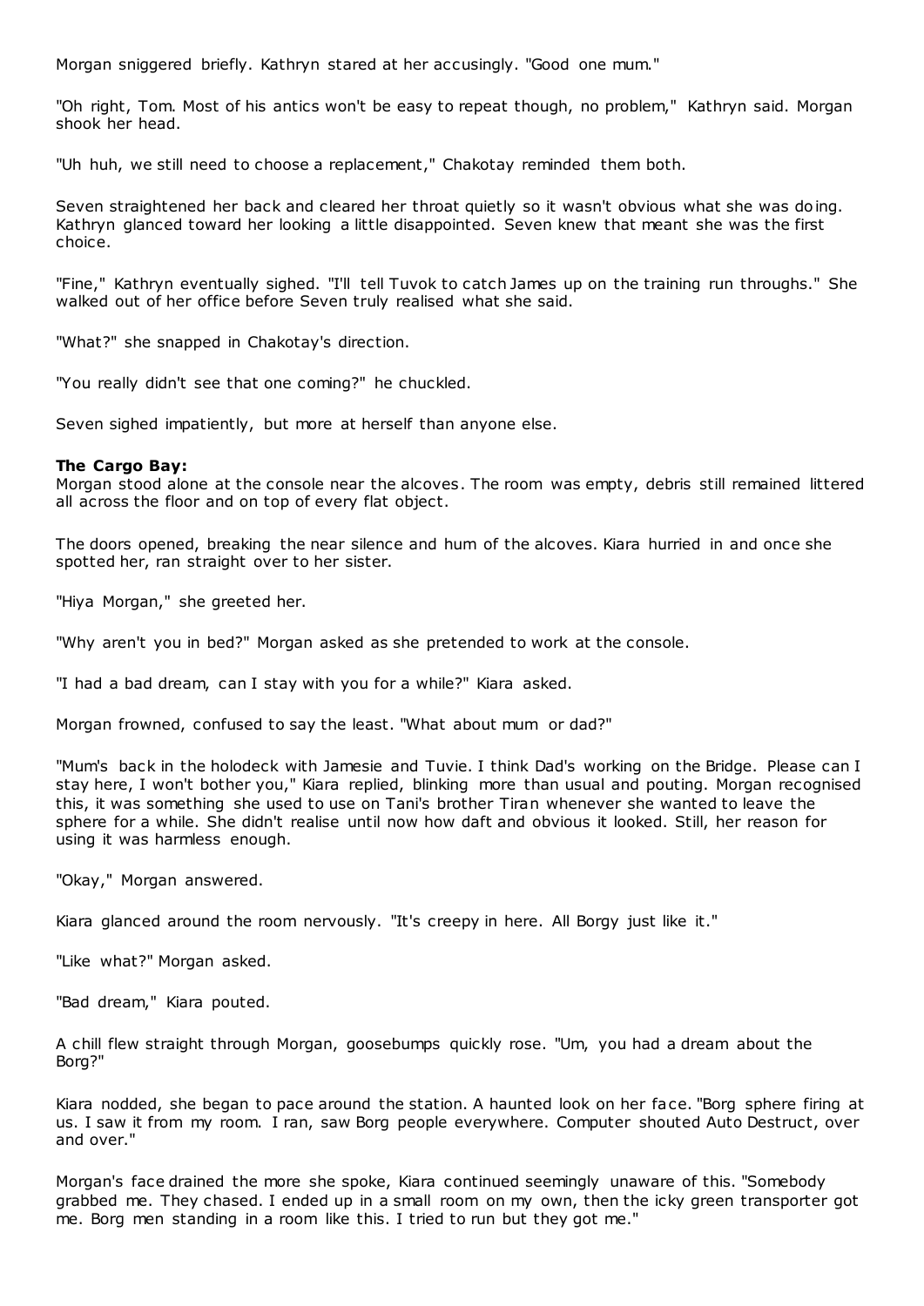Morgan sniggered briefly. Kathryn stared at her accusingly. "Good one mum."

"Oh right, Tom. Most of his antics won't be easy to repeat though, no problem," Kathryn said. Morgan shook her head.

"Uh huh, we still need to choose a replacement," Chakotay reminded them both.

Seven straightened her back and cleared her throat quietly so it wasn't obvious what she was doing. Kathryn glanced toward her looking a little disappointed. Seven knew that meant she was the first choice.

"Fine," Kathryn eventually sighed. "I'll tell Tuvok to catch James up on the training run throughs." She walked out of her office before Seven truly realised what she said.

"What?" she snapped in Chakotay's direction.

"You really didn't see that one coming?" he chuckled.

Seven sighed impatiently, but more at herself than anyone else.

**The Cargo Bay:**
Morgan stood alone at the console near the alcoves. The room was empty, debris still remained littered all across the floor and on top of every flat object.

The doors opened, breaking the near silence and hum of the alcoves. Kiara hurried in and once she spotted her, ran straight over to her sister.

"Hiya Morgan," she greeted her.

"Why aren't you in bed?" Morgan asked as she pretended to work at the console.

"I had a bad dream, can I stay with you for a while?" Kiara asked.

Morgan frowned, confused to say the least. "What about mum or dad?"

"Mum's back in the holodeck with Jamesie and Tuvie. I think Dad's working on the Bridge. Please can I stay here, I won't bother you," Kiara replied, blinking more than usual and pouting. Morgan recognised this, it was something she used to use on Tani's brother Tiran whenever she wanted to leave the sphere for a while. She didn't realise until now how daft and obvious it looked. Still, her reason for using it was harmless enough.

"Okay," Morgan answered.

Kiara glanced around the room nervously. "It's creepy in here. All Borgy just like it."

"Like what?" Morgan asked.

"Bad dream," Kiara pouted.

A chill flew straight through Morgan, goosebumps quickly rose. "Um, you had a dream about the Borg?"

Kiara nodded, she began to pace around the station. A haunted look on her face. "Borg sphere firing at us. I saw it from my room. I ran, saw Borg people everywhere. Computer shouted Auto Destruct, over and over."

Morgan's face drained the more she spoke, Kiara continued seemingly unaware of this. "Somebody grabbed me. They chased. I ended up in a small room on my own, then the icky green transporter got me. Borg men standing in a room like this. I tried to run but they got me."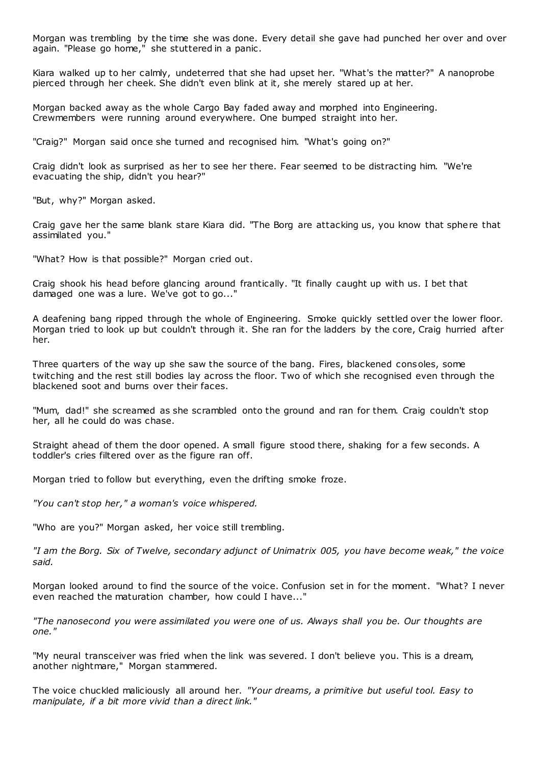Morgan was trembling by the time she was done. Every detail she gave had punched her over and over again. "Please go home," she stuttered in a panic.

Kiara walked up to her calmly, undeterred that she had upset her. "What's the matter?" A nanoprobe pierced through her cheek. She didn't even blink at it, she merely stared up at her.

Morgan backed away as the whole Cargo Bay faded away and morphed into Engineering. Crewmembers were running around everywhere. One bumped straight into her.

"Craig?" Morgan said once she turned and recognised him. "What's going on?"

Craig didn't look as surprised as her to see her there. Fear seemed to be distracting him. "We're evacuating the ship, didn't you hear?"

"But, why?" Morgan asked.

Craig gave her the same blank stare Kiara did. "The Borg are attacking us, you know that sphere that assimilated you."

"What? How is that possible?" Morgan cried out.

Craig shook his head before glancing around frantically. "It finally caught up with us. I bet that damaged one was a lure. We've got to go..."

A deafening bang ripped through the whole of Engineering. Smoke quickly settled over the lower floor. Morgan tried to look up but couldn't through it. She ran for the ladders by the core, Craig hurried after her.

Three quarters of the way up she saw the source of the bang. Fires, blackened consoles, some twitching and the rest still bodies lay across the floor. Two of which she recognised even through the blackened soot and burns over their faces.

"Mum, dad!" she screamed as she scrambled onto the ground and ran for them. Craig couldn't stop her, all he could do was chase.

Straight ahead of them the door opened. A small figure stood there, shaking for a few seconds. A toddler's cries filtered over as the figure ran off.

Morgan tried to follow but everything, even the drifting smoke froze.

*"You can't stop her," a woman's voice whispered.*

"Who are you?" Morgan asked, her voice still trembling.

*"I am the Borg. Six of Twelve, secondary adjunct of Unimatrix 005, you have become weak," the voice said.*

Morgan looked around to find the source of the voice. Confusion set in for the moment. "What? I never even reached the maturation chamber, how could I have..."

*"The nanosecond you were assimilated you were one of us. Always shall you be. Our thoughts are one."*

"My neural transceiver was fried when the link was severed. I don't believe you. This is a dream, another nightmare," Morgan stammered.

The voice chuckled maliciously all around her. *"Your dreams, a primitive but useful tool. Easy to manipulate, if a bit more vivid than a direct link."*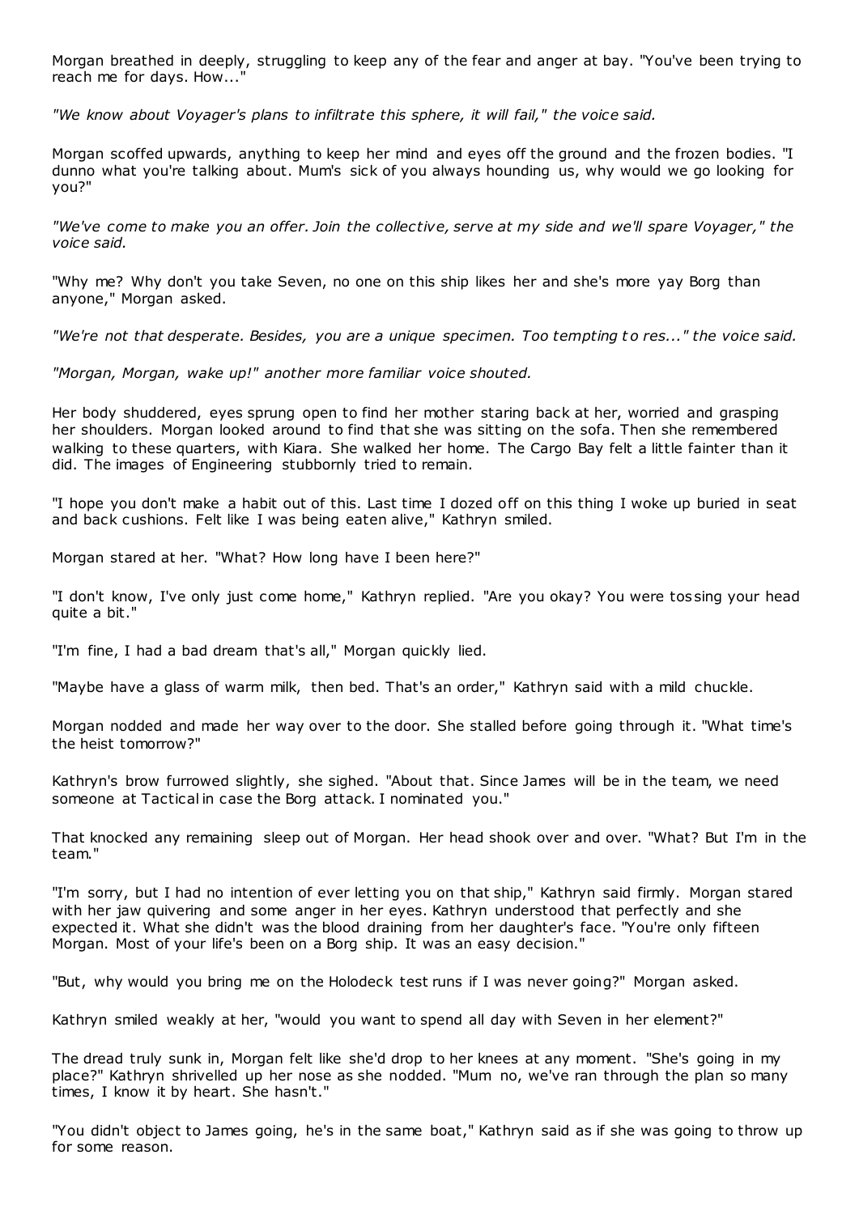Morgan breathed in deeply, struggling to keep any of the fear and anger at bay. "You've been trying to reach me for days. How..."

*"We know about Voyager's plans to infiltrate this sphere, it will fail," the voice said.*

Morgan scoffed upwards, anything to keep her mind and eyes off the ground and the frozen bodies. "I dunno what you're talking about. Mum's sick of you always hounding us, why would we go looking for you?"

*"We've come to make you an offer. Join the collective, serve at my side and we'll spare Voyager," the voice said.*

"Why me? Why don't you take Seven, no one on this ship likes her and she's more yay Borg than anyone," Morgan asked.

*"We're not that desperate. Besides, you are a unique specimen. Too tempting to res..." the voice said.*

*"Morgan, Morgan, wake up!" another more familiar voice shouted.*

Her body shuddered, eyes sprung open to find her mother staring back at her, worried and grasping her shoulders. Morgan looked around to find that she was sitting on the sofa. Then she remembered walking to these quarters, with Kiara. She walked her home. The Cargo Bay felt a little fainter than it did. The images of Engineering stubbornly tried to remain.

"I hope you don't make a habit out of this. Last time I dozed off on this thing I woke up buried in seat and back cushions. Felt like I was being eaten alive," Kathryn smiled.

Morgan stared at her. "What? How long have I been here?"

"I don't know, I've only just come home," Kathryn replied. "Are you okay? You were tossing your head quite a bit."

"I'm fine, I had a bad dream that's all," Morgan quickly lied.

"Maybe have a glass of warm milk, then bed. That's an order," Kathryn said with a mild chuckle.

Morgan nodded and made her way over to the door. She stalled before going through it. "What time's the heist tomorrow?"

Kathryn's brow furrowed slightly, she sighed. "About that. Since James will be in the team, we need someone at Tactical in case the Borg attack. I nominated you."

That knocked any remaining sleep out of Morgan. Her head shook over and over. "What? But I'm in the team."

"I'm sorry, but I had no intention of ever letting you on that ship," Kathryn said firmly. Morgan stared with her jaw quivering and some anger in her eyes. Kathryn understood that perfectly and she expected it. What she didn't was the blood draining from her daughter's face. "You're only fifteen Morgan. Most of your life's been on a Borg ship. It was an easy decision."

"But, why would you bring me on the Holodeck test runs if I was never going?" Morgan asked.

Kathryn smiled weakly at her, "would you want to spend all day with Seven in her element?"

The dread truly sunk in, Morgan felt like she'd drop to her knees at any moment. "She's going in my place?" Kathryn shrivelled up her nose as she nodded. "Mum no, we've ran through the plan so many times, I know it by heart. She hasn't."

"You didn't object to James going, he's in the same boat," Kathryn said as if she was going to throw up for some reason.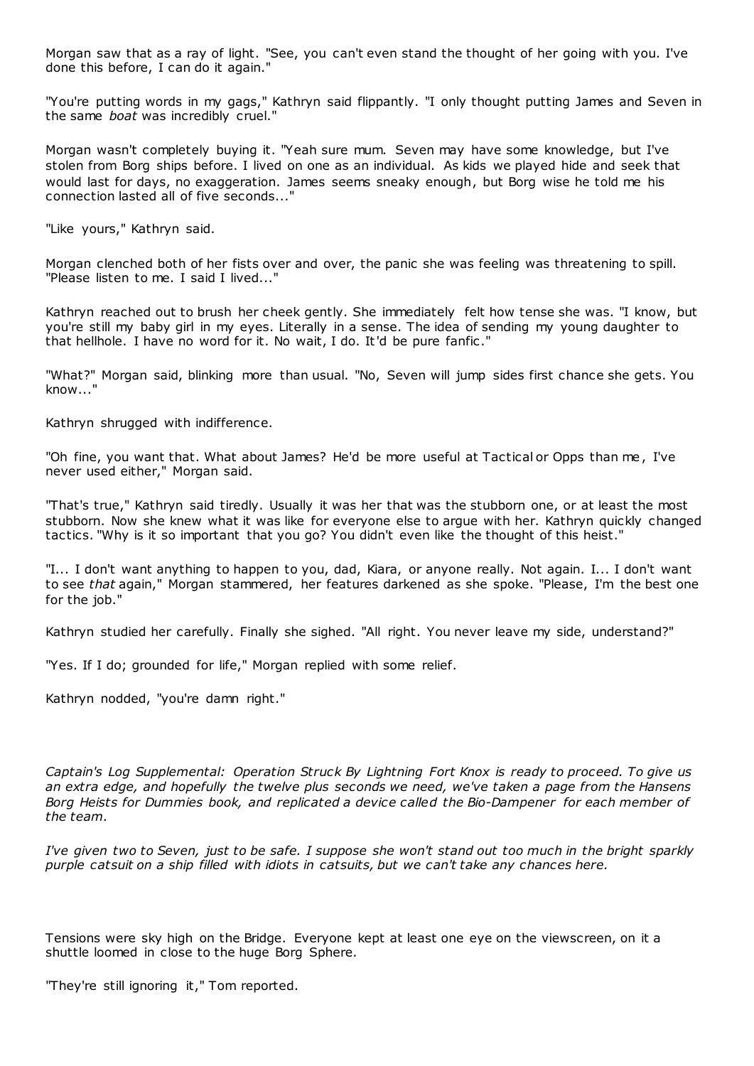Morgan saw that as a ray of light. "See, you can't even stand the thought of her going with you. I've done this before, I can do it again."

"You're putting words in my gags," Kathryn said flippantly. "I only thought putting James and Seven in the same *boat* was incredibly cruel."

Morgan wasn't completely buying it. "Yeah sure mum. Seven may have some knowledge, but I've stolen from Borg ships before. I lived on one as an individual. As kids we played hide and seek that would last for days, no exaggeration. James seems sneaky enough, but Borg wise he told me his connection lasted all of five seconds..."

"Like yours," Kathryn said.

Morgan clenched both of her fists over and over, the panic she was feeling was threatening to spill. "Please listen to me. I said I lived..."

Kathryn reached out to brush her cheek gently. She immediately felt how tense she was. "I know, but you're still my baby girl in my eyes. Literally in a sense. The idea of sending my young daughter to that hellhole. I have no word for it. No wait, I do. It'd be pure fanfic."

"What?" Morgan said, blinking more than usual. "No, Seven will jump sides first chance she gets. You know..."

Kathryn shrugged with indifference.

"Oh fine, you want that. What about James? He'd be more useful at Tactical or Opps than me, I've never used either," Morgan said.

"That's true," Kathryn said tiredly. Usually it was her that was the stubborn one, or at least the most stubborn. Now she knew what it was like for everyone else to argue with her. Kathryn quickly changed tactics. "Why is it so important that you go? You didn't even like the thought of this heist."

"I... I don't want anything to happen to you, dad, Kiara, or anyone really. Not again. I... I don't want to see *that* again," Morgan stammered, her features darkened as she spoke. "Please, I'm the best one for the job."

Kathryn studied her carefully. Finally she sighed. "All right. You never leave my side, understand?"

"Yes. If I do; grounded for life," Morgan replied with some relief.

Kathryn nodded, "you're damn right."

*Captain's Log Supplemental: Operation Struck By Lightning Fort Knox is ready to proceed. To give us an extra edge, and hopefully the twelve plus seconds we need, we've taken a page from the Hansens Borg Heists for Dummies book, and replicated a device called the Bio-Dampener for each member of the team.*

*I've given two to Seven, just to be safe. I suppose she won't stand out too much in the bright sparkly purple catsuit on a ship filled with idiots in catsuits, but we can't take any chances here.*

Tensions were sky high on the Bridge. Everyone kept at least one eye on the viewscreen, on it a shuttle loomed in close to the huge Borg Sphere.

"They're still ignoring it," Tom reported.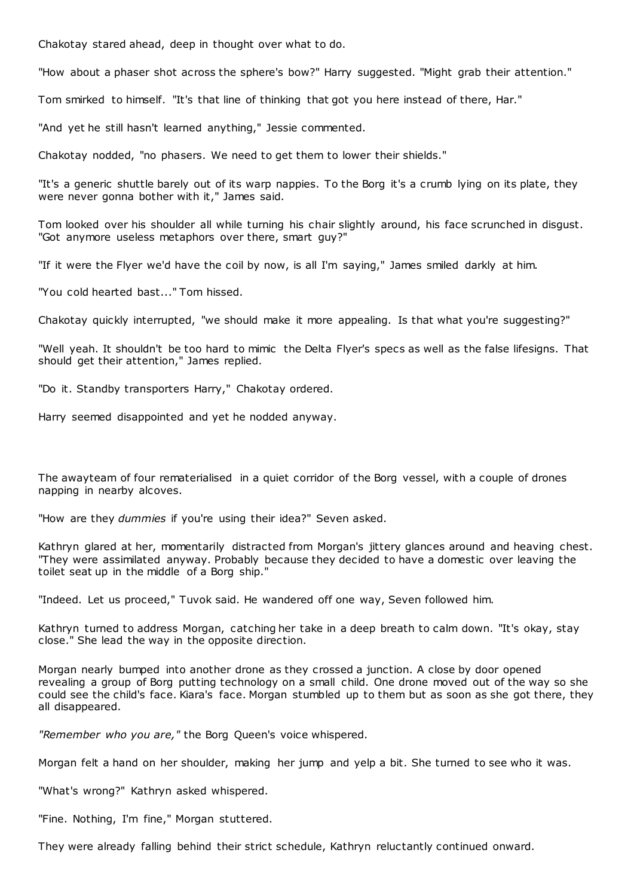Chakotay stared ahead, deep in thought over what to do.

"How about a phaser shot across the sphere's bow?" Harry suggested. "Might grab their attention."

Tom smirked to himself. "It's that line of thinking that got you here instead of there, Har."

"And yet he still hasn't learned anything," Jessie commented.

Chakotay nodded, "no phasers. We need to get them to lower their shields."

"It's a generic shuttle barely out of its warp nappies. To the Borg it's a crumb lying on its plate, they were never gonna bother with it," James said.

Tom looked over his shoulder all while turning his chair slightly around, his face scrunched in disgust. "Got anymore useless metaphors over there, smart guy?"

"If it were the Flyer we'd have the coil by now, is all I'm saying," James smiled darkly at him.

"You cold hearted bast..." Tom hissed.

Chakotay quickly interrupted, "we should make it more appealing. Is that what you're suggesting?"

"Well yeah. It shouldn't be too hard to mimic the Delta Flyer's specs as well as the false lifesigns. That should get their attention," James replied.

"Do it. Standby transporters Harry," Chakotay ordered.

Harry seemed disappointed and yet he nodded anyway.

The awayteam of four rematerialised in a quiet corridor of the Borg vessel, with a couple of drones napping in nearby alcoves.

"How are they *dummies* if you're using their idea?" Seven asked.

Kathryn glared at her, momentarily distracted from Morgan's jittery glances around and heaving chest. "They were assimilated anyway. Probably because they decided to have a domestic over leaving the toilet seat up in the middle of a Borg ship."

"Indeed. Let us proceed," Tuvok said. He wandered off one way, Seven followed him.

Kathryn turned to address Morgan, catching her take in a deep breath to calm down. "It's okay, stay close." She lead the way in the opposite direction.

Morgan nearly bumped into another drone as they crossed a junction. A close by door opened revealing a group of Borg putting technology on a small child. One drone moved out of the way so she could see the child's face. Kiara's face. Morgan stumbled up to them but as soon as she got there, they all disappeared.

*"Remember who you are,"* the Borg Queen's voice whispered.

Morgan felt a hand on her shoulder, making her jump and yelp a bit. She turned to see who it was.

"What's wrong?" Kathryn asked whispered.

"Fine. Nothing, I'm fine," Morgan stuttered.

They were already falling behind their strict schedule, Kathryn reluctantly continued onward.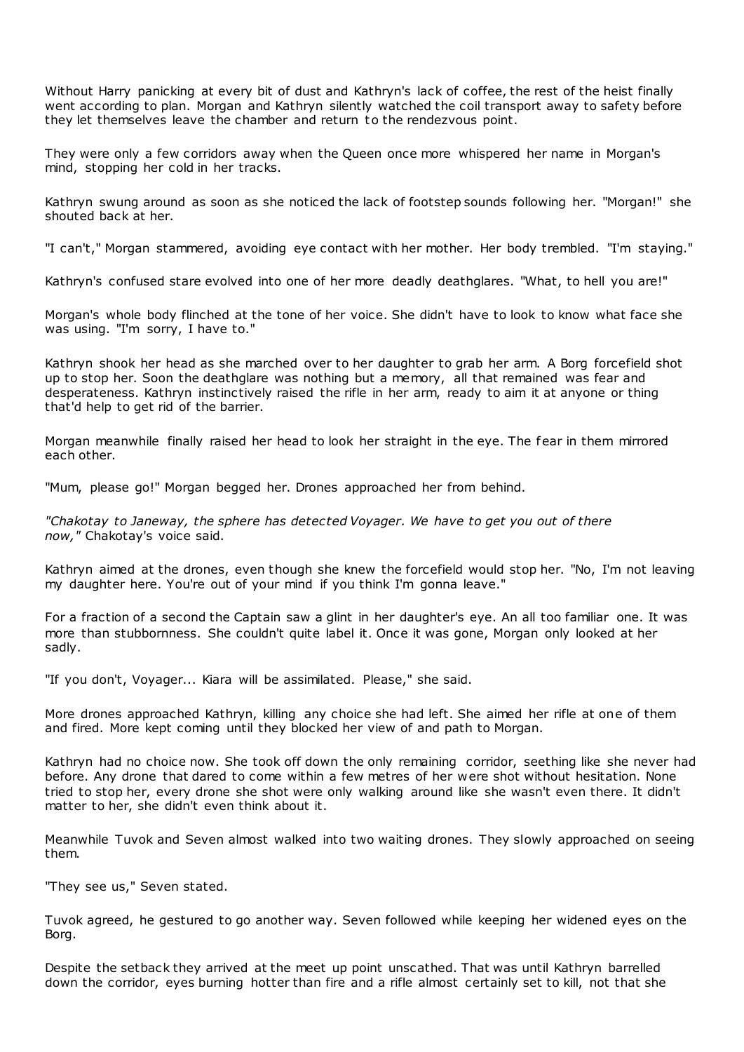Without Harry panicking at every bit of dust and Kathryn's lack of coffee, the rest of the heist finally went according to plan. Morgan and Kathryn silently watched the coil transport away to safety before they let themselves leave the chamber and return to the rendezvous point.

They were only a few corridors away when the Queen once more whispered her name in Morgan's mind, stopping her cold in her tracks.

Kathryn swung around as soon as she noticed the lack of footstep sounds following her. "Morgan!" she shouted back at her.

"I can't," Morgan stammered, avoiding eye contact with her mother. Her body trembled. "I'm staying."

Kathryn's confused stare evolved into one of her more deadly deathglares. "What, to hell you are!"

Morgan's whole body flinched at the tone of her voice. She didn't have to look to know what face she was using. "I'm sorry, I have to."

Kathryn shook her head as she marched over to her daughter to grab her arm. A Borg forcefield shot up to stop her. Soon the deathglare was nothing but a memory, all that remained was fear and desperateness. Kathryn instinctively raised the rifle in her arm, ready to aim it at anyone or thing that'd help to get rid of the barrier.

Morgan meanwhile finally raised her head to look her straight in the eye. The fear in them mirrored each other.

"Mum, please go!" Morgan begged her. Drones approached her from behind.

*"Chakotay to Janeway, the sphere has detected Voyager. We have to get you out of there now,"* Chakotay's voice said.

Kathryn aimed at the drones, even though she knew the forcefield would stop her. "No, I'm not leaving my daughter here. You're out of your mind if you think I'm gonna leave."

For a fraction of a second the Captain saw a glint in her daughter's eye. An all too familiar one. It was more than stubbornness. She couldn't quite label it. Once it was gone, Morgan only looked at her sadly.

"If you don't, Voyager... Kiara will be assimilated. Please," she said.

More drones approached Kathryn, killing any choice she had left. She aimed her rifle at one of them and fired. More kept coming until they blocked her view of and path to Morgan.

Kathryn had no choice now. She took off down the only remaining corridor, seething like she never had before. Any drone that dared to come within a few metres of her were shot without hesitation. None tried to stop her, every drone she shot were only walking around like she wasn't even there. It didn't matter to her, she didn't even think about it.

Meanwhile Tuvok and Seven almost walked into two waiting drones. They slowly approached on seeing them.

"They see us," Seven stated.

Tuvok agreed, he gestured to go another way. Seven followed while keeping her widened eyes on the Borg.

Despite the setback they arrived at the meet up point unscathed. That was until Kathryn barrelled down the corridor, eyes burning hotter than fire and a rifle almost certainly set to kill, not that she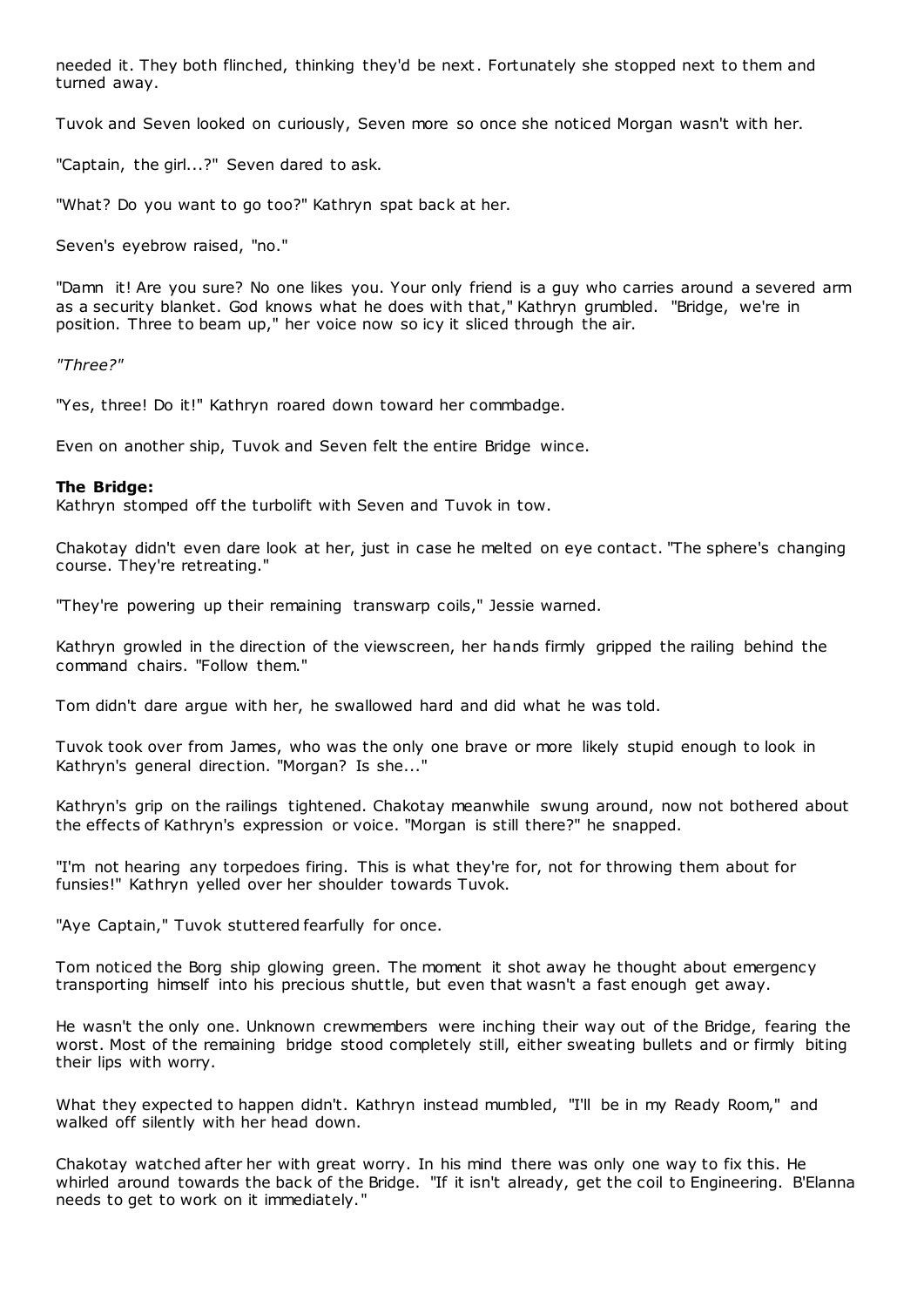needed it. They both flinched, thinking they'd be next. Fortunately she stopped next to them and turned away.

Tuvok and Seven looked on curiously, Seven more so once she noticed Morgan wasn't with her.

"Captain, the girl...?" Seven dared to ask.

"What? Do you want to go too?" Kathryn spat back at her.

Seven's eyebrow raised, "no."

"Damn it! Are you sure? No one likes you. Your only friend is a guy who carries around a severed arm as a security blanket. God knows what he does with that," Kathryn grumbled. "Bridge, we're in position. Three to beam up," her voice now so icy it sliced through the air.

*"Three?"*

"Yes, three! Do it!" Kathryn roared down toward her commbadge.

Even on another ship, Tuvok and Seven felt the entire Bridge wince.

**The Bridge:**
Kathryn stomped off the turbolift with Seven and Tuvok in tow.

Chakotay didn't even dare look at her, just in case he melted on eye contact. "The sphere's changing course. They're retreating."

"They're powering up their remaining transwarp coils," Jessie warned.

Kathryn growled in the direction of the viewscreen, her hands firmly gripped the railing behind the command chairs. "Follow them."

Tom didn't dare argue with her, he swallowed hard and did what he was told.

Tuvok took over from James, who was the only one brave or more likely stupid enough to look in Kathryn's general direction. "Morgan? Is she..."

Kathryn's grip on the railings tightened. Chakotay meanwhile swung around, now not bothered about the effects of Kathryn's expression or voice. "Morgan is still there?" he snapped.

"I'm not hearing any torpedoes firing. This is what they're for, not for throwing them about for funsies!" Kathryn yelled over her shoulder towards Tuvok.

"Aye Captain," Tuvok stuttered fearfully for once.

Tom noticed the Borg ship glowing green. The moment it shot away he thought about emergency transporting himself into his precious shuttle, but even that wasn't a fast enough get away.

He wasn't the only one. Unknown crewmembers were inching their way out of the Bridge, fearing the worst. Most of the remaining bridge stood completely still, either sweating bullets and or firmly biting their lips with worry.

What they expected to happen didn't. Kathryn instead mumbled, "I'll be in my Ready Room," and walked off silently with her head down.

Chakotay watched after her with great worry. In his mind there was only one way to fix this. He whirled around towards the back of the Bridge. "If it isn't already, get the coil to Engineering. B'Elanna needs to get to work on it immediately."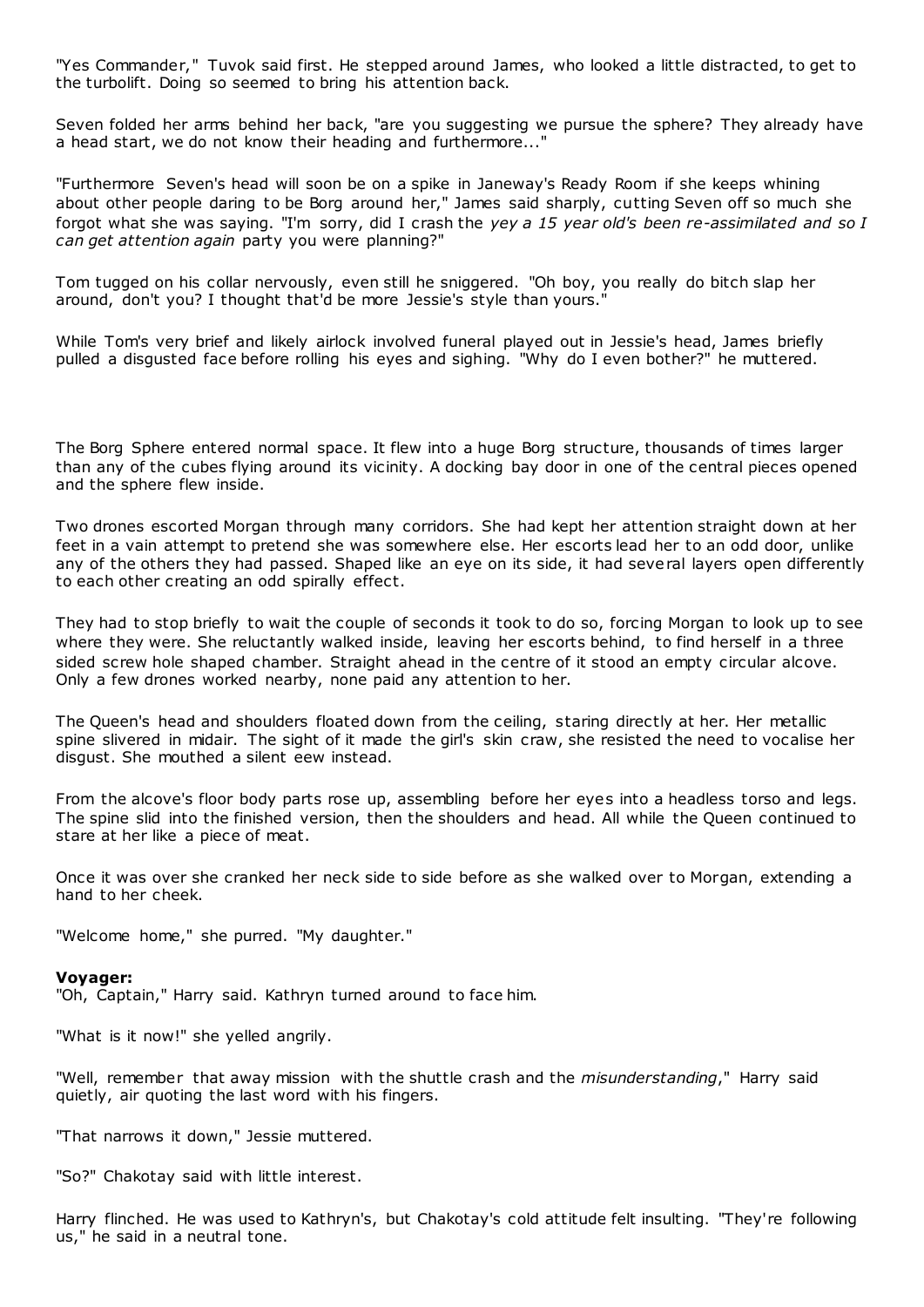"Yes Commander," Tuvok said first. He stepped around James, who looked a little distracted, to get to the turbolift. Doing so seemed to bring his attention back.

Seven folded her arms behind her back, "are you suggesting we pursue the sphere? They already have a head start, we do not know their heading and furthermore..."

"Furthermore Seven's head will soon be on a spike in Janeway's Ready Room if she keeps whining about other people daring to be Borg around her," James said sharply, cutting Seven off so much she forgot what she was saying. "I'm sorry, did I crash the *yey a 15 year old's been re-assimilated and so I can get attention again* party you were planning?"

Tom tugged on his collar nervously, even still he sniggered. "Oh boy, you really do bitch slap her around, don't you? I thought that'd be more Jessie's style than yours."

While Tom's very brief and likely airlock involved funeral played out in Jessie's head, James briefly pulled a disgusted face before rolling his eyes and sighing. "Why do I even bother?" he muttered.

The Borg Sphere entered normal space. It flew into a huge Borg structure, thousands of times larger than any of the cubes flying around its vicinity. A docking bay door in one of the central pieces opened and the sphere flew inside.

Two drones escorted Morgan through many corridors. She had kept her attention straight down at her feet in a vain attempt to pretend she was somewhere else. Her escorts lead her to an odd door, unlike any of the others they had passed. Shaped like an eye on its side, it had several layers open differently to each other creating an odd spirally effect.

They had to stop briefly to wait the couple of seconds it took to do so, forcing Morgan to look up to see where they were. She reluctantly walked inside, leaving her escorts behind, to find herself in a three sided screw hole shaped chamber. Straight ahead in the centre of it stood an empty circular alcove. Only a few drones worked nearby, none paid any attention to her.

The Queen's head and shoulders floated down from the ceiling, staring directly at her. Her metallic spine slivered in midair. The sight of it made the girl's skin craw, she resisted the need to vocalise her disgust. She mouthed a silent eew instead.

From the alcove's floor body parts rose up, assembling before her eyes into a headless torso and legs. The spine slid into the finished version, then the shoulders and head. All while the Queen continued to stare at her like a piece of meat.

Once it was over she cranked her neck side to side before as she walked over to Morgan, extending a hand to her cheek.

"Welcome home," she purred. "My daughter."

**Voyager:**
"Oh, Captain," Harry said. Kathryn turned around to face him.

"What is it now!" she yelled angrily.

"Well, remember that away mission with the shuttle crash and the *misunderstanding*," Harry said quietly, air quoting the last word with his fingers.

"That narrows it down," Jessie muttered.

"So?" Chakotay said with little interest.

Harry flinched. He was used to Kathryn's, but Chakotay's cold attitude felt insulting. "They're following us," he said in a neutral tone.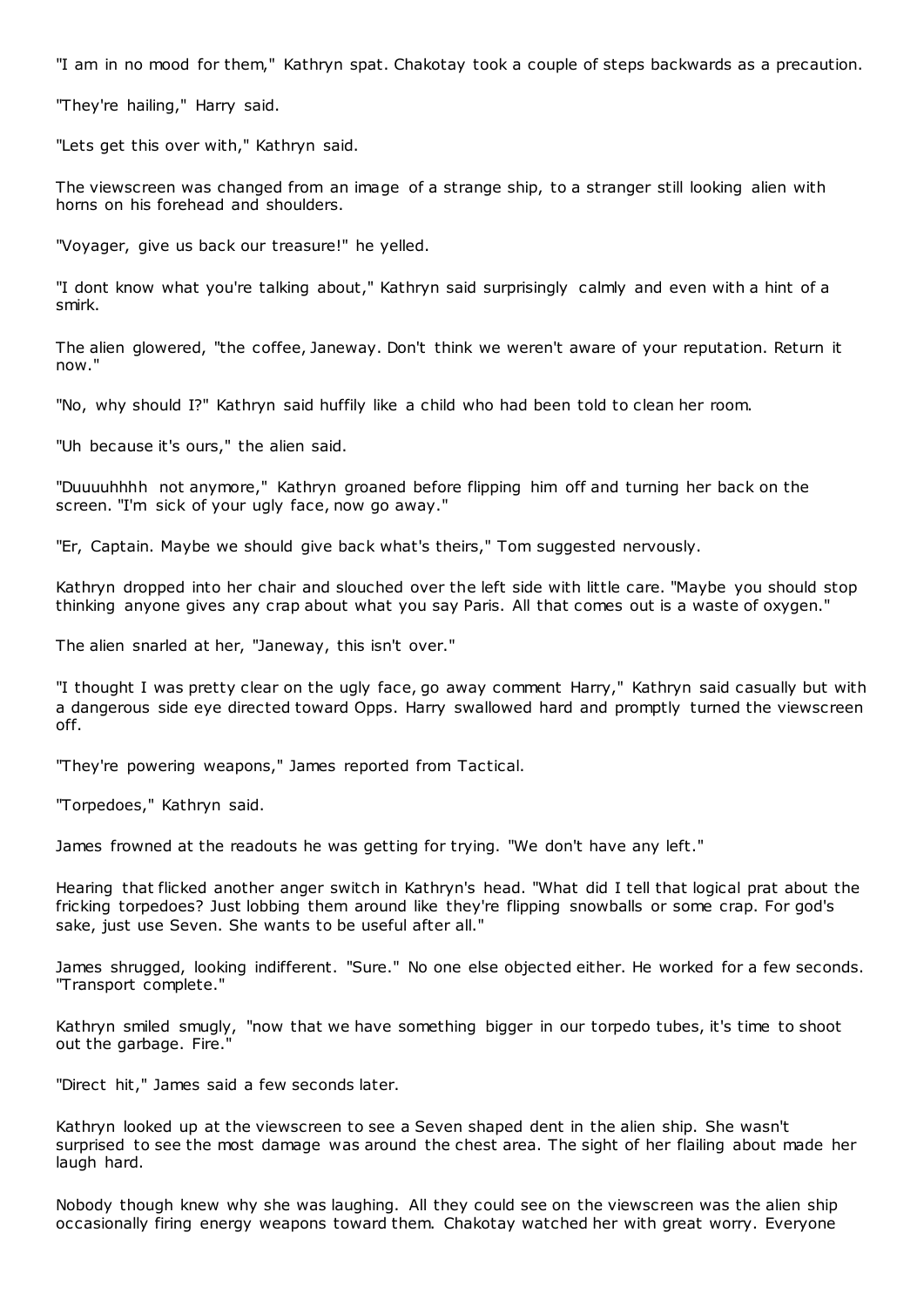"I am in no mood for them," Kathryn spat. Chakotay took a couple of steps backwards as a precaution.

"They're hailing," Harry said.

"Lets get this over with," Kathryn said.

The viewscreen was changed from an image of a strange ship, to a stranger still looking alien with horns on his forehead and shoulders.

"Voyager, give us back our treasure!" he yelled.

"I dont know what you're talking about," Kathryn said surprisingly calmly and even with a hint of a smirk.

The alien glowered, "the coffee, Janeway. Don't think we weren't aware of your reputation. Return it now."

"No, why should I?" Kathryn said huffily like a child who had been told to clean her room.

"Uh because it's ours," the alien said.

"Duuuuhhhh not anymore," Kathryn groaned before flipping him off and turning her back on the screen. "I'm sick of your ugly face, now go away."

"Er, Captain. Maybe we should give back what's theirs," Tom suggested nervously.

Kathryn dropped into her chair and slouched over the left side with little care. "Maybe you should stop thinking anyone gives any crap about what you say Paris. All that comes out is a waste of oxygen."

The alien snarled at her, "Janeway, this isn't over."

"I thought I was pretty clear on the ugly face, go away comment Harry," Kathryn said casually but with a dangerous side eye directed toward Opps. Harry swallowed hard and promptly turned the viewscreen off.

"They're powering weapons," James reported from Tactical.

"Torpedoes," Kathryn said.

James frowned at the readouts he was getting for trying. "We don't have any left."

Hearing that flicked another anger switch in Kathryn's head. "What did I tell that logical prat about the fricking torpedoes? Just lobbing them around like they're flipping snowballs or some crap. For god's sake, just use Seven. She wants to be useful after all."

James shrugged, looking indifferent. "Sure." No one else objected either. He worked for a few seconds. "Transport complete."

Kathryn smiled smugly, "now that we have something bigger in our torpedo tubes, it's time to shoot out the garbage. Fire."

"Direct hit," James said a few seconds later.

Kathryn looked up at the viewscreen to see a Seven shaped dent in the alien ship. She wasn't surprised to see the most damage was around the chest area. The sight of her flailing about made her laugh hard.

Nobody though knew why she was laughing. All they could see on the viewscreen was the alien ship occasionally firing energy weapons toward them. Chakotay watched her with great worry. Everyone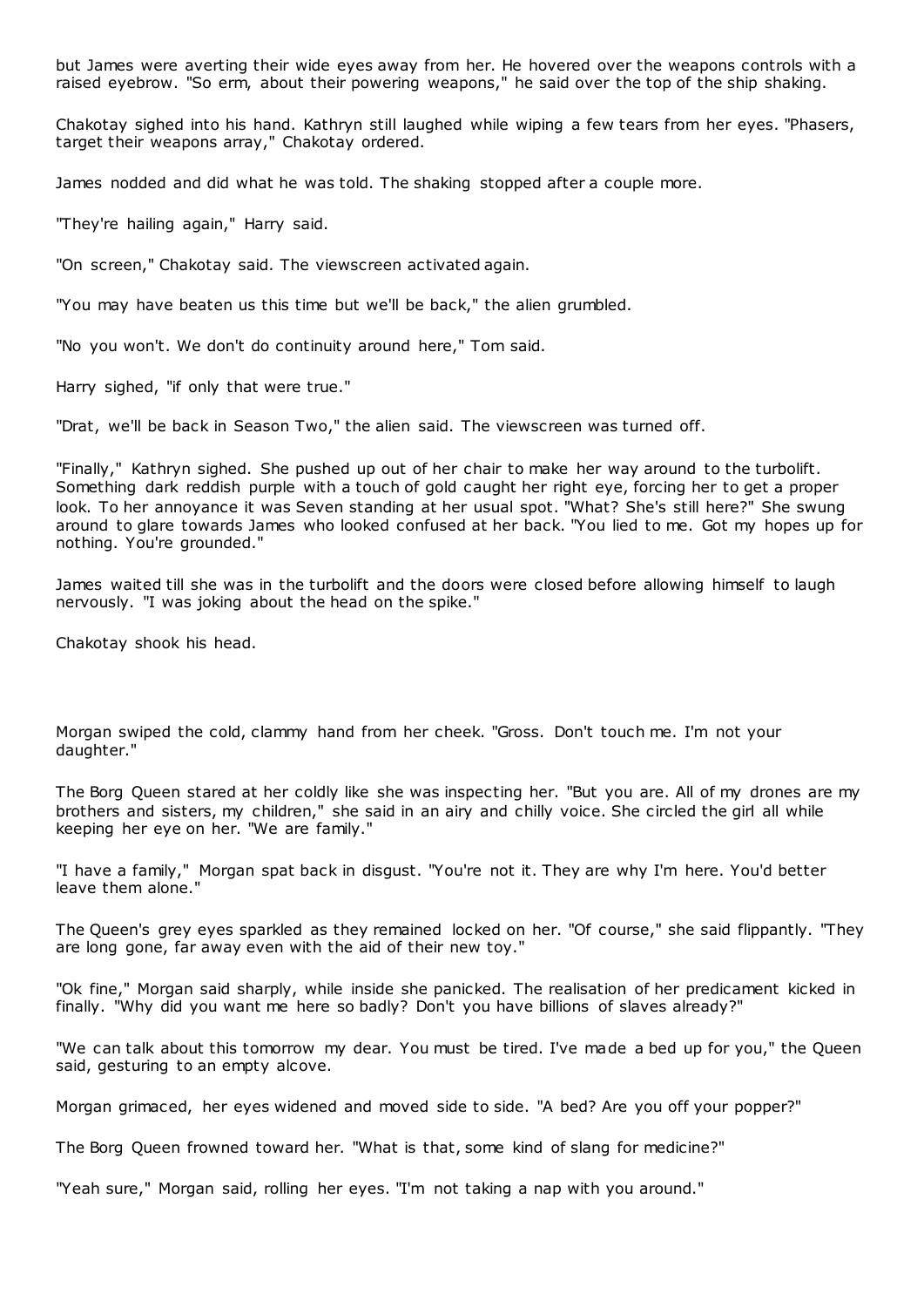but James were averting their wide eyes away from her. He hovered over the weapons controls with a raised eyebrow. "So erm, about their powering weapons," he said over the top of the ship shaking.

Chakotay sighed into his hand. Kathryn still laughed while wiping a few tears from her eyes. "Phasers, target their weapons array," Chakotay ordered.

James nodded and did what he was told. The shaking stopped after a couple more.

"They're hailing again," Harry said.

"On screen," Chakotay said. The viewscreen activated again.

"You may have beaten us this time but we'll be back," the alien grumbled.

"No you won't. We don't do continuity around here," Tom said.

Harry sighed, "if only that were true."

"Drat, we'll be back in Season Two," the alien said. The viewscreen was turned off.

"Finally," Kathryn sighed. She pushed up out of her chair to make her way around to the turbolift. Something dark reddish purple with a touch of gold caught her right eye, forcing her to get a proper look. To her annoyance it was Seven standing at her usual spot. "What? She's still here?" She swung around to glare towards James who looked confused at her back. "You lied to me. Got my hopes up for nothing. You're grounded."

James waited till she was in the turbolift and the doors were closed before allowing himself to laugh nervously. "I was joking about the head on the spike."

Chakotay shook his head.

Morgan swiped the cold, clammy hand from her cheek. "Gross. Don't touch me. I'm not your daughter."

The Borg Queen stared at her coldly like she was inspecting her. "But you are. All of my drones are my brothers and sisters, my children," she said in an airy and chilly voice. She circled the girl all while keeping her eye on her. "We are family."

"I have a family," Morgan spat back in disgust. "You're not it. They are why I'm here. You'd better leave them alone."

The Queen's grey eyes sparkled as they remained locked on her. "Of course," she said flippantly. "They are long gone, far away even with the aid of their new toy."

"Ok fine," Morgan said sharply, while inside she panicked. The realisation of her predicament kicked in finally. "Why did you want me here so badly? Don't you have billions of slaves already?"

"We can talk about this tomorrow my dear. You must be tired. I've made a bed up for you," the Queen said, gesturing to an empty alcove.

Morgan grimaced, her eyes widened and moved side to side. "A bed? Are you off your popper?"

The Borg Queen frowned toward her. "What is that, some kind of slang for medicine?"

"Yeah sure," Morgan said, rolling her eyes. "I'm not taking a nap with you around."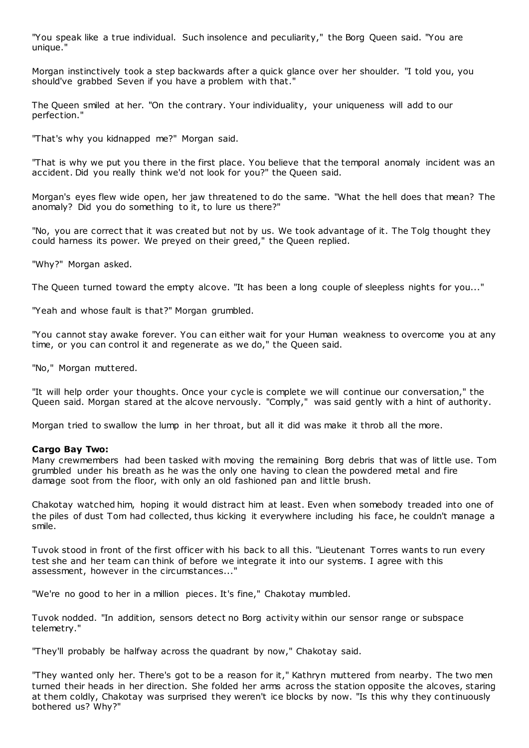"You speak like a true individual. Such insolence and peculiarity," the Borg Queen said. "You are unique."

Morgan instinctively took a step backwards after a quick glance over her shoulder. "I told you, you should've grabbed Seven if you have a problem with that."

The Queen smiled at her. "On the contrary. Your individuality, your uniqueness will add to our perfection."

"That's why you kidnapped me?" Morgan said.

"That is why we put you there in the first place. You believe that the temporal anomaly incident was an accident. Did you really think we'd not look for you?" the Queen said.

Morgan's eyes flew wide open, her jaw threatened to do the same. "What the hell does that mean? The anomaly? Did you do something to it, to lure us there?"

"No, you are correct that it was created but not by us. We took advantage of it. The Tolg thought they could harness its power. We preyed on their greed," the Queen replied.

"Why?" Morgan asked.

The Queen turned toward the empty alcove. "It has been a long couple of sleepless nights for you..."

"Yeah and whose fault is that?" Morgan grumbled.

"You cannot stay awake forever. You can either wait for your Human weakness to overcome you at any time, or you can control it and regenerate as we do," the Queen said.

"No," Morgan muttered.

"It will help order your thoughts. Once your cycle is complete we will continue our conversation," the Queen said. Morgan stared at the alcove nervously. "Comply," was said gently with a hint of authority.

Morgan tried to swallow the lump in her throat, but all it did was make it throb all the more.

**Cargo Bay Two:**
Many crewmembers had been tasked with moving the remaining Borg debris that was of little use. Tom grumbled under his breath as he was the only one having to clean the powdered metal and fire damage soot from the floor, with only an old fashioned pan and little brush.

Chakotay watched him, hoping it would distract him at least. Even when somebody treaded into one of the piles of dust Tom had collected, thus kicking it everywhere including his face, he couldn't manage a smile.

Tuvok stood in front of the first officer with his back to all this. "Lieutenant Torres wants to run every test she and her team can think of before we integrate it into our systems. I agree with this assessment, however in the circumstances..."

"We're no good to her in a million pieces. It's fine," Chakotay mumbled.

Tuvok nodded. "In addition, sensors detect no Borg activity within our sensor range or subspace telemetry."

"They'll probably be halfway across the quadrant by now," Chakotay said.

"They wanted only her. There's got to be a reason for it," Kathryn muttered from nearby. The two men turned their heads in her direction. She folded her arms across the station opposite the alcoves, staring at them coldly, Chakotay was surprised they weren't ice blocks by now. "Is this why they continuously bothered us? Why?"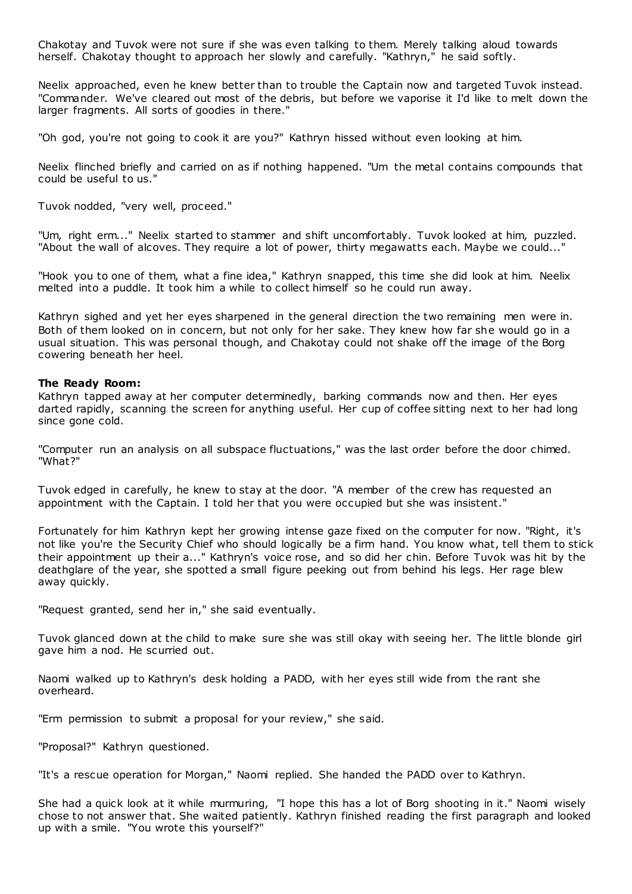Chakotay and Tuvok were not sure if she was even talking to them. Merely talking aloud towards herself. Chakotay thought to approach her slowly and carefully. "Kathryn," he said softly.

Neelix approached, even he knew better than to trouble the Captain now and targeted Tuvok instead. "Commander. We've cleared out most of the debris, but before we vaporise it I'd like to melt down the larger fragments. All sorts of goodies in there."

"Oh god, you're not going to cook it are you?" Kathryn hissed without even looking at him.

Neelix flinched briefly and carried on as if nothing happened. "Um the metal contains compounds that could be useful to us."

Tuvok nodded, "very well, proceed."

"Um, right erm..." Neelix started to stammer and shift uncomfortably. Tuvok looked at him, puzzled. "About the wall of alcoves. They require a lot of power, thirty megawatts each. Maybe we could..."

"Hook you to one of them, what a fine idea," Kathryn snapped, this time she did look at him. Neelix melted into a puddle. It took him a while to collect himself so he could run away.

Kathryn sighed and yet her eyes sharpened in the general direction the two remaining men were in. Both of them looked on in concern, but not only for her sake. They knew how far she would go in a usual situation. This was personal though, and Chakotay could not shake off the image of the Borg cowering beneath her heel.

**The Ready Room:**
Kathryn tapped away at her computer determinedly, barking commands now and then. Her eyes darted rapidly, scanning the screen for anything useful. Her cup of coffee sitting next to her had long since gone cold.

"Computer run an analysis on all subspace fluctuations," was the last order before the door chimed. "What?"

Tuvok edged in carefully, he knew to stay at the door. "A member of the crew has requested an appointment with the Captain. I told her that you were occupied but she was insistent."

Fortunately for him Kathryn kept her growing intense gaze fixed on the computer for now. "Right, it's not like you're the Security Chief who should logically be a firm hand. You know what, tell them to stick their appointment up their a..." Kathryn's voice rose, and so did her chin. Before Tuvok was hit by the deathglare of the year, she spotted a small figure peeking out from behind his legs. Her rage blew away quickly.

"Request granted, send her in," she said eventually.

Tuvok glanced down at the child to make sure she was still okay with seeing her. The little blonde girl gave him a nod. He scurried out.

Naomi walked up to Kathryn's desk holding a PADD, with her eyes still wide from the rant she overheard.

"Erm permission to submit a proposal for your review," she said.

"Proposal?" Kathryn questioned.

"It's a rescue operation for Morgan," Naomi replied. She handed the PADD over to Kathryn.

She had a quick look at it while murmuring, "I hope this has a lot of Borg shooting in it." Naomi wisely chose to not answer that. She waited patiently. Kathryn finished reading the first paragraph and looked up with a smile. "You wrote this yourself?"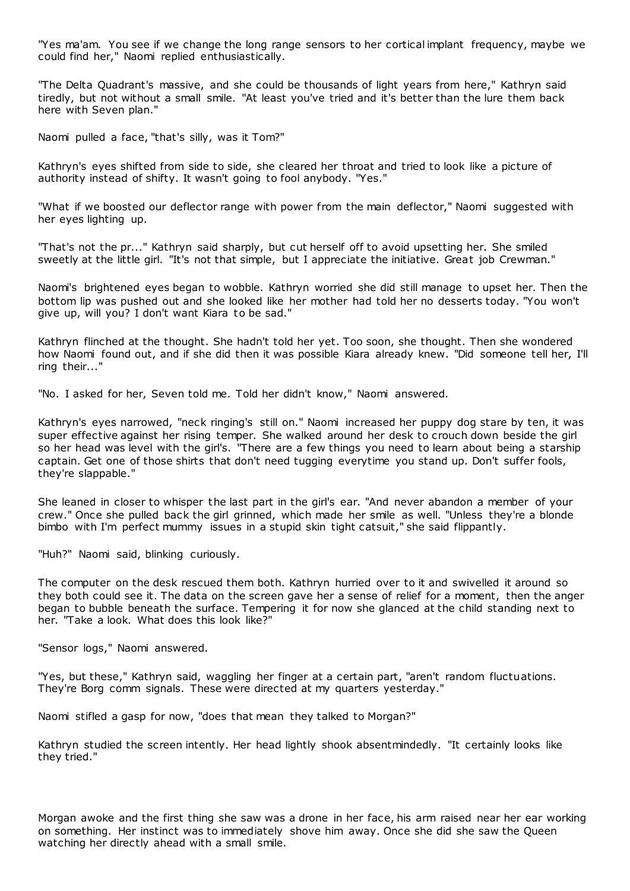"Yes ma'am. You see if we change the long range sensors to her cortical implant frequency, maybe we could find her," Naomi replied enthusiastically.

"The Delta Quadrant's massive, and she could be thousands of light years from here," Kathryn said tiredly, but not without a small smile. "At least you've tried and it's better than the lure them back here with Seven plan."

Naomi pulled a face, "that's silly, was it Tom?"

Kathryn's eyes shifted from side to side, she cleared her throat and tried to look like a picture of authority instead of shifty. It wasn't going to fool anybody. "Yes."

"What if we boosted our deflector range with power from the main deflector," Naomi suggested with her eyes lighting up.

"That's not the pr..." Kathryn said sharply, but cut herself off to avoid upsetting her. She smiled sweetly at the little girl. "It's not that simple, but I appreciate the initiative. Great job Crewman."

Naomi's brightened eyes began to wobble. Kathryn worried she did still manage to upset her. Then the bottom lip was pushed out and she looked like her mother had told her no desserts today. "You won't give up, will you? I don't want Kiara to be sad."

Kathryn flinched at the thought. She hadn't told her yet. Too soon, she thought. Then she wondered how Naomi found out, and if she did then it was possible Kiara already knew. "Did someone tell her, I'll ring their..."

"No. I asked for her, Seven told me. Told her didn't know," Naomi answered.

Kathryn's eyes narrowed, "neck ringing's still on." Naomi increased her puppy dog stare by ten, it was super effective against her rising temper. She walked around her desk to crouch down beside the girl so her head was level with the girl's. "There are a few things you need to learn about being a starship captain. Get one of those shirts that don't need tugging everytime you stand up. Don't suffer fools, they're slappable."

She leaned in closer to whisper the last part in the girl's ear. "And never abandon a member of your crew." Once she pulled back the girl grinned, which made her smile as well. "Unless they're a blonde bimbo with I'm perfect mummy issues in a stupid skin tight catsuit," she said flippantly.

"Huh?" Naomi said, blinking curiously.

The computer on the desk rescued them both. Kathryn hurried over to it and swivelled it around so they both could see it. The data on the screen gave her a sense of relief for a moment, then the anger began to bubble beneath the surface. Tempering it for now she glanced at the child standing next to her. "Take a look. What does this look like?"

"Sensor logs," Naomi answered.

"Yes, but these," Kathryn said, waggling her finger at a certain part, "aren't random fluctuations. They're Borg comm signals. These were directed at my quarters yesterday."

Naomi stifled a gasp for now, "does that mean they talked to Morgan?"

Kathryn studied the screen intently. Her head lightly shook absentmindedly. "It certainly looks like they tried."

Morgan awoke and the first thing she saw was a drone in her face, his arm raised near her ear working on something. Her instinct was to immediately shove him away. Once she did she saw the Queen watching her directly ahead with a small smile.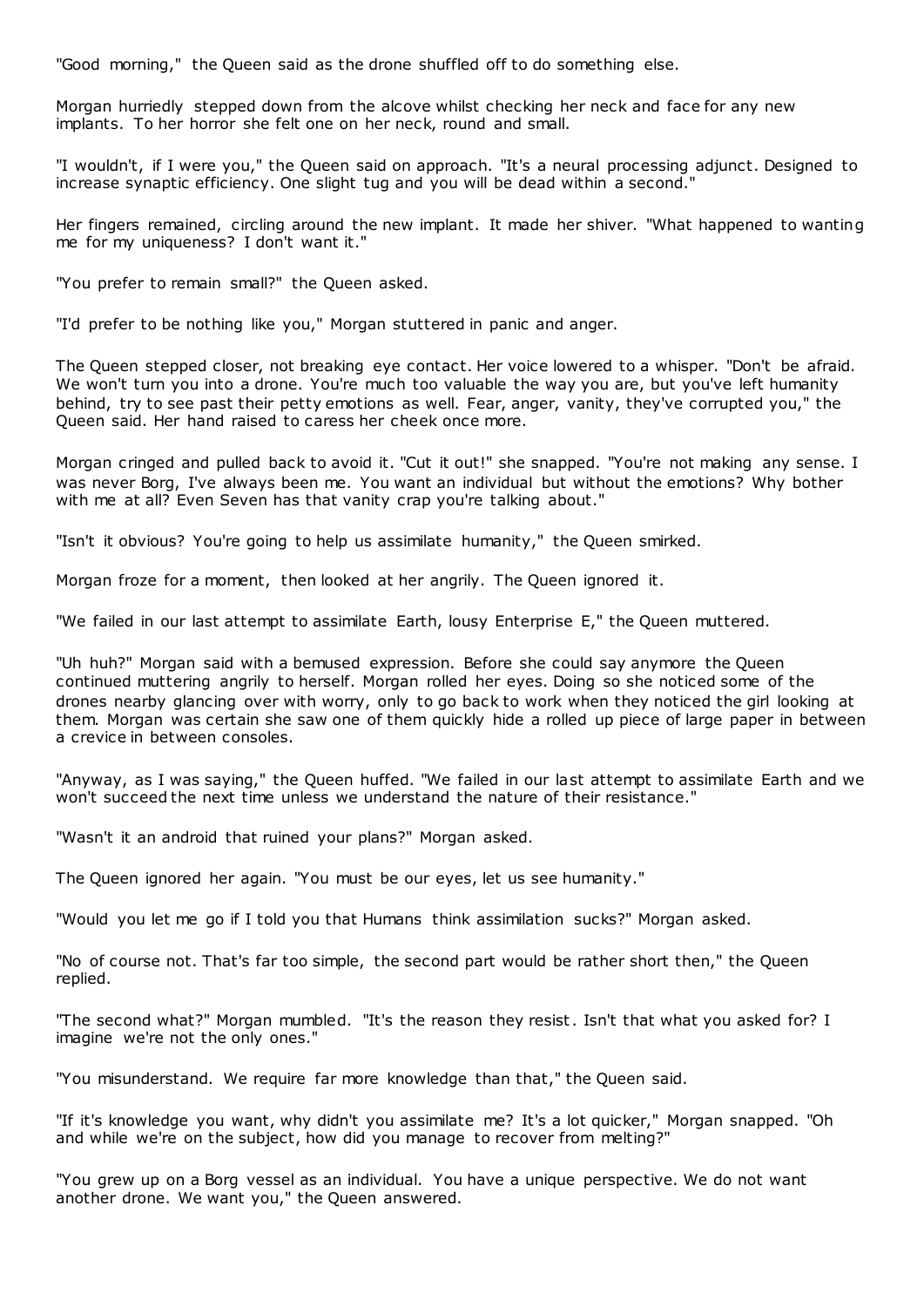"Good morning," the Queen said as the drone shuffled off to do something else.

Morgan hurriedly stepped down from the alcove whilst checking her neck and face for any new implants. To her horror she felt one on her neck, round and small.

"I wouldn't, if I were you," the Queen said on approach. "It's a neural processing adjunct. Designed to increase synaptic efficiency. One slight tug and you will be dead within a second."

Her fingers remained, circling around the new implant. It made her shiver. "What happened to wanting me for my uniqueness? I don't want it."

"You prefer to remain small?" the Queen asked.

"I'd prefer to be nothing like you," Morgan stuttered in panic and anger.

The Queen stepped closer, not breaking eye contact. Her voice lowered to a whisper. "Don't be afraid. We won't turn you into a drone. You're much too valuable the way you are, but you've left humanity behind, try to see past their petty emotions as well. Fear, anger, vanity, they've corrupted you," the Queen said. Her hand raised to caress her cheek once more.

Morgan cringed and pulled back to avoid it. "Cut it out!" she snapped. "You're not making any sense. I was never Borg, I've always been me. You want an individual but without the emotions? Why bother with me at all? Even Seven has that vanity crap you're talking about."

"Isn't it obvious? You're going to help us assimilate humanity," the Queen smirked.

Morgan froze for a moment, then looked at her angrily. The Queen ignored it.

"We failed in our last attempt to assimilate Earth, lousy Enterprise E," the Queen muttered.

"Uh huh?" Morgan said with a bemused expression. Before she could say anymore the Queen continued muttering angrily to herself. Morgan rolled her eyes. Doing so she noticed some of the drones nearby glancing over with worry, only to go back to work when they noticed the girl looking at them. Morgan was certain she saw one of them quickly hide a rolled up piece of large paper in between a crevice in between consoles.

"Anyway, as I was saying," the Queen huffed. "We failed in our last attempt to assimilate Earth and we won't succeed the next time unless we understand the nature of their resistance."

"Wasn't it an android that ruined your plans?" Morgan asked.

The Queen ignored her again. "You must be our eyes, let us see humanity."

"Would you let me go if I told you that Humans think assimilation sucks?" Morgan asked.

"No of course not. That's far too simple, the second part would be rather short then," the Queen replied.

"The second what?" Morgan mumbled. "It's the reason they resist. Isn't that what you asked for? I imagine we're not the only ones."

"You misunderstand. We require far more knowledge than that," the Queen said.

"If it's knowledge you want, why didn't you assimilate me? It's a lot quicker," Morgan snapped. "Oh and while we're on the subject, how did you manage to recover from melting?"

"You grew up on a Borg vessel as an individual. You have a unique perspective. We do not want another drone. We want you," the Queen answered.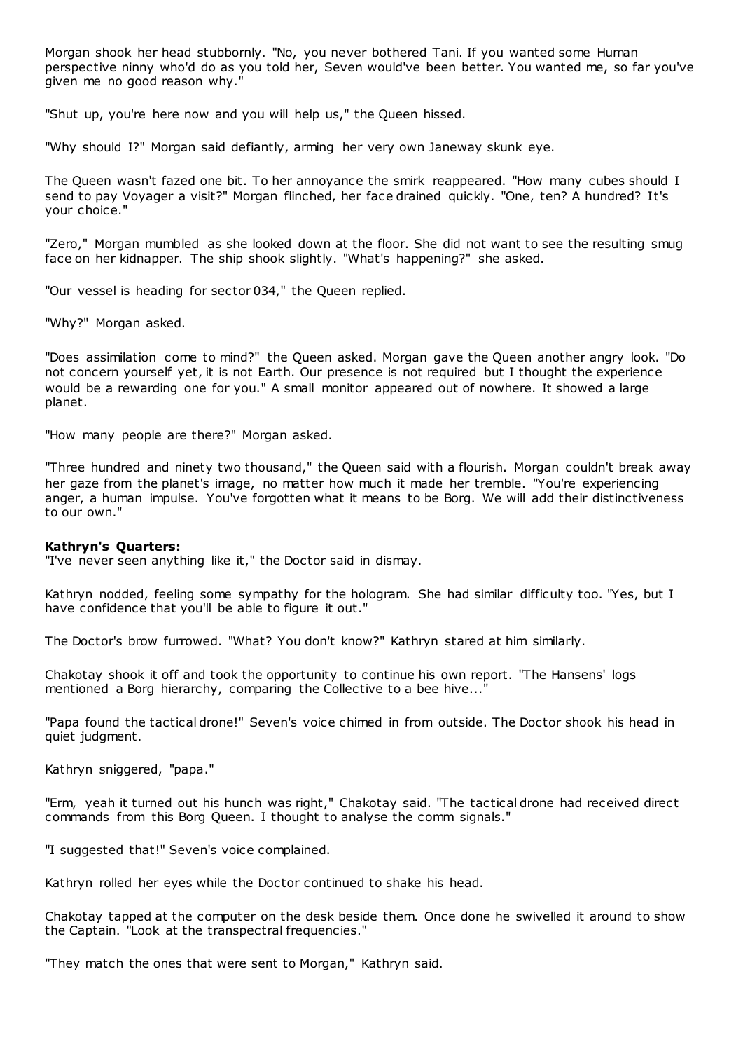Morgan shook her head stubbornly. "No, you never bothered Tani. If you wanted some Human perspective ninny who'd do as you told her, Seven would've been better. You wanted me, so far you've given me no good reason why."

"Shut up, you're here now and you will help us," the Queen hissed.

"Why should I?" Morgan said defiantly, arming her very own Janeway skunk eye.

The Queen wasn't fazed one bit. To her annoyance the smirk reappeared. "How many cubes should I send to pay Voyager a visit?" Morgan flinched, her face drained quickly. "One, ten? A hundred? It's your choice."

"Zero," Morgan mumbled as she looked down at the floor. She did not want to see the resulting smug face on her kidnapper. The ship shook slightly. "What's happening?" she asked.

"Our vessel is heading for sector 034," the Queen replied.

"Why?" Morgan asked.

"Does assimilation come to mind?" the Queen asked. Morgan gave the Queen another angry look. "Do not concern yourself yet, it is not Earth. Our presence is not required but I thought the experience would be a rewarding one for you." A small monitor appeared out of nowhere. It showed a large planet.

"How many people are there?" Morgan asked.

"Three hundred and ninety two thousand," the Queen said with a flourish. Morgan couldn't break away her gaze from the planet's image, no matter how much it made her tremble. "You're experiencing anger, a human impulse. You've forgotten what it means to be Borg. We will add their distinctiveness to our own."

**Kathryn's Quarters:**
"I've never seen anything like it," the Doctor said in dismay.

Kathryn nodded, feeling some sympathy for the hologram. She had similar difficulty too. "Yes, but I have confidence that you'll be able to figure it out."

The Doctor's brow furrowed. "What? You don't know?" Kathryn stared at him similarly.

Chakotay shook it off and took the opportunity to continue his own report. "The Hansens' logs mentioned a Borg hierarchy, comparing the Collective to a bee hive..."

"Papa found the tactical drone!" Seven's voice chimed in from outside. The Doctor shook his head in quiet judgment.

Kathryn sniggered, "papa."

"Erm, yeah it turned out his hunch was right," Chakotay said. "The tactical drone had received direct commands from this Borg Queen. I thought to analyse the comm signals."

"I suggested that!" Seven's voice complained.

Kathryn rolled her eyes while the Doctor continued to shake his head.

Chakotay tapped at the computer on the desk beside them. Once done he swivelled it around to show the Captain. "Look at the transpectral frequencies."

"They match the ones that were sent to Morgan," Kathryn said.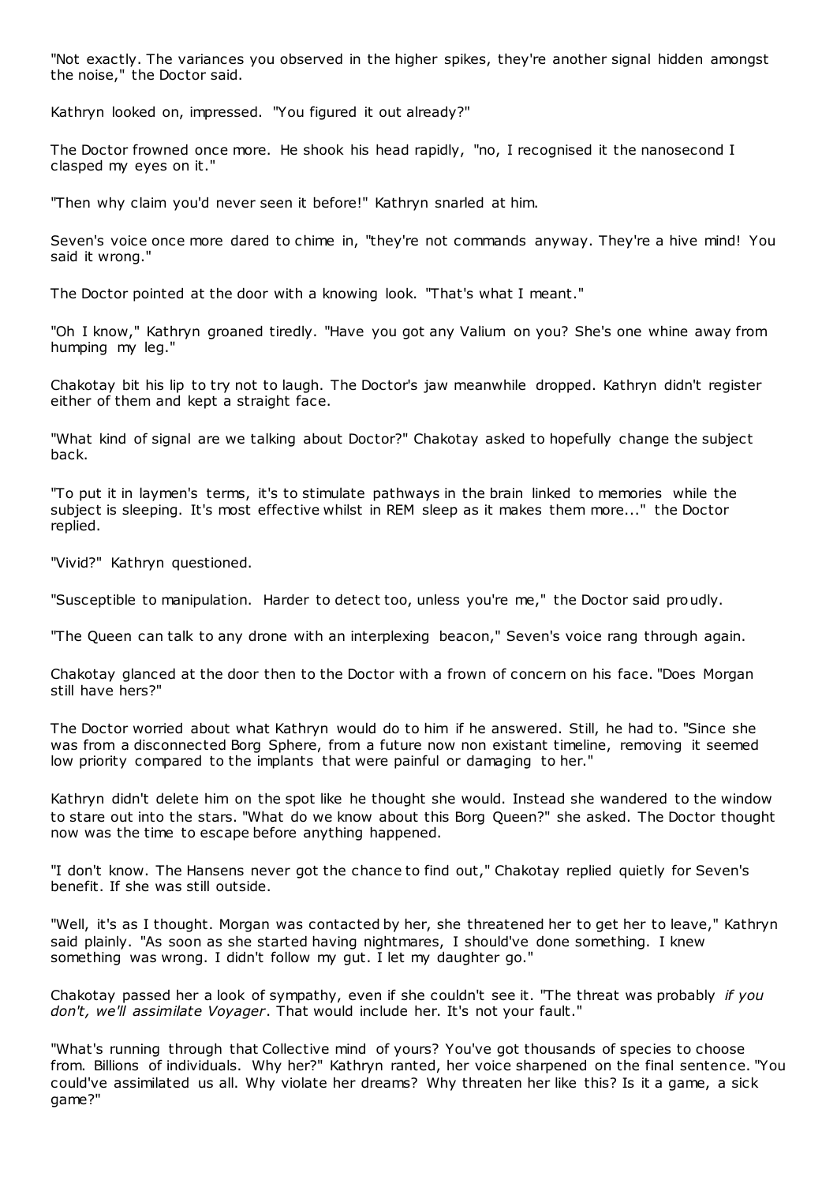"Not exactly. The variances you observed in the higher spikes, they're another signal hidden amongst the noise," the Doctor said.

Kathryn looked on, impressed. "You figured it out already?"

The Doctor frowned once more. He shook his head rapidly, "no, I recognised it the nanosecond I clasped my eyes on it."

"Then why claim you'd never seen it before!" Kathryn snarled at him.

Seven's voice once more dared to chime in, "they're not commands anyway. They're a hive mind! You said it wrong."

The Doctor pointed at the door with a knowing look. "That's what I meant."

"Oh I know," Kathryn groaned tiredly. "Have you got any Valium on you? She's one whine away from humping my leg."

Chakotay bit his lip to try not to laugh. The Doctor's jaw meanwhile dropped. Kathryn didn't register either of them and kept a straight face.

"What kind of signal are we talking about Doctor?" Chakotay asked to hopefully change the subject back.

"To put it in laymen's terms, it's to stimulate pathways in the brain linked to memories while the subject is sleeping. It's most effective whilst in REM sleep as it makes them more..." the Doctor replied.

"Vivid?" Kathryn questioned.

"Susceptible to manipulation. Harder to detect too, unless you're me," the Doctor said proudly.

"The Queen can talk to any drone with an interplexing beacon," Seven's voice rang through again.

Chakotay glanced at the door then to the Doctor with a frown of concern on his face. "Does Morgan still have hers?"

The Doctor worried about what Kathryn would do to him if he answered. Still, he had to. "Since she was from a disconnected Borg Sphere, from a future now non existant timeline, removing it seemed low priority compared to the implants that were painful or damaging to her."

Kathryn didn't delete him on the spot like he thought she would. Instead she wandered to the window to stare out into the stars. "What do we know about this Borg Queen?" she asked. The Doctor thought now was the time to escape before anything happened.

"I don't know. The Hansens never got the chance to find out," Chakotay replied quietly for Seven's benefit. If she was still outside.

"Well, it's as I thought. Morgan was contacted by her, she threatened her to get her to leave," Kathryn said plainly. "As soon as she started having nightmares, I should've done something. I knew something was wrong. I didn't follow my gut. I let my daughter go."

Chakotay passed her a look of sympathy, even if she couldn't see it. "The threat was probably *if you don't, we'll assimilate Voyager*. That would include her. It's not your fault."

"What's running through that Collective mind of yours? You've got thousands of species to choose from. Billions of individuals. Why her?" Kathryn ranted, her voice sharpened on the final sentence. "You could've assimilated us all. Why violate her dreams? Why threaten her like this? Is it a game, a sick game?"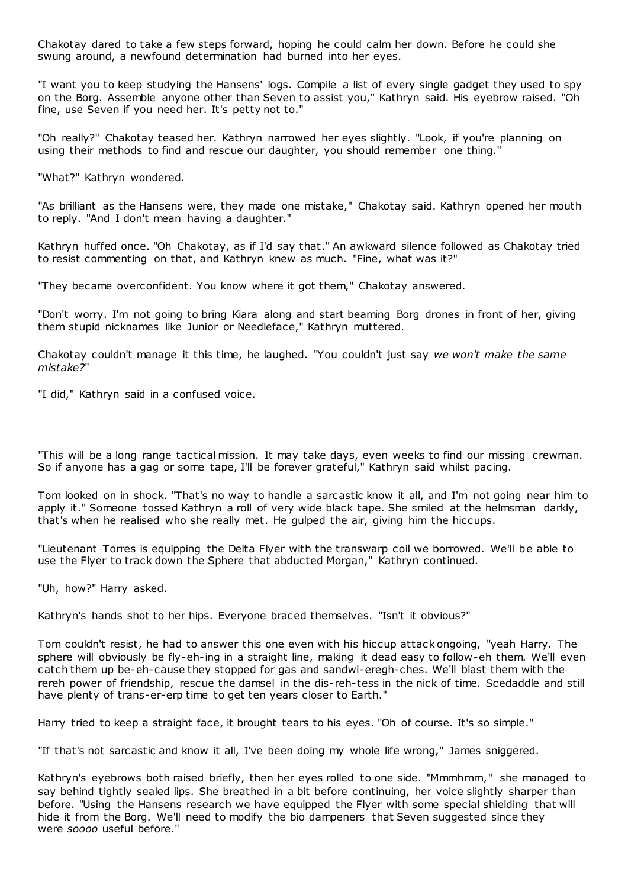Chakotay dared to take a few steps forward, hoping he could calm her down. Before he could she swung around, a newfound determination had burned into her eyes.

"I want you to keep studying the Hansens' logs. Compile a list of every single gadget they used to spy on the Borg. Assemble anyone other than Seven to assist you," Kathryn said. His eyebrow raised. "Oh fine, use Seven if you need her. It's petty not to."

"Oh really?" Chakotay teased her. Kathryn narrowed her eyes slightly. "Look, if you're planning on using their methods to find and rescue our daughter, you should remember one thing."

"What?" Kathryn wondered.

"As brilliant as the Hansens were, they made one mistake," Chakotay said. Kathryn opened her mouth to reply. "And I don't mean having a daughter."

Kathryn huffed once. "Oh Chakotay, as if I'd say that." An awkward silence followed as Chakotay tried to resist commenting on that, and Kathryn knew as much. "Fine, what was it?"

"They became overconfident. You know where it got them," Chakotay answered.

"Don't worry. I'm not going to bring Kiara along and start beaming Borg drones in front of her, giving them stupid nicknames like Junior or Needleface," Kathryn muttered.

Chakotay couldn't manage it this time, he laughed. "You couldn't just say *we won't make the same mistake?*"

"I did," Kathryn said in a confused voice.

"This will be a long range tactical mission. It may take days, even weeks to find our missing crewman. So if anyone has a gag or some tape, I'll be forever grateful," Kathryn said whilst pacing.

Tom looked on in shock. "That's no way to handle a sarcastic know it all, and I'm not going near him to apply it." Someone tossed Kathryn a roll of very wide black tape. She smiled at the helmsman darkly, that's when he realised who she really met. He gulped the air, giving him the hiccups.

"Lieutenant Torres is equipping the Delta Flyer with the transwarp coil we borrowed. We'll be able to use the Flyer to track down the Sphere that abducted Morgan," Kathryn continued.

"Uh, how?" Harry asked.

Kathryn's hands shot to her hips. Everyone braced themselves. "Isn't it obvious?"

Tom couldn't resist, he had to answer this one even with his hiccup attack ongoing, "yeah Harry. The sphere will obviously be fly-eh-ing in a straight line, making it dead easy to follow-eh them. We'll even catch them up be-eh-cause they stopped for gas and sandwi-eregh-ches. We'll blast them with the rereh power of friendship, rescue the damsel in the dis-reh-tess in the nick of time. Scedaddle and still have plenty of trans-er-erp time to get ten years closer to Earth."

Harry tried to keep a straight face, it brought tears to his eyes. "Oh of course. It's so simple."

"If that's not sarcastic and know it all, I've been doing my whole life wrong," James sniggered.

Kathryn's eyebrows both raised briefly, then her eyes rolled to one side. "Mmmhmm," she managed to say behind tightly sealed lips. She breathed in a bit before continuing, her voice slightly sharper than before. "Using the Hansens research we have equipped the Flyer with some special shielding that will hide it from the Borg. We'll need to modify the bio dampeners that Seven suggested since they were *soooo* useful before."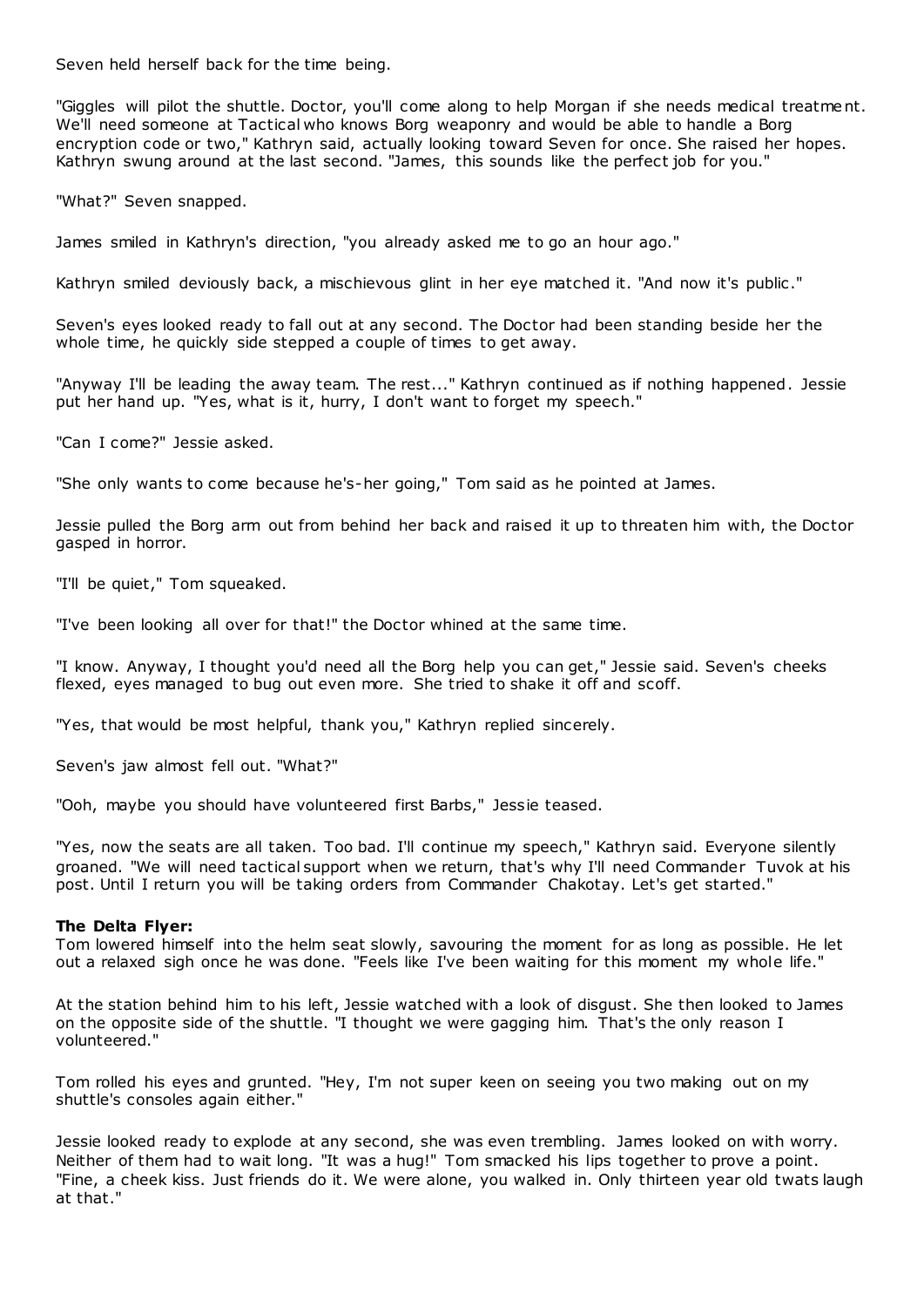Seven held herself back for the time being.

"Giggles will pilot the shuttle. Doctor, you'll come along to help Morgan if she needs medical treatment. We'll need someone at Tactical who knows Borg weaponry and would be able to handle a Borg encryption code or two," Kathryn said, actually looking toward Seven for once. She raised her hopes. Kathryn swung around at the last second. "James, this sounds like the perfect job for you."

"What?" Seven snapped.

James smiled in Kathryn's direction, "you already asked me to go an hour ago."

Kathryn smiled deviously back, a mischievous glint in her eye matched it. "And now it's public."

Seven's eyes looked ready to fall out at any second. The Doctor had been standing beside her the whole time, he quickly side stepped a couple of times to get away.

"Anyway I'll be leading the away team. The rest..." Kathryn continued as if nothing happened. Jessie put her hand up. "Yes, what is it, hurry, I don't want to forget my speech."

"Can I come?" Jessie asked.

"She only wants to come because he's-her going," Tom said as he pointed at James.

Jessie pulled the Borg arm out from behind her back and raised it up to threaten him with, the Doctor gasped in horror.

"I'll be quiet," Tom squeaked.

"I've been looking all over for that!" the Doctor whined at the same time.

"I know. Anyway, I thought you'd need all the Borg help you can get," Jessie said. Seven's cheeks flexed, eyes managed to bug out even more. She tried to shake it off and scoff.

"Yes, that would be most helpful, thank you," Kathryn replied sincerely.

Seven's jaw almost fell out. "What?"

"Ooh, maybe you should have volunteered first Barbs," Jessie teased.

"Yes, now the seats are all taken. Too bad. I'll continue my speech," Kathryn said. Everyone silently groaned. "We will need tactical support when we return, that's why I'll need Commander Tuvok at his post. Until I return you will be taking orders from Commander Chakotay. Let's get started."

**The Delta Flyer:**

Tom lowered himself into the helm seat slowly, savouring the moment for as long as possible. He let out a relaxed sigh once he was done. "Feels like I've been waiting for this moment my whole life."

At the station behind him to his left, Jessie watched with a look of disgust. She then looked to James on the opposite side of the shuttle. "I thought we were gagging him. That's the only reason I volunteered."

Tom rolled his eyes and grunted. "Hey, I'm not super keen on seeing you two making out on my shuttle's consoles again either."

Jessie looked ready to explode at any second, she was even trembling. James looked on with worry. Neither of them had to wait long. "It was a hug!" Tom smacked his lips together to prove a point. "Fine, a cheek kiss. Just friends do it. We were alone, you walked in. Only thirteen year old twats laugh at that."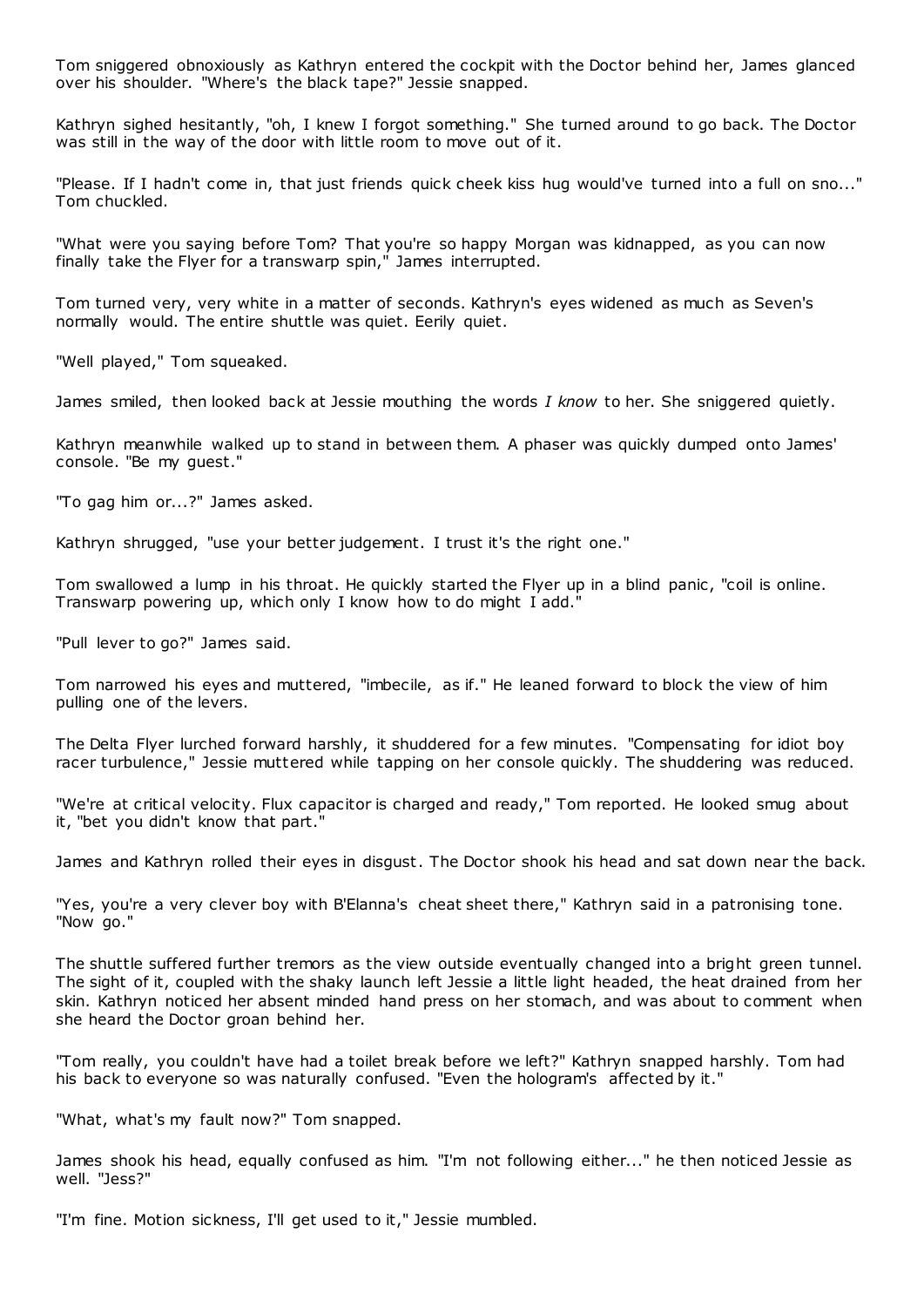Tom sniggered obnoxiously as Kathryn entered the cockpit with the Doctor behind her, James glanced over his shoulder. "Where's the black tape?" Jessie snapped.

Kathryn sighed hesitantly, "oh, I knew I forgot something." She turned around to go back. The Doctor was still in the way of the door with little room to move out of it.

"Please. If I hadn't come in, that just friends quick cheek kiss hug would've turned into a full on sno..." Tom chuckled.

"What were you saying before Tom? That you're so happy Morgan was kidnapped, as you can now finally take the Flyer for a transwarp spin," James interrupted.

Tom turned very, very white in a matter of seconds. Kathryn's eyes widened as much as Seven's normally would. The entire shuttle was quiet. Eerily quiet.

"Well played," Tom squeaked.

James smiled, then looked back at Jessie mouthing the words *I know* to her. She sniggered quietly.

Kathryn meanwhile walked up to stand in between them. A phaser was quickly dumped onto James' console. "Be my guest."

"To gag him or...?" James asked.

Kathryn shrugged, "use your better judgement. I trust it's the right one."

Tom swallowed a lump in his throat. He quickly started the Flyer up in a blind panic, "coil is online. Transwarp powering up, which only I know how to do might I add."

"Pull lever to go?" James said.

Tom narrowed his eyes and muttered, "imbecile, as if." He leaned forward to block the view of him pulling one of the levers.

The Delta Flyer lurched forward harshly, it shuddered for a few minutes. "Compensating for idiot boy racer turbulence," Jessie muttered while tapping on her console quickly. The shuddering was reduced.

"We're at critical velocity. Flux capacitor is charged and ready," Tom reported. He looked smug about it, "bet you didn't know that part."

James and Kathryn rolled their eyes in disgust. The Doctor shook his head and sat down near the back.

"Yes, you're a very clever boy with B'Elanna's cheat sheet there," Kathryn said in a patronising tone. "Now go."

The shuttle suffered further tremors as the view outside eventually changed into a bright green tunnel. The sight of it, coupled with the shaky launch left Jessie a little light headed, the heat drained from her skin. Kathryn noticed her absent minded hand press on her stomach, and was about to comment when she heard the Doctor groan behind her.

"Tom really, you couldn't have had a toilet break before we left?" Kathryn snapped harshly. Tom had his back to everyone so was naturally confused. "Even the hologram's affected by it."

"What, what's my fault now?" Tom snapped.

James shook his head, equally confused as him. "I'm not following either..." he then noticed Jessie as well. "Jess?"

"I'm fine. Motion sickness, I'll get used to it," Jessie mumbled.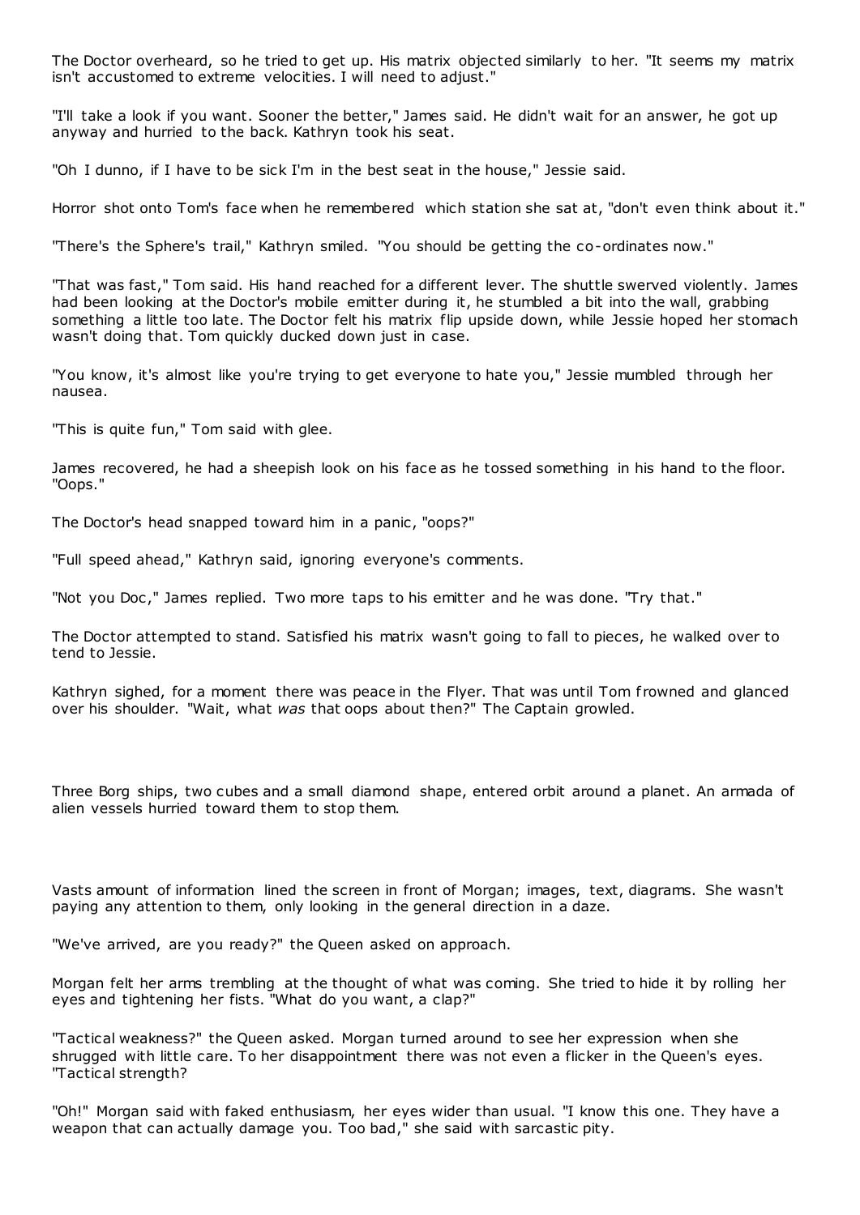The Doctor overheard, so he tried to get up. His matrix objected similarly to her. "It seems my matrix isn't accustomed to extreme velocities. I will need to adjust."

"I'll take a look if you want. Sooner the better," James said. He didn't wait for an answer, he got up anyway and hurried to the back. Kathryn took his seat.

"Oh I dunno, if I have to be sick I'm in the best seat in the house," Jessie said.

Horror shot onto Tom's face when he remembered which station she sat at, "don't even think about it."

"There's the Sphere's trail," Kathryn smiled. "You should be getting the co-ordinates now."

"That was fast," Tom said. His hand reached for a different lever. The shuttle swerved violently. James had been looking at the Doctor's mobile emitter during it, he stumbled a bit into the wall, grabbing something a little too late. The Doctor felt his matrix flip upside down, while Jessie hoped her stomach wasn't doing that. Tom quickly ducked down just in case.

"You know, it's almost like you're trying to get everyone to hate you," Jessie mumbled through her nausea.

"This is quite fun," Tom said with glee.

James recovered, he had a sheepish look on his face as he tossed something in his hand to the floor. "Oops."

The Doctor's head snapped toward him in a panic, "oops?"

"Full speed ahead," Kathryn said, ignoring everyone's comments.

"Not you Doc," James replied. Two more taps to his emitter and he was done. "Try that."

The Doctor attempted to stand. Satisfied his matrix wasn't going to fall to pieces, he walked over to tend to Jessie.

Kathryn sighed, for a moment there was peace in the Flyer. That was until Tom frowned and glanced over his shoulder. "Wait, what *was* that oops about then?" The Captain growled.

Three Borg ships, two cubes and a small diamond shape, entered orbit around a planet. An armada of alien vessels hurried toward them to stop them.

Vasts amount of information lined the screen in front of Morgan; images, text, diagrams. She wasn't paying any attention to them, only looking in the general direction in a daze.

"We've arrived, are you ready?" the Queen asked on approach.

Morgan felt her arms trembling at the thought of what was coming. She tried to hide it by rolling her eyes and tightening her fists. "What do you want, a clap?"

"Tactical weakness?" the Queen asked. Morgan turned around to see her expression when she shrugged with little care. To her disappointment there was not even a flicker in the Queen's eyes. "Tactical strength?

"Oh!" Morgan said with faked enthusiasm, her eyes wider than usual. "I know this one. They have a weapon that can actually damage you. Too bad," she said with sarcastic pity.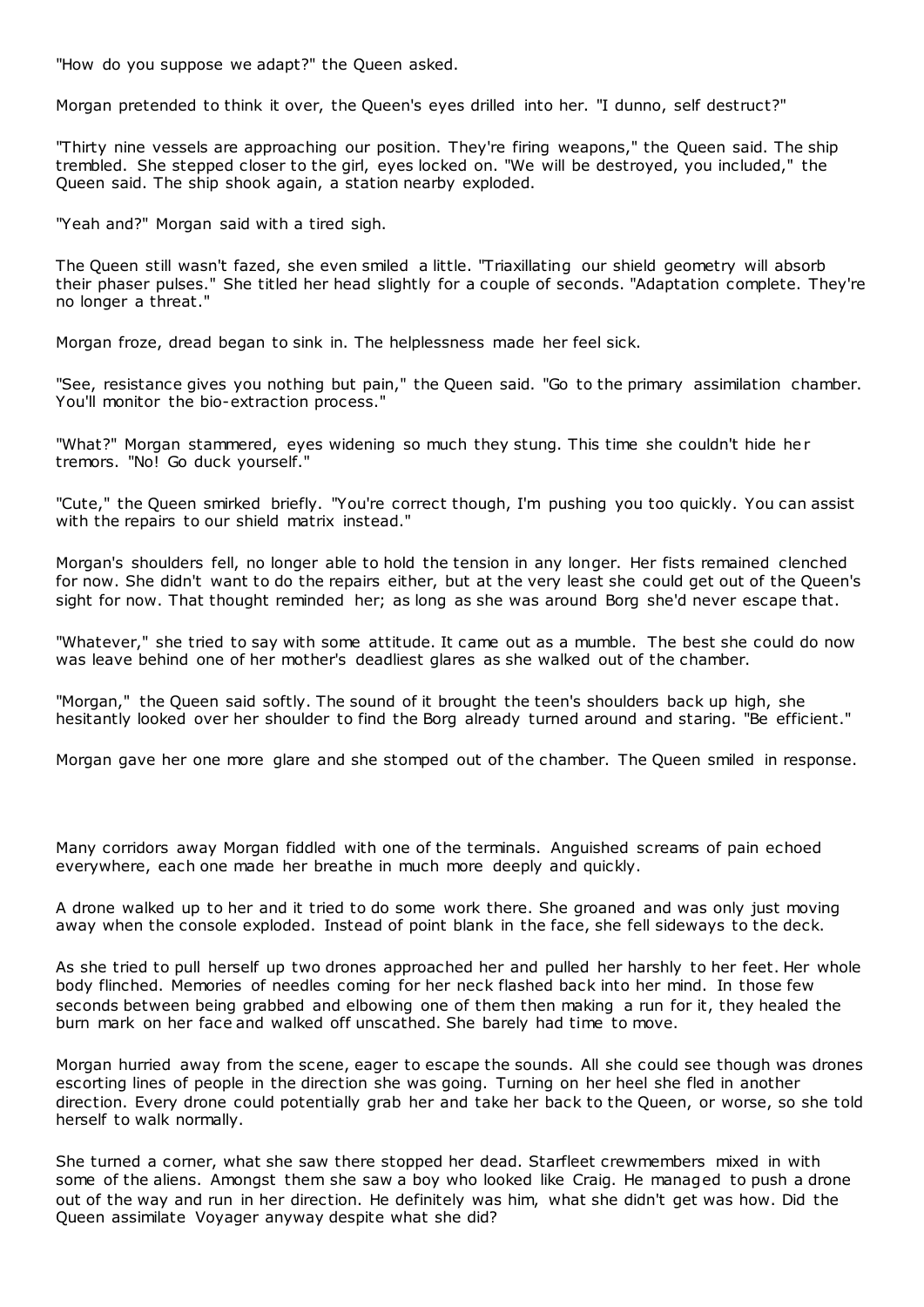"How do you suppose we adapt?" the Queen asked.

Morgan pretended to think it over, the Queen's eyes drilled into her. "I dunno, self destruct?"

"Thirty nine vessels are approaching our position. They're firing weapons," the Queen said. The ship trembled. She stepped closer to the girl, eyes locked on. "We will be destroyed, you included," the Queen said. The ship shook again, a station nearby exploded.

"Yeah and?" Morgan said with a tired sigh.

The Queen still wasn't fazed, she even smiled a little. "Triaxillating our shield geometry will absorb their phaser pulses." She titled her head slightly for a couple of seconds. "Adaptation complete. They're no longer a threat."

Morgan froze, dread began to sink in. The helplessness made her feel sick.

"See, resistance gives you nothing but pain," the Queen said. "Go to the primary assimilation chamber. You'll monitor the bio-extraction process."

"What?" Morgan stammered, eyes widening so much they stung. This time she couldn't hide her tremors. "No! Go duck yourself."

"Cute," the Queen smirked briefly. "You're correct though, I'm pushing you too quickly. You can assist with the repairs to our shield matrix instead."

Morgan's shoulders fell, no longer able to hold the tension in any longer. Her fists remained clenched for now. She didn't want to do the repairs either, but at the very least she could get out of the Queen's sight for now. That thought reminded her; as long as she was around Borg she'd never escape that.

"Whatever," she tried to say with some attitude. It came out as a mumble. The best she could do now was leave behind one of her mother's deadliest glares as she walked out of the chamber.

"Morgan," the Queen said softly. The sound of it brought the teen's shoulders back up high, she hesitantly looked over her shoulder to find the Borg already turned around and staring. "Be efficient."

Morgan gave her one more glare and she stomped out of the chamber. The Queen smiled in response.

Many corridors away Morgan fiddled with one of the terminals. Anguished screams of pain echoed everywhere, each one made her breathe in much more deeply and quickly.

A drone walked up to her and it tried to do some work there. She groaned and was only just moving away when the console exploded. Instead of point blank in the face, she fell sideways to the deck.

As she tried to pull herself up two drones approached her and pulled her harshly to her feet. Her whole body flinched. Memories of needles coming for her neck flashed back into her mind. In those few seconds between being grabbed and elbowing one of them then making a run for it, they healed the burn mark on her face and walked off unscathed. She barely had time to move.

Morgan hurried away from the scene, eager to escape the sounds. All she could see though was drones escorting lines of people in the direction she was going. Turning on her heel she fled in another direction. Every drone could potentially grab her and take her back to the Queen, or worse, so she told herself to walk normally.

She turned a corner, what she saw there stopped her dead. Starfleet crewmembers mixed in with some of the aliens. Amongst them she saw a boy who looked like Craig. He managed to push a drone out of the way and run in her direction. He definitely was him, what she didn't get was how. Did the Queen assimilate Voyager anyway despite what she did?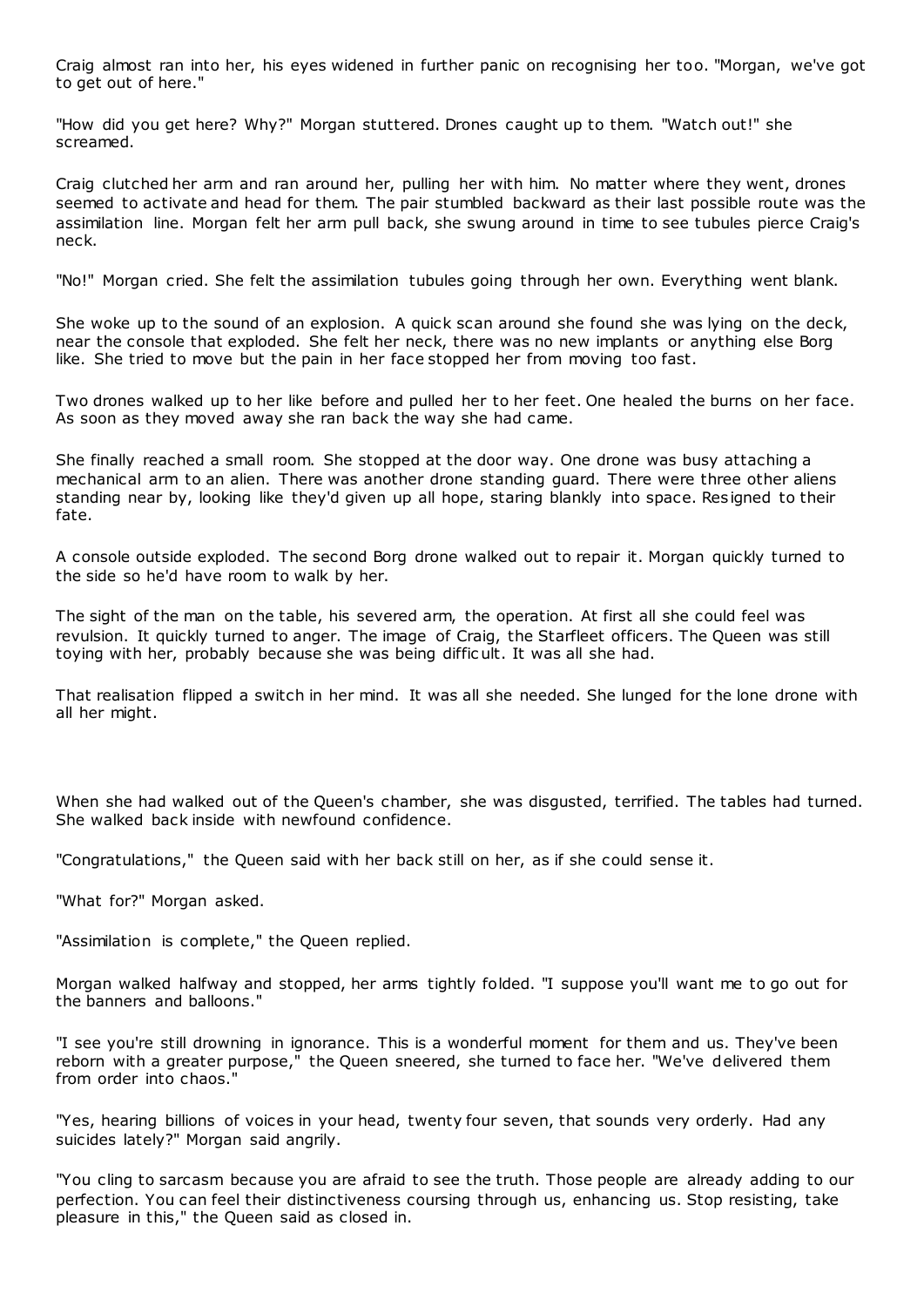Craig almost ran into her, his eyes widened in further panic on recognising her too. "Morgan, we've got to get out of here."

"How did you get here? Why?" Morgan stuttered. Drones caught up to them. "Watch out!" she screamed.

Craig clutched her arm and ran around her, pulling her with him. No matter where they went, drones seemed to activate and head for them. The pair stumbled backward as their last possible route was the assimilation line. Morgan felt her arm pull back, she swung around in time to see tubules pierce Craig's neck.

"No!" Morgan cried. She felt the assimilation tubules going through her own. Everything went blank.

She woke up to the sound of an explosion. A quick scan around she found she was lying on the deck, near the console that exploded. She felt her neck, there was no new implants or anything else Borg like. She tried to move but the pain in her face stopped her from moving too fast.

Two drones walked up to her like before and pulled her to her feet. One healed the burns on her face. As soon as they moved away she ran back the way she had came.

She finally reached a small room. She stopped at the door way. One drone was busy attaching a mechanical arm to an alien. There was another drone standing guard. There were three other aliens standing near by, looking like they'd given up all hope, staring blankly into space. Resigned to their fate.

A console outside exploded. The second Borg drone walked out to repair it. Morgan quickly turned to the side so he'd have room to walk by her.

The sight of the man on the table, his severed arm, the operation. At first all she could feel was revulsion. It quickly turned to anger. The image of Craig, the Starfleet officers. The Queen was still toying with her, probably because she was being difficult. It was all she had.

That realisation flipped a switch in her mind. It was all she needed. She lunged for the lone drone with all her might.

When she had walked out of the Queen's chamber, she was disgusted, terrified. The tables had turned. She walked back inside with newfound confidence.

"Congratulations," the Queen said with her back still on her, as if she could sense it.

"What for?" Morgan asked.

"Assimilation is complete," the Queen replied.

Morgan walked halfway and stopped, her arms tightly folded. "I suppose you'll want me to go out for the banners and balloons."

"I see you're still drowning in ignorance. This is a wonderful moment for them and us. They've been reborn with a greater purpose," the Queen sneered, she turned to face her. "We've delivered them from order into chaos."

"Yes, hearing billions of voices in your head, twenty four seven, that sounds very orderly. Had any suicides lately?" Morgan said angrily.

"You cling to sarcasm because you are afraid to see the truth. Those people are already adding to our perfection. You can feel their distinctiveness coursing through us, enhancing us. Stop resisting, take pleasure in this," the Queen said as closed in.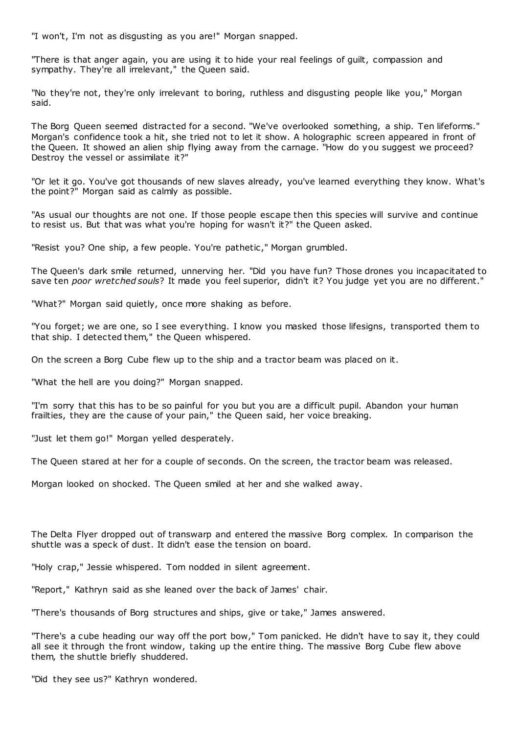"I won't, I'm not as disgusting as you are!" Morgan snapped.

"There is that anger again, you are using it to hide your real feelings of guilt, compassion and sympathy. They're all irrelevant," the Queen said.

"No they're not, they're only irrelevant to boring, ruthless and disgusting people like you," Morgan said.

The Borg Queen seemed distracted for a second. "We've overlooked something, a ship. Ten lifeforms." Morgan's confidence took a hit, she tried not to let it show. A holographic screen appeared in front of the Queen. It showed an alien ship flying away from the carnage. "How do you suggest we proceed? Destroy the vessel or assimilate it?"

"Or let it go. You've got thousands of new slaves already, you've learned everything they know. What's the point?" Morgan said as calmly as possible.

"As usual our thoughts are not one. If those people escape then this species will survive and continue to resist us. But that was what you're hoping for wasn't it?" the Queen asked.

"Resist you? One ship, a few people. You're pathetic," Morgan grumbled.

The Queen's dark smile returned, unnerving her. "Did you have fun? Those drones you incapacitated to save ten *poor wretched souls*? It made you feel superior, didn't it? You judge yet you are no different."

"What?" Morgan said quietly, once more shaking as before.

"You forget; we are one, so I see everything. I know you masked those lifesigns, transported them to that ship. I detected them," the Queen whispered.

On the screen a Borg Cube flew up to the ship and a tractor beam was placed on it.

"What the hell are you doing?" Morgan snapped.

"I'm sorry that this has to be so painful for you but you are a difficult pupil. Abandon your human frailties, they are the cause of your pain," the Queen said, her voice breaking.

"Just let them go!" Morgan yelled desperately.

The Queen stared at her for a couple of seconds. On the screen, the tractor beam was released.

Morgan looked on shocked. The Queen smiled at her and she walked away.

The Delta Flyer dropped out of transwarp and entered the massive Borg complex. In comparison the shuttle was a speck of dust. It didn't ease the tension on board.

"Holy crap," Jessie whispered. Tom nodded in silent agreement.

"Report," Kathryn said as she leaned over the back of James' chair.

"There's thousands of Borg structures and ships, give or take," James answered.

"There's a cube heading our way off the port bow," Tom panicked. He didn't have to say it, they could all see it through the front window, taking up the entire thing. The massive Borg Cube flew above them, the shuttle briefly shuddered.

"Did they see us?" Kathryn wondered.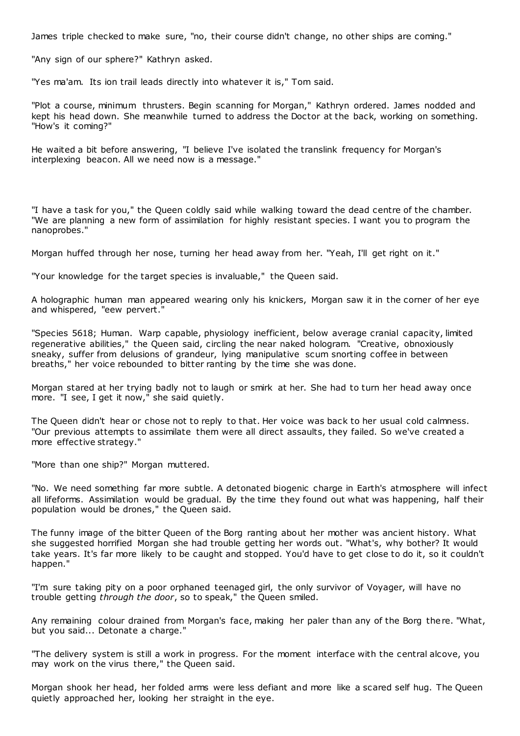James triple checked to make sure, "no, their course didn't change, no other ships are coming."

"Any sign of our sphere?" Kathryn asked.

"Yes ma'am. Its ion trail leads directly into whatever it is," Tom said.

"Plot a course, minimum thrusters. Begin scanning for Morgan," Kathryn ordered. James nodded and kept his head down. She meanwhile turned to address the Doctor at the back, working on something. "How's it coming?"

He waited a bit before answering, "I believe I've isolated the translink frequency for Morgan's interplexing beacon. All we need now is a message."

"I have a task for you," the Queen coldly said while walking toward the dead centre of the chamber. "We are planning a new form of assimilation for highly resistant species. I want you to program the nanoprobes."

Morgan huffed through her nose, turning her head away from her. "Yeah, I'll get right on it."

"Your knowledge for the target species is invaluable," the Queen said.

A holographic human man appeared wearing only his knickers, Morgan saw it in the corner of her eye and whispered, "eew pervert."

"Species 5618; Human. Warp capable, physiology inefficient, below average cranial capacity, limited regenerative abilities," the Queen said, circling the near naked hologram. "Creative, obnoxiously sneaky, suffer from delusions of grandeur, lying manipulative scum snorting coffee in between breaths," her voice rebounded to bitter ranting by the time she was done.

Morgan stared at her trying badly not to laugh or smirk at her. She had to turn her head away once more. "I see, I get it now," she said quietly.

The Queen didn't hear or chose not to reply to that. Her voice was back to her usual cold calmness. "Our previous attempts to assimilate them were all direct assaults, they failed. So we've created a more effective strategy."

"More than one ship?" Morgan muttered.

"No. We need something far more subtle. A detonated biogenic charge in Earth's atmosphere will infect all lifeforms. Assimilation would be gradual. By the time they found out what was happening, half their population would be drones," the Queen said.

The funny image of the bitter Queen of the Borg ranting about her mother was ancient history. What she suggested horrified Morgan she had trouble getting her words out. "What's, why bother? It would take years. It's far more likely to be caught and stopped. You'd have to get close to do it, so it couldn't happen."

"I'm sure taking pity on a poor orphaned teenaged girl, the only survivor of Voyager, will have no trouble getting *through the door*, so to speak," the Queen smiled.

Any remaining colour drained from Morgan's face, making her paler than any of the Borg there. "What, but you said... Detonate a charge."

"The delivery system is still a work in progress. For the moment interface with the central alcove, you may work on the virus there," the Queen said.

Morgan shook her head, her folded arms were less defiant and more like a scared self hug. The Queen quietly approached her, looking her straight in the eye.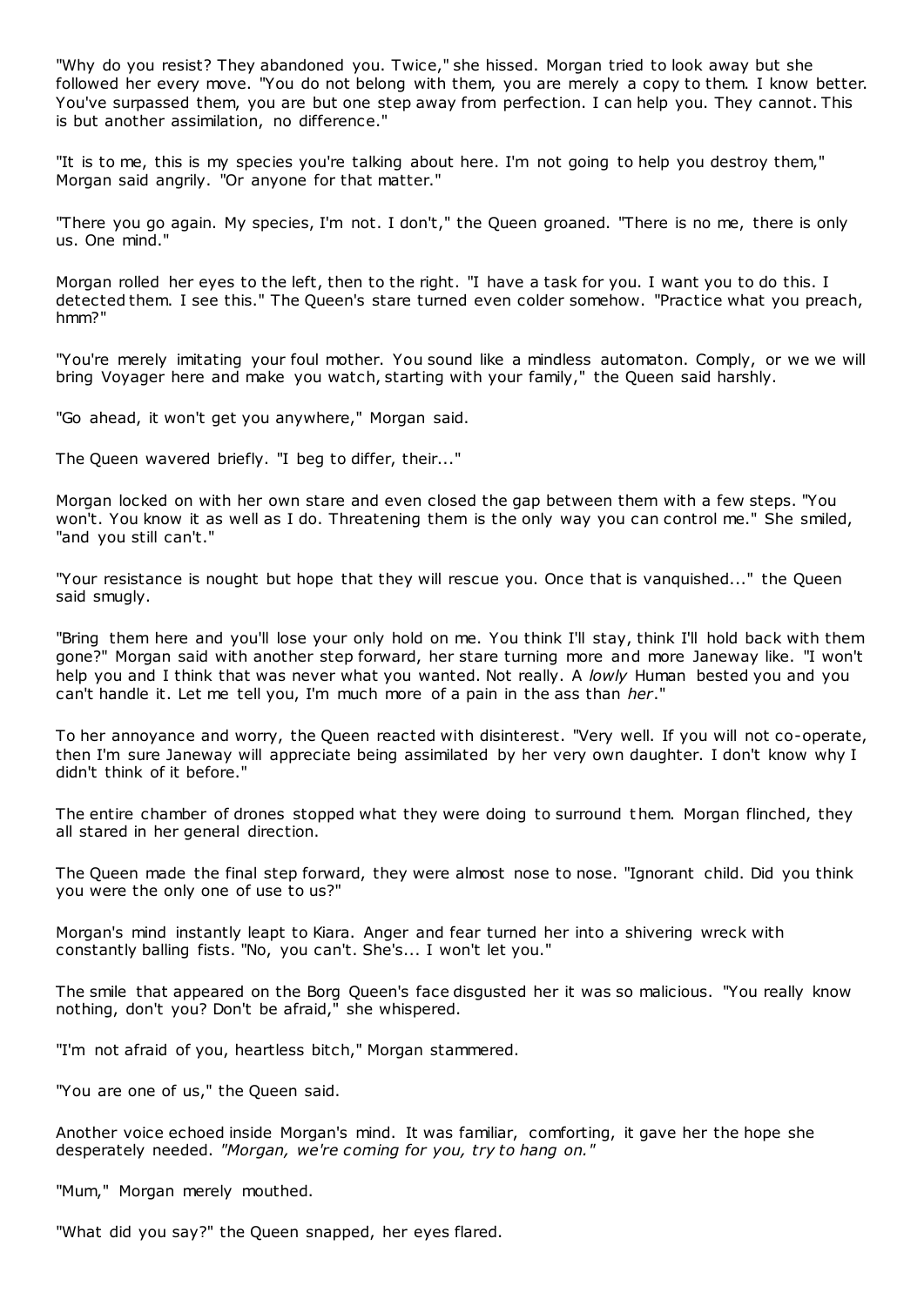"Why do you resist? They abandoned you. Twice," she hissed. Morgan tried to look away but she followed her every move. "You do not belong with them, you are merely a copy to them. I know better. You've surpassed them, you are but one step away from perfection. I can help you. They cannot. This is but another assimilation, no difference."

"It is to me, this is my species you're talking about here. I'm not going to help you destroy them," Morgan said angrily. "Or anyone for that matter."

"There you go again. My species, I'm not. I don't," the Queen groaned. "There is no me, there is only us. One mind."

Morgan rolled her eyes to the left, then to the right. "I have a task for you. I want you to do this. I detected them. I see this." The Queen's stare turned even colder somehow. "Practice what you preach, hmm?"

"You're merely imitating your foul mother. You sound like a mindless automaton. Comply, or we we will bring Voyager here and make you watch, starting with your family," the Queen said harshly.

"Go ahead, it won't get you anywhere," Morgan said.

The Queen wavered briefly. "I beg to differ, their..."

Morgan locked on with her own stare and even closed the gap between them with a few steps. "You won't. You know it as well as I do. Threatening them is the only way you can control me." She smiled, "and you still can't."

"Your resistance is nought but hope that they will rescue you. Once that is vanquished..." the Queen said smugly.

"Bring them here and you'll lose your only hold on me. You think I'll stay, think I'll hold back with them gone?" Morgan said with another step forward, her stare turning more and more Janeway like. "I won't help you and I think that was never what you wanted. Not really. A *lowly* Human bested you and you can't handle it. Let me tell you, I'm much more of a pain in the ass than *her*."

To her annoyance and worry, the Queen reacted with disinterest. "Very well. If you will not co-operate, then I'm sure Janeway will appreciate being assimilated by her very own daughter. I don't know why I didn't think of it before."

The entire chamber of drones stopped what they were doing to surround them. Morgan flinched, they all stared in her general direction.

The Queen made the final step forward, they were almost nose to nose. "Ignorant child. Did you think you were the only one of use to us?"

Morgan's mind instantly leapt to Kiara. Anger and fear turned her into a shivering wreck with constantly balling fists. "No, you can't. She's... I won't let you."

The smile that appeared on the Borg Queen's face disgusted her it was so malicious. "You really know nothing, don't you? Don't be afraid," she whispered.

"I'm not afraid of you, heartless bitch," Morgan stammered.

"You are one of us," the Queen said.

Another voice echoed inside Morgan's mind. It was familiar, comforting, it gave her the hope she desperately needed. *"Morgan, we're coming for you, try to hang on."*

"Mum," Morgan merely mouthed.

"What did you say?" the Queen snapped, her eyes flared.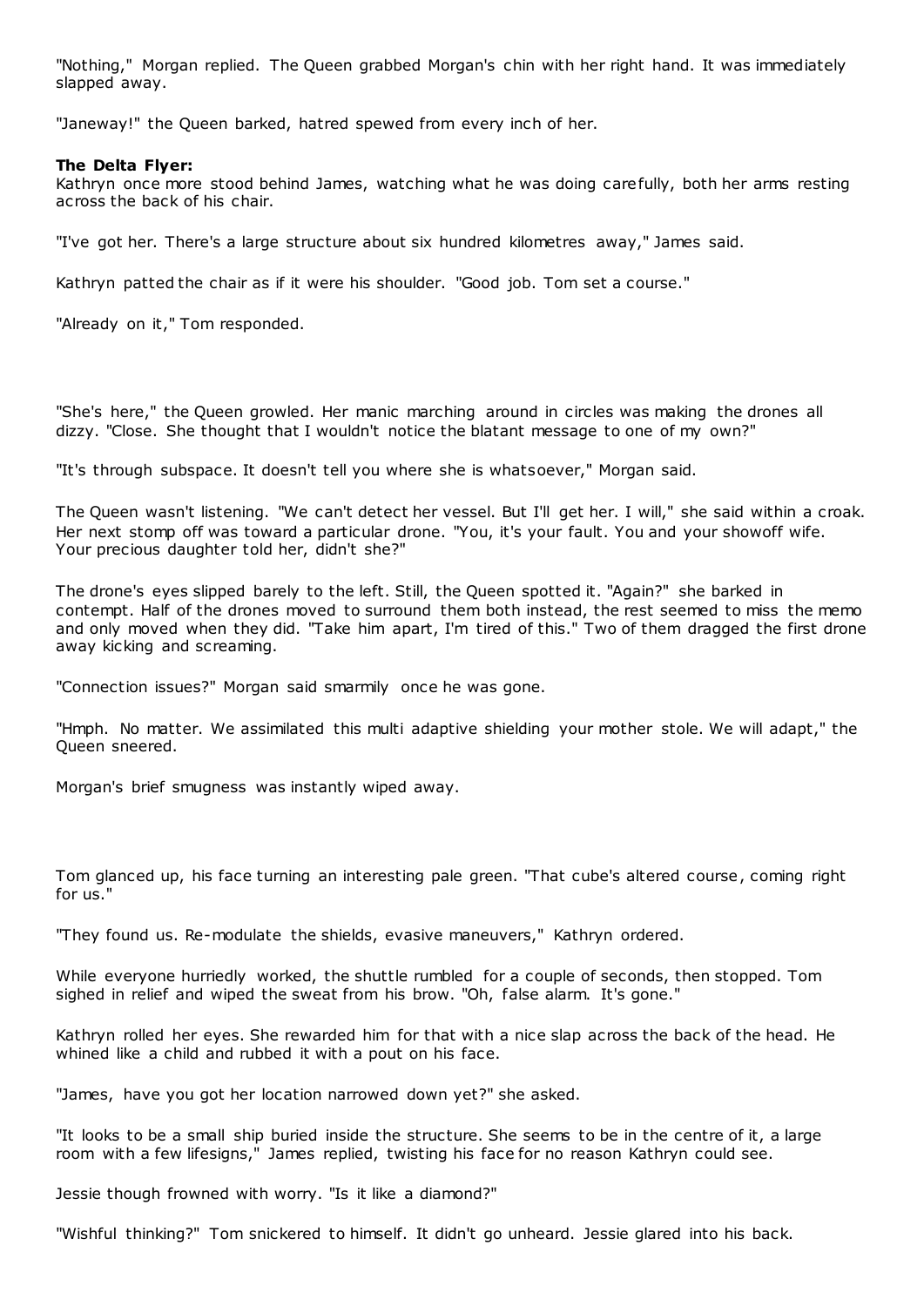"Nothing," Morgan replied. The Queen grabbed Morgan's chin with her right hand. It was immediately slapped away.

"Janeway!" the Queen barked, hatred spewed from every inch of her.

**The Delta Flyer:**
Kathryn once more stood behind James, watching what he was doing carefully, both her arms resting across the back of his chair.

"I've got her. There's a large structure about six hundred kilometres away," James said.

Kathryn patted the chair as if it were his shoulder. "Good job. Tom set a course."

"Already on it," Tom responded.

"She's here," the Queen growled. Her manic marching around in circles was making the drones all dizzy. "Close. She thought that I wouldn't notice the blatant message to one of my own?"

"It's through subspace. It doesn't tell you where she is whatsoever," Morgan said.

The Queen wasn't listening. "We can't detect her vessel. But I'll get her. I will," she said within a croak. Her next stomp off was toward a particular drone. "You, it's your fault. You and your showoff wife. Your precious daughter told her, didn't she?"

The drone's eyes slipped barely to the left. Still, the Queen spotted it. "Again?" she barked in contempt. Half of the drones moved to surround them both instead, the rest seemed to miss the memo and only moved when they did. "Take him apart, I'm tired of this." Two of them dragged the first drone away kicking and screaming.

"Connection issues?" Morgan said smarmily once he was gone.

"Hmph. No matter. We assimilated this multi adaptive shielding your mother stole. We will adapt," the Queen sneered.

Morgan's brief smugness was instantly wiped away.

Tom glanced up, his face turning an interesting pale green. "That cube's altered course, coming right for us."

"They found us. Re-modulate the shields, evasive maneuvers," Kathryn ordered.

While everyone hurriedly worked, the shuttle rumbled for a couple of seconds, then stopped. Tom sighed in relief and wiped the sweat from his brow. "Oh, false alarm. It's gone."

Kathryn rolled her eyes. She rewarded him for that with a nice slap across the back of the head. He whined like a child and rubbed it with a pout on his face.

"James, have you got her location narrowed down yet?" she asked.

"It looks to be a small ship buried inside the structure. She seems to be in the centre of it, a large room with a few lifesigns," James replied, twisting his face for no reason Kathryn could see.

Jessie though frowned with worry. "Is it like a diamond?"

"Wishful thinking?" Tom snickered to himself. It didn't go unheard. Jessie glared into his back.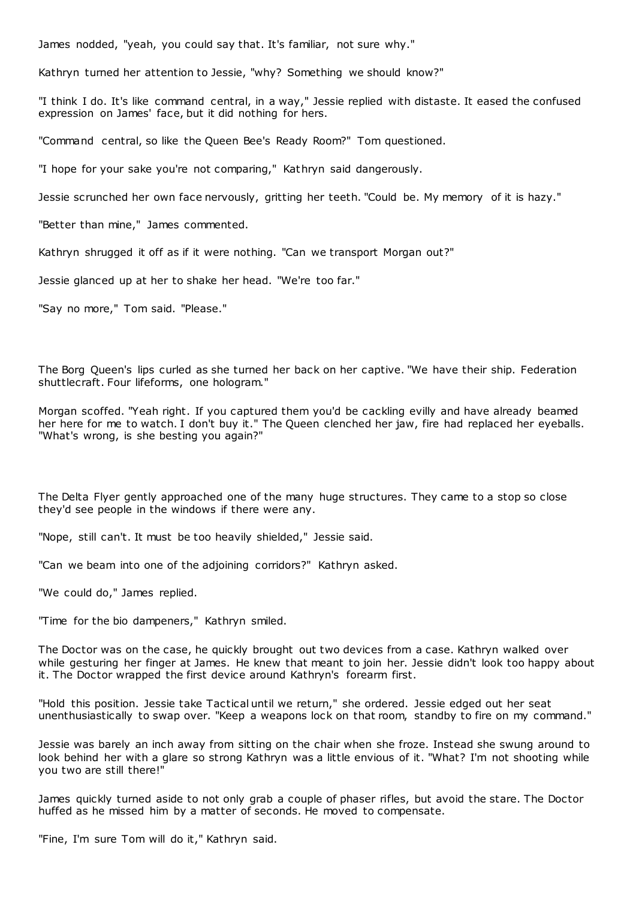James nodded, "yeah, you could say that. It's familiar, not sure why."

Kathryn turned her attention to Jessie, "why? Something we should know?"

"I think I do. It's like command central, in a way," Jessie replied with distaste. It eased the confused expression on James' face, but it did nothing for hers.

"Command central, so like the Queen Bee's Ready Room?" Tom questioned.

"I hope for your sake you're not comparing," Kathryn said dangerously.

Jessie scrunched her own face nervously, gritting her teeth. "Could be. My memory of it is hazy."

"Better than mine," James commented.

Kathryn shrugged it off as if it were nothing. "Can we transport Morgan out?"

Jessie glanced up at her to shake her head. "We're too far."

"Say no more," Tom said. "Please."

The Borg Queen's lips curled as she turned her back on her captive. "We have their ship. Federation shuttlecraft. Four lifeforms, one hologram."

Morgan scoffed. "Yeah right. If you captured them you'd be cackling evilly and have already beamed her here for me to watch. I don't buy it." The Queen clenched her jaw, fire had replaced her eyeballs. "What's wrong, is she besting you again?"

The Delta Flyer gently approached one of the many huge structures. They came to a stop so close they'd see people in the windows if there were any.

"Nope, still can't. It must be too heavily shielded," Jessie said.

"Can we beam into one of the adjoining corridors?" Kathryn asked.

"We could do," James replied.

"Time for the bio dampeners," Kathryn smiled.

The Doctor was on the case, he quickly brought out two devices from a case. Kathryn walked over while gesturing her finger at James. He knew that meant to join her. Jessie didn't look too happy about it. The Doctor wrapped the first device around Kathryn's forearm first.

"Hold this position. Jessie take Tactical until we return," she ordered. Jessie edged out her seat unenthusiastically to swap over. "Keep a weapons lock on that room, standby to fire on my command."

Jessie was barely an inch away from sitting on the chair when she froze. Instead she swung around to look behind her with a glare so strong Kathryn was a little envious of it. "What? I'm not shooting while you two are still there!"

James quickly turned aside to not only grab a couple of phaser rifles, but avoid the stare. The Doctor huffed as he missed him by a matter of seconds. He moved to compensate.

"Fine, I'm sure Tom will do it," Kathryn said.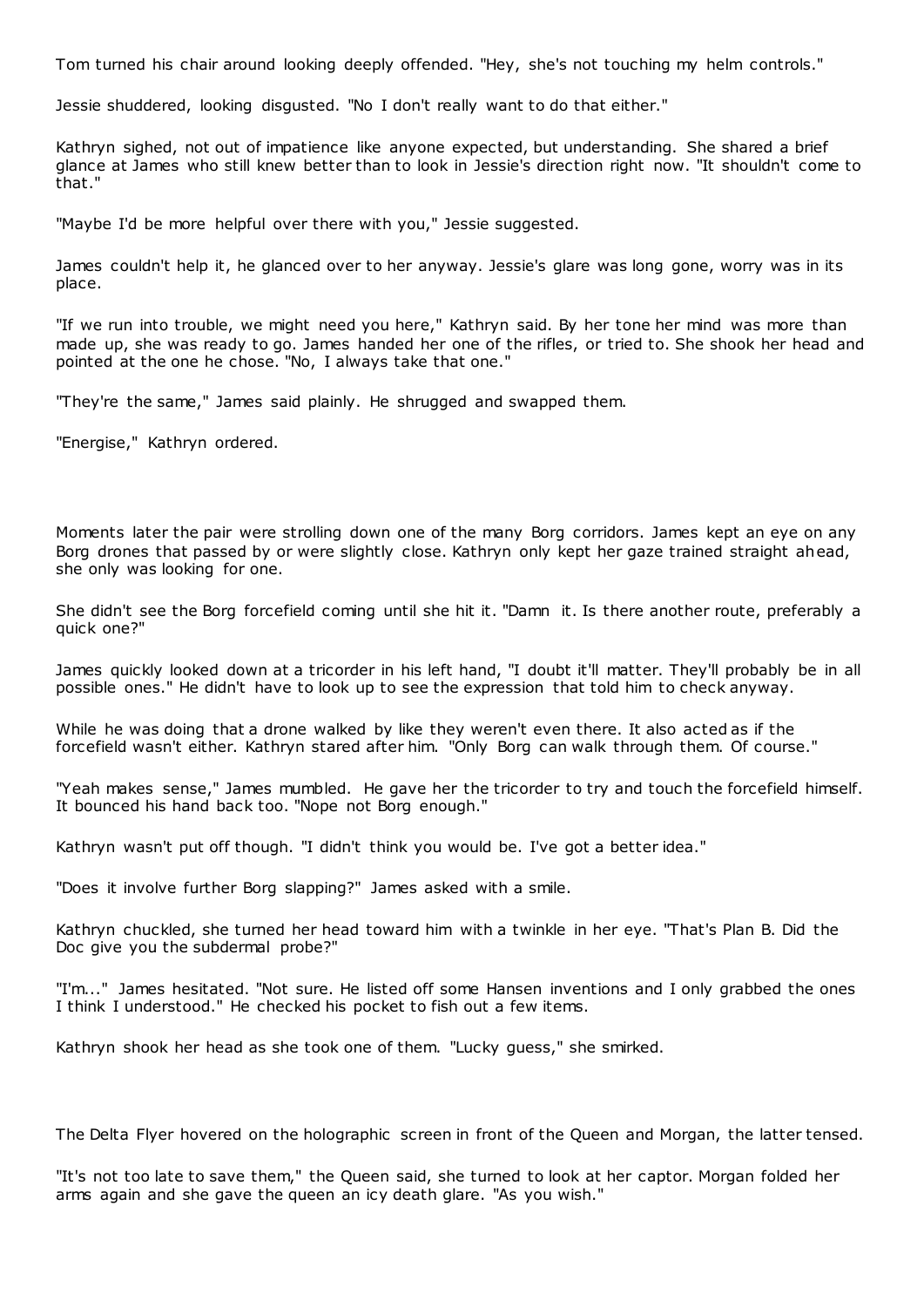Tom turned his chair around looking deeply offended. "Hey, she's not touching my helm controls."

Jessie shuddered, looking disgusted. "No I don't really want to do that either."

Kathryn sighed, not out of impatience like anyone expected, but understanding. She shared a brief glance at James who still knew better than to look in Jessie's direction right now. "It shouldn't come to that."

"Maybe I'd be more helpful over there with you," Jessie suggested.

James couldn't help it, he glanced over to her anyway. Jessie's glare was long gone, worry was in its place.

"If we run into trouble, we might need you here," Kathryn said. By her tone her mind was more than made up, she was ready to go. James handed her one of the rifles, or tried to. She shook her head and pointed at the one he chose. "No, I always take that one."

"They're the same," James said plainly. He shrugged and swapped them.

"Energise," Kathryn ordered.

Moments later the pair were strolling down one of the many Borg corridors. James kept an eye on any Borg drones that passed by or were slightly close. Kathryn only kept her gaze trained straight ahead, she only was looking for one.

She didn't see the Borg forcefield coming until she hit it. "Damn it. Is there another route, preferably a quick one?"

James quickly looked down at a tricorder in his left hand, "I doubt it'll matter. They'll probably be in all possible ones." He didn't have to look up to see the expression that told him to check anyway.

While he was doing that a drone walked by like they weren't even there. It also acted as if the forcefield wasn't either. Kathryn stared after him. "Only Borg can walk through them. Of course."

"Yeah makes sense," James mumbled. He gave her the tricorder to try and touch the forcefield himself. It bounced his hand back too. "Nope not Borg enough."

Kathryn wasn't put off though. "I didn't think you would be. I've got a better idea."

"Does it involve further Borg slapping?" James asked with a smile.

Kathryn chuckled, she turned her head toward him with a twinkle in her eye. "That's Plan B. Did the Doc give you the subdermal probe?"

"I'm..." James hesitated. "Not sure. He listed off some Hansen inventions and I only grabbed the ones I think I understood." He checked his pocket to fish out a few items.

Kathryn shook her head as she took one of them. "Lucky guess," she smirked.

The Delta Flyer hovered on the holographic screen in front of the Queen and Morgan, the latter tensed.

"It's not too late to save them," the Queen said, she turned to look at her captor. Morgan folded her arms again and she gave the queen an icy death glare. "As you wish."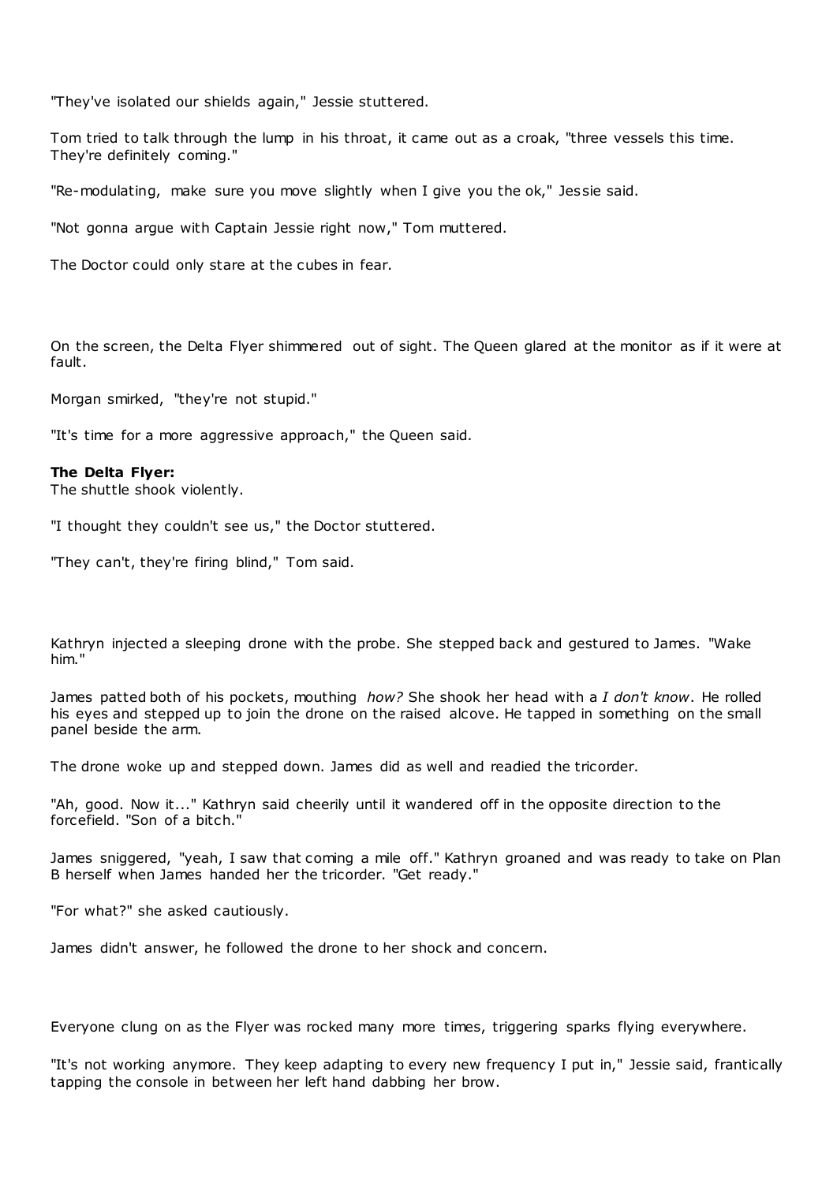"They've isolated our shields again," Jessie stuttered.

Tom tried to talk through the lump in his throat, it came out as a croak, "three vessels this time. They're definitely coming."

"Re-modulating, make sure you move slightly when I give you the ok," Jessie said.

"Not gonna argue with Captain Jessie right now," Tom muttered.

The Doctor could only stare at the cubes in fear.

On the screen, the Delta Flyer shimmered out of sight. The Queen glared at the monitor as if it were at fault.

Morgan smirked, "they're not stupid."

"It's time for a more aggressive approach," the Queen said.

**The Delta Flyer:**
The shuttle shook violently.

"I thought they couldn't see us," the Doctor stuttered.

"They can't, they're firing blind," Tom said.

Kathryn injected a sleeping drone with the probe. She stepped back and gestured to James. "Wake him."

James patted both of his pockets, mouthing *how?* She shook her head with a *I don't know*. He rolled his eyes and stepped up to join the drone on the raised alcove. He tapped in something on the small panel beside the arm.

The drone woke up and stepped down. James did as well and readied the tricorder.

"Ah, good. Now it..." Kathryn said cheerily until it wandered off in the opposite direction to the forcefield. "Son of a bitch."

James sniggered, "yeah, I saw that coming a mile off." Kathryn groaned and was ready to take on Plan B herself when James handed her the tricorder. "Get ready."

"For what?" she asked cautiously.

James didn't answer, he followed the drone to her shock and concern.

Everyone clung on as the Flyer was rocked many more times, triggering sparks flying everywhere.

"It's not working anymore. They keep adapting to every new frequency I put in," Jessie said, frantically tapping the console in between her left hand dabbing her brow.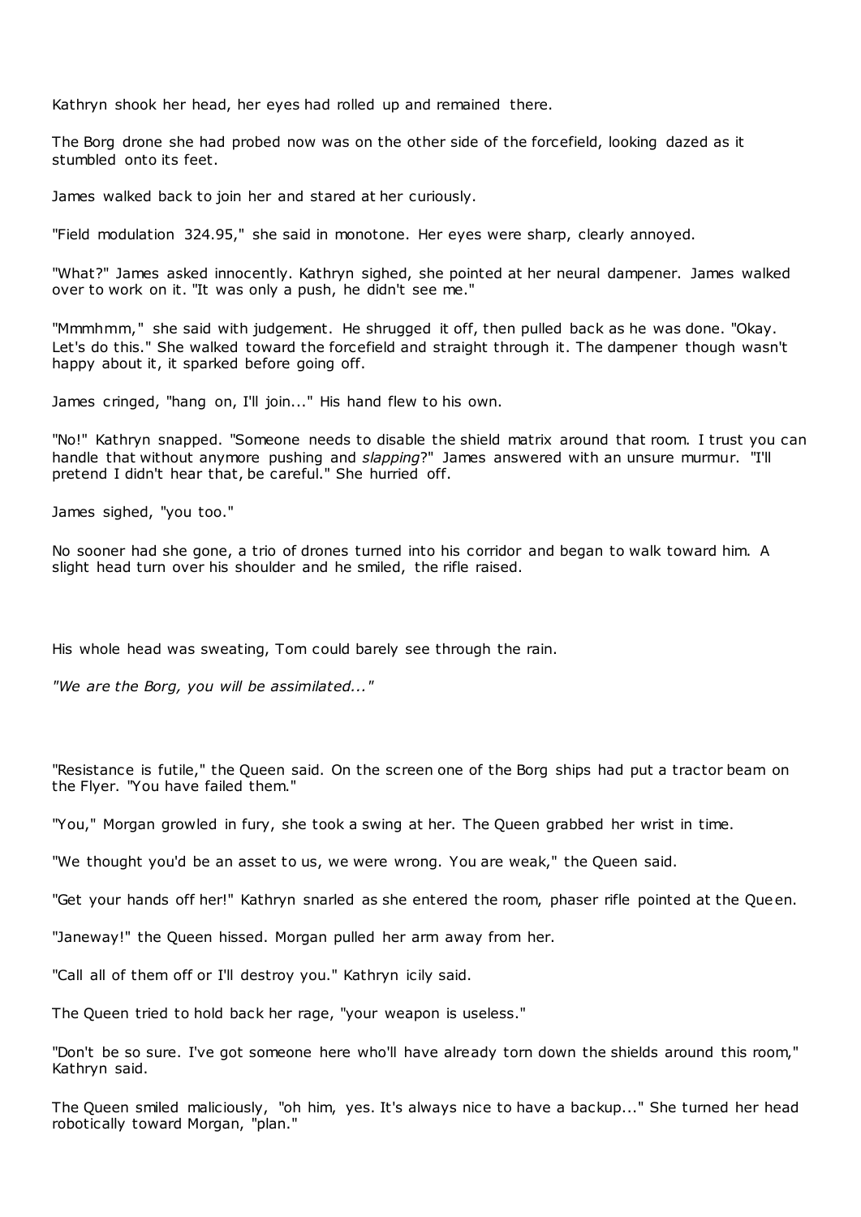Kathryn shook her head, her eyes had rolled up and remained there.

The Borg drone she had probed now was on the other side of the forcefield, looking dazed as it stumbled onto its feet.

James walked back to join her and stared at her curiously.

"Field modulation 324.95," she said in monotone. Her eyes were sharp, clearly annoyed.

"What?" James asked innocently. Kathryn sighed, she pointed at her neural dampener. James walked over to work on it. "It was only a push, he didn't see me."

"Mmmhmm," she said with judgement. He shrugged it off, then pulled back as he was done. "Okay. Let's do this." She walked toward the forcefield and straight through it. The dampener though wasn't happy about it, it sparked before going off.

James cringed, "hang on, I'll join..." His hand flew to his own.

"No!" Kathryn snapped. "Someone needs to disable the shield matrix around that room. I trust you can handle that without anymore pushing and *slapping*?" James answered with an unsure murmur. "I'll pretend I didn't hear that, be careful." She hurried off.

James sighed, "you too."

No sooner had she gone, a trio of drones turned into his corridor and began to walk toward him. A slight head turn over his shoulder and he smiled, the rifle raised.

His whole head was sweating, Tom could barely see through the rain.

*"We are the Borg, you will be assimilated..."*

"Resistance is futile," the Queen said. On the screen one of the Borg ships had put a tractor beam on the Flyer. "You have failed them."

"You," Morgan growled in fury, she took a swing at her. The Queen grabbed her wrist in time.

"We thought you'd be an asset to us, we were wrong. You are weak," the Queen said.

"Get your hands off her!" Kathryn snarled as she entered the room, phaser rifle pointed at the Queen.

"Janeway!" the Queen hissed. Morgan pulled her arm away from her.

"Call all of them off or I'll destroy you." Kathryn icily said.

The Queen tried to hold back her rage, "your weapon is useless."

"Don't be so sure. I've got someone here who'll have already torn down the shields around this room," Kathryn said.

The Queen smiled maliciously, "oh him, yes. It's always nice to have a backup..." She turned her head robotically toward Morgan, "plan."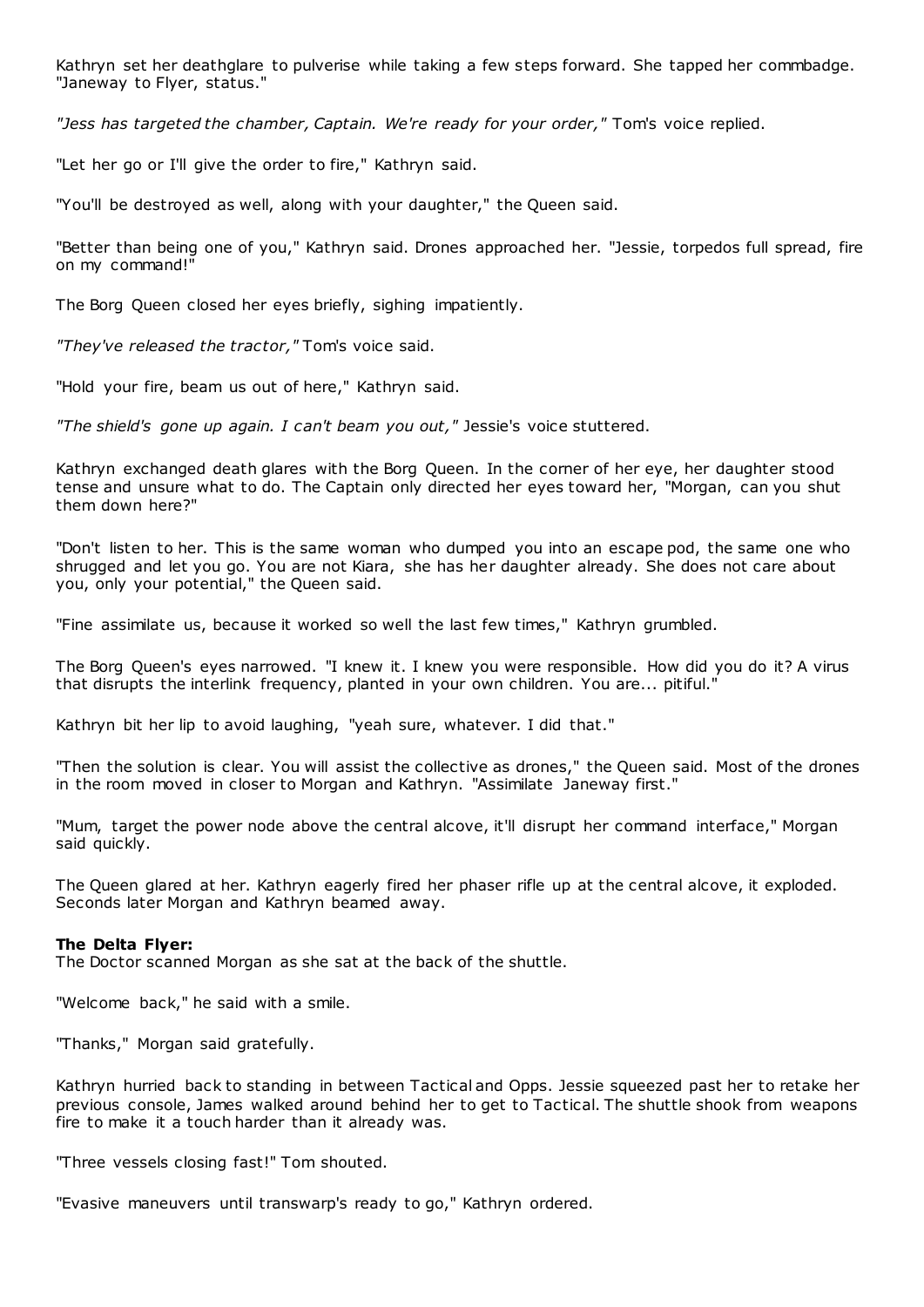Kathryn set her deathglare to pulverise while taking a few steps forward. She tapped her commbadge. "Janeway to Flyer, status."

*"Jess has targeted the chamber, Captain. We're ready for your order,"* Tom's voice replied.

"Let her go or I'll give the order to fire," Kathryn said.

"You'll be destroyed as well, along with your daughter," the Queen said.

"Better than being one of you," Kathryn said. Drones approached her. "Jessie, torpedos full spread, fire on my command!"

The Borg Queen closed her eyes briefly, sighing impatiently.

*"They've released the tractor,"* Tom's voice said.

"Hold your fire, beam us out of here," Kathryn said.

*"The shield's gone up again. I can't beam you out,"* Jessie's voice stuttered.

Kathryn exchanged death glares with the Borg Queen. In the corner of her eye, her daughter stood tense and unsure what to do. The Captain only directed her eyes toward her, "Morgan, can you shut them down here?"

"Don't listen to her. This is the same woman who dumped you into an escape pod, the same one who shrugged and let you go. You are not Kiara, she has her daughter already. She does not care about you, only your potential," the Queen said.

"Fine assimilate us, because it worked so well the last few times," Kathryn grumbled.

The Borg Queen's eyes narrowed. "I knew it. I knew you were responsible. How did you do it? A virus that disrupts the interlink frequency, planted in your own children. You are... pitiful."

Kathryn bit her lip to avoid laughing, "yeah sure, whatever. I did that."

"Then the solution is clear. You will assist the collective as drones," the Queen said. Most of the drones in the room moved in closer to Morgan and Kathryn. "Assimilate Janeway first."

"Mum, target the power node above the central alcove, it'll disrupt her command interface," Morgan said quickly.

The Queen glared at her. Kathryn eagerly fired her phaser rifle up at the central alcove, it exploded. Seconds later Morgan and Kathryn beamed away.

**The Delta Flyer:**
The Doctor scanned Morgan as she sat at the back of the shuttle.

"Welcome back," he said with a smile.

"Thanks," Morgan said gratefully.

Kathryn hurried back to standing in between Tactical and Opps. Jessie squeezed past her to retake her previous console, James walked around behind her to get to Tactical. The shuttle shook from weapons fire to make it a touch harder than it already was.

"Three vessels closing fast!" Tom shouted.

"Evasive maneuvers until transwarp's ready to go," Kathryn ordered.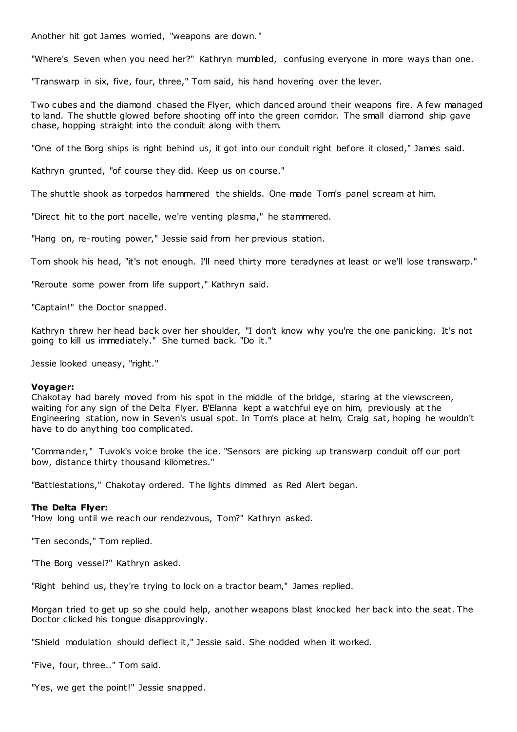Another hit got James worried, "weapons are down."

"Where's Seven when you need her?" Kathryn mumbled, confusing everyone in more ways than one.

"Transwarp in six, five, four, three," Tom said, his hand hovering over the lever.

Two cubes and the diamond chased the Flyer, which danced around their weapons fire. A few managed to land. The shuttle glowed before shooting off into the green corridor. The small diamond ship gave chase, hopping straight into the conduit along with them.

"One of the Borg ships is right behind us, it got into our conduit right before it closed," James said.

Kathryn grunted, "of course they did. Keep us on course."

The shuttle shook as torpedos hammered the shields. One made Tom's panel scream at him.

"Direct hit to the port nacelle, we're venting plasma," he stammered.

"Hang on, re-routing power," Jessie said from her previous station.

Tom shook his head, "it's not enough. I'll need thirty more teradynes at least or we'll lose transwarp."

"Reroute some power from life support," Kathryn said.

"Captain!" the Doctor snapped.

Kathryn threw her head back over her shoulder, "I don't know why you're the one panicking. It's not going to kill us immediately." She turned back. "Do it."

Jessie looked uneasy, "right."

**Voyager:**
Chakotay had barely moved from his spot in the middle of the bridge, staring at the viewscreen, waiting for any sign of the Delta Flyer. B'Elanna kept a watchful eye on him, previously at the Engineering station, now in Seven's usual spot. In Tom's place at helm, Craig sat, hoping he wouldn't have to do anything too complicated.

"Commander," Tuvok's voice broke the ice. "Sensors are picking up transwarp conduit off our port bow, distance thirty thousand kilometres."

"Battlestations," Chakotay ordered. The lights dimmed as Red Alert began.

**The Delta Flyer:**
"How long until we reach our rendezvous, Tom?" Kathryn asked.

"Ten seconds," Tom replied.

"The Borg vessel?" Kathryn asked.

"Right behind us, they're trying to lock on a tractor beam," James replied.

Morgan tried to get up so she could help, another weapons blast knocked her back into the seat. The Doctor clicked his tongue disapprovingly.

"Shield modulation should deflect it," Jessie said. She nodded when it worked.

"Five, four, three.." Tom said.

"Yes, we get the point!" Jessie snapped.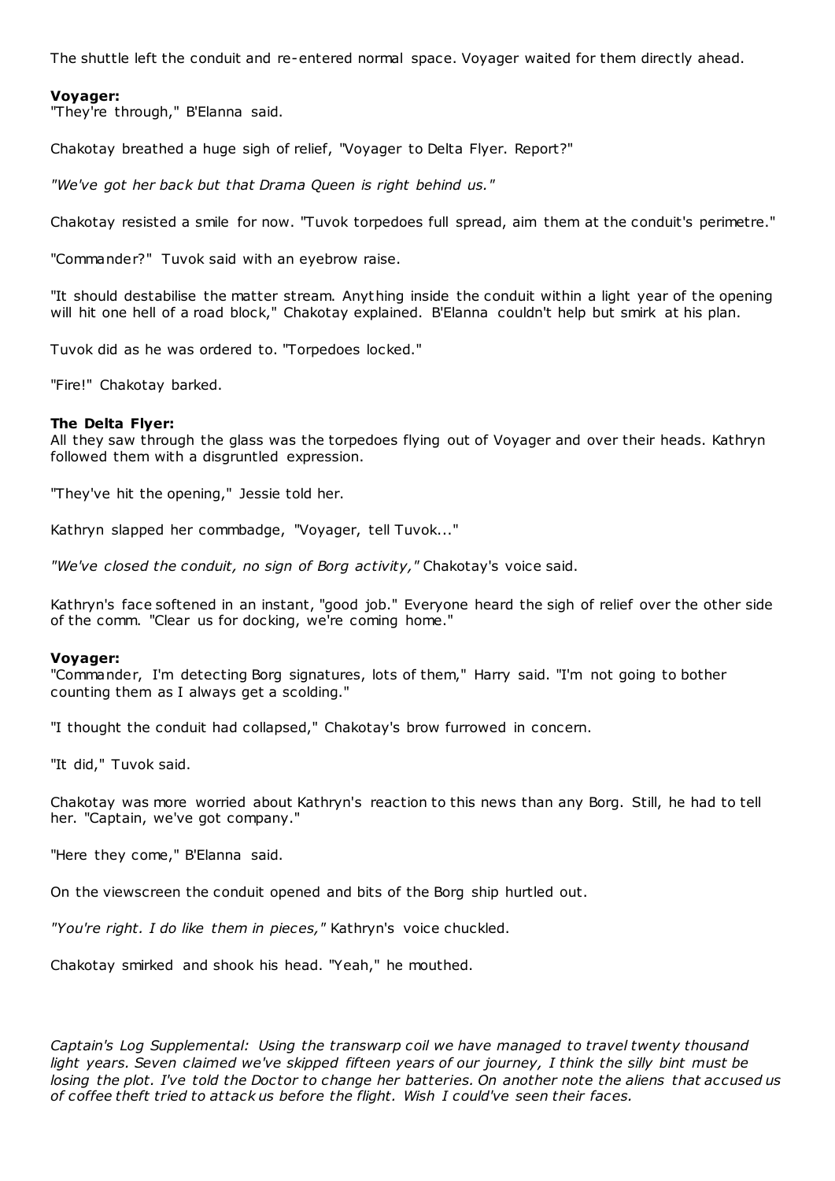The shuttle left the conduit and re-entered normal space. Voyager waited for them directly ahead.

**Voyager:**
"They're through," B'Elanna said.

Chakotay breathed a huge sigh of relief, "Voyager to Delta Flyer. Report?"

*"We've got her back but that Drama Queen is right behind us."*

Chakotay resisted a smile for now. "Tuvok torpedoes full spread, aim them at the conduit's perimetre."

"Commander?" Tuvok said with an eyebrow raise.

"It should destabilise the matter stream. Anything inside the conduit within a light year of the opening will hit one hell of a road block," Chakotay explained. B'Elanna couldn't help but smirk at his plan.

Tuvok did as he was ordered to. "Torpedoes locked."

"Fire!" Chakotay barked.

**The Delta Flyer:**
All they saw through the glass was the torpedoes flying out of Voyager and over their heads. Kathryn followed them with a disgruntled expression.

"They've hit the opening," Jessie told her.

Kathryn slapped her commbadge, "Voyager, tell Tuvok..."

*"We've closed the conduit, no sign of Borg activity,"* Chakotay's voice said.

Kathryn's face softened in an instant, "good job." Everyone heard the sigh of relief over the other side of the comm. "Clear us for docking, we're coming home."

**Voyager:**
"Commander, I'm detecting Borg signatures, lots of them," Harry said. "I'm not going to bother counting them as I always get a scolding."

"I thought the conduit had collapsed," Chakotay's brow furrowed in concern.

"It did," Tuvok said.

Chakotay was more worried about Kathryn's reaction to this news than any Borg. Still, he had to tell her. "Captain, we've got company."

"Here they come," B'Elanna said.

On the viewscreen the conduit opened and bits of the Borg ship hurtled out.

*"You're right. I do like them in pieces,"* Kathryn's voice chuckled.

Chakotay smirked and shook his head. "Yeah," he mouthed.

*Captain's Log Supplemental: Using the transwarp coil we have managed to travel twenty thousand light years. Seven claimed we've skipped fifteen years of our journey, I think the silly bint must be losing the plot. I've told the Doctor to change her batteries. On another note the aliens that accused us of coffee theft tried to attack us before the flight. Wish I could've seen their faces.*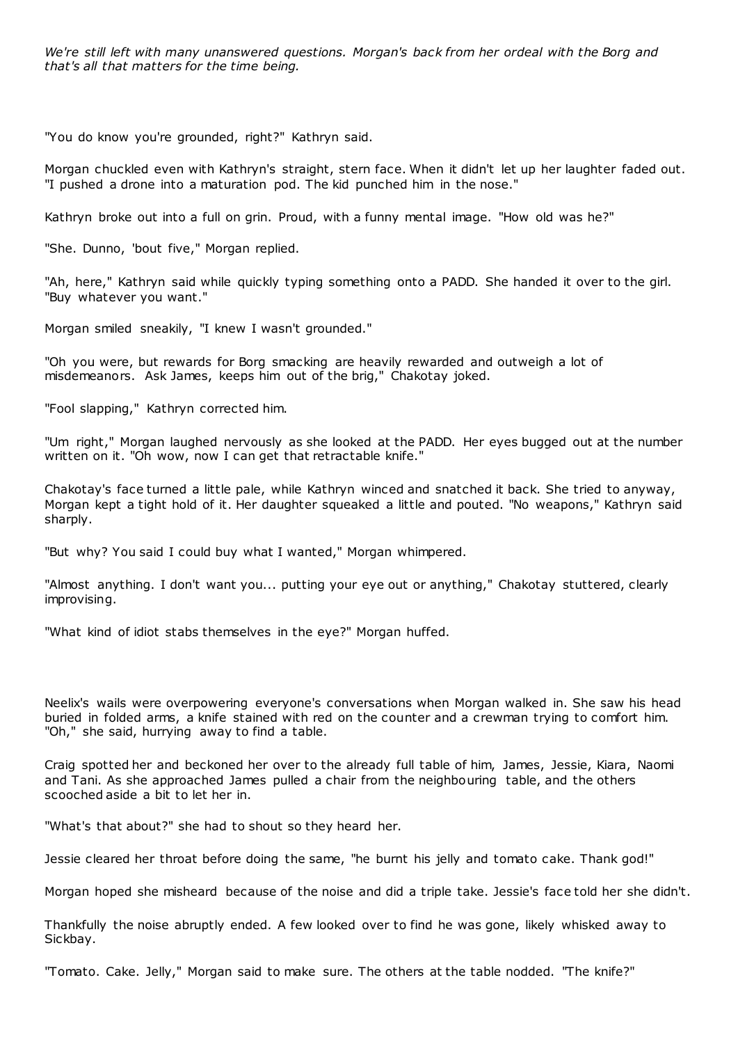*We're still left with many unanswered questions. Morgan's back from her ordeal with the Borg and that's all that matters for the time being.*

"You do know you're grounded, right?" Kathryn said.

Morgan chuckled even with Kathryn's straight, stern face. When it didn't let up her laughter faded out. "I pushed a drone into a maturation pod. The kid punched him in the nose."

Kathryn broke out into a full on grin. Proud, with a funny mental image. "How old was he?"

"She. Dunno, 'bout five," Morgan replied.

"Ah, here," Kathryn said while quickly typing something onto a PADD. She handed it over to the girl. "Buy whatever you want."

Morgan smiled sneakily, "I knew I wasn't grounded."

"Oh you were, but rewards for Borg smacking are heavily rewarded and outweigh a lot of misdemeanors. Ask James, keeps him out of the brig," Chakotay joked.

"Fool slapping," Kathryn corrected him.

"Um right," Morgan laughed nervously as she looked at the PADD. Her eyes bugged out at the number written on it. "Oh wow, now I can get that retractable knife."

Chakotay's face turned a little pale, while Kathryn winced and snatched it back. She tried to anyway, Morgan kept a tight hold of it. Her daughter squeaked a little and pouted. "No weapons," Kathryn said sharply.

"But why? You said I could buy what I wanted," Morgan whimpered.

"Almost anything. I don't want you... putting your eye out or anything," Chakotay stuttered, clearly improvising.

"What kind of idiot stabs themselves in the eye?" Morgan huffed.

Neelix's wails were overpowering everyone's conversations when Morgan walked in. She saw his head buried in folded arms, a knife stained with red on the counter and a crewman trying to comfort him. "Oh," she said, hurrying away to find a table.

Craig spotted her and beckoned her over to the already full table of him, James, Jessie, Kiara, Naomi and Tani. As she approached James pulled a chair from the neighbouring table, and the others scooched aside a bit to let her in.

"What's that about?" she had to shout so they heard her.

Jessie cleared her throat before doing the same, "he burnt his jelly and tomato cake. Thank god!"

Morgan hoped she misheard because of the noise and did a triple take. Jessie's face told her she didn't.

Thankfully the noise abruptly ended. A few looked over to find he was gone, likely whisked away to Sickbay.

"Tomato. Cake. Jelly," Morgan said to make sure. The others at the table nodded. "The knife?"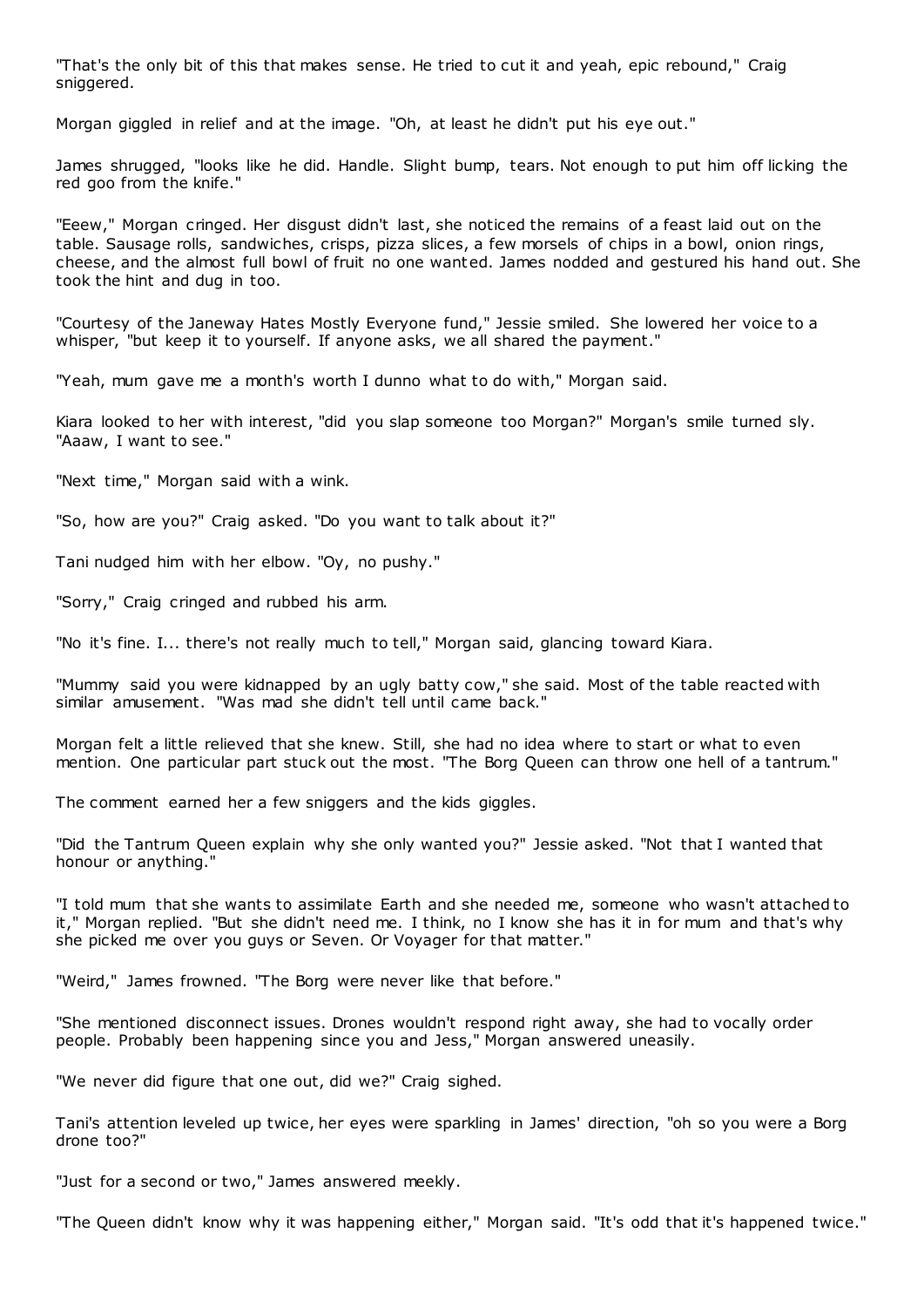"That's the only bit of this that makes sense. He tried to cut it and yeah, epic rebound," Craig sniggered.

Morgan giggled in relief and at the image. "Oh, at least he didn't put his eye out."

James shrugged, "looks like he did. Handle. Slight bump, tears. Not enough to put him off licking the red goo from the knife."

"Eeew," Morgan cringed. Her disgust didn't last, she noticed the remains of a feast laid out on the table. Sausage rolls, sandwiches, crisps, pizza slices, a few morsels of chips in a bowl, onion rings, cheese, and the almost full bowl of fruit no one wanted. James nodded and gestured his hand out. She took the hint and dug in too.

"Courtesy of the Janeway Hates Mostly Everyone fund," Jessie smiled. She lowered her voice to a whisper, "but keep it to yourself. If anyone asks, we all shared the payment."

"Yeah, mum gave me a month's worth I dunno what to do with," Morgan said.

Kiara looked to her with interest, "did you slap someone too Morgan?" Morgan's smile turned sly. "Aaaw, I want to see."

"Next time," Morgan said with a wink.

"So, how are you?" Craig asked. "Do you want to talk about it?"

Tani nudged him with her elbow. "Oy, no pushy."

"Sorry," Craig cringed and rubbed his arm.

"No it's fine. I... there's not really much to tell," Morgan said, glancing toward Kiara.

"Mummy said you were kidnapped by an ugly batty cow," she said. Most of the table reacted with similar amusement. "Was mad she didn't tell until came back."

Morgan felt a little relieved that she knew. Still, she had no idea where to start or what to even mention. One particular part stuck out the most. "The Borg Queen can throw one hell of a tantrum."

The comment earned her a few sniggers and the kids giggles.

"Did the Tantrum Queen explain why she only wanted you?" Jessie asked. "Not that I wanted that honour or anything."

"I told mum that she wants to assimilate Earth and she needed me, someone who wasn't attached to it," Morgan replied. "But she didn't need me. I think, no I know she has it in for mum and that's why she picked me over you guys or Seven. Or Voyager for that matter."

"Weird," James frowned. "The Borg were never like that before."

"She mentioned disconnect issues. Drones wouldn't respond right away, she had to vocally order people. Probably been happening since you and Jess," Morgan answered uneasily.

"We never did figure that one out, did we?" Craig sighed.

Tani's attention leveled up twice, her eyes were sparkling in James' direction, "oh so you were a Borg drone too?"

"Just for a second or two," James answered meekly.

"The Queen didn't know why it was happening either," Morgan said. "It's odd that it's happened twice."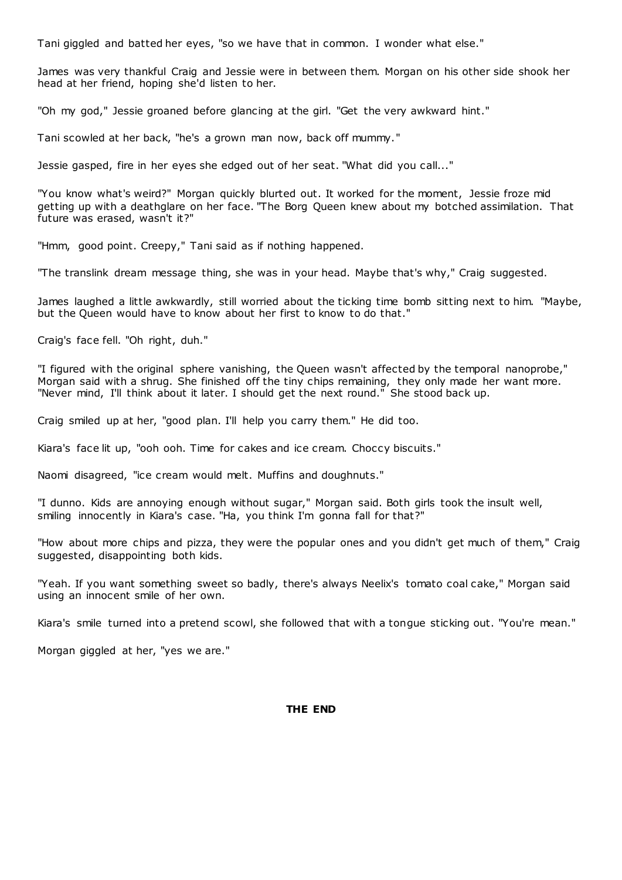Tani giggled and batted her eyes, "so we have that in common. I wonder what else."

James was very thankful Craig and Jessie were in between them. Morgan on his other side shook her head at her friend, hoping she'd listen to her.

"Oh my god," Jessie groaned before glancing at the girl. "Get the very awkward hint."

Tani scowled at her back, "he's a grown man now, back off mummy."

Jessie gasped, fire in her eyes she edged out of her seat. "What did you call..."

"You know what's weird?" Morgan quickly blurted out. It worked for the moment, Jessie froze mid getting up with a deathglare on her face. "The Borg Queen knew about my botched assimilation. That future was erased, wasn't it?"

"Hmm, good point. Creepy," Tani said as if nothing happened.

"The translink dream message thing, she was in your head. Maybe that's why," Craig suggested.

James laughed a little awkwardly, still worried about the ticking time bomb sitting next to him. "Maybe, but the Queen would have to know about her first to know to do that."

Craig's face fell. "Oh right, duh."

"I figured with the original sphere vanishing, the Queen wasn't affected by the temporal nanoprobe," Morgan said with a shrug. She finished off the tiny chips remaining, they only made her want more. "Never mind, I'll think about it later. I should get the next round." She stood back up.

Craig smiled up at her, "good plan. I'll help you carry them." He did too.

Kiara's face lit up, "ooh ooh. Time for cakes and ice cream. Choccy biscuits."

Naomi disagreed, "ice cream would melt. Muffins and doughnuts."

"I dunno. Kids are annoying enough without sugar," Morgan said. Both girls took the insult well, smiling innocently in Kiara's case. "Ha, you think I'm gonna fall for that?"

"How about more chips and pizza, they were the popular ones and you didn't get much of them," Craig suggested, disappointing both kids.

"Yeah. If you want something sweet so badly, there's always Neelix's tomato coal cake," Morgan said using an innocent smile of her own.

Kiara's smile turned into a pretend scowl, she followed that with a tongue sticking out. "You're mean."

Morgan giggled at her, "yes we are."

**THE END**